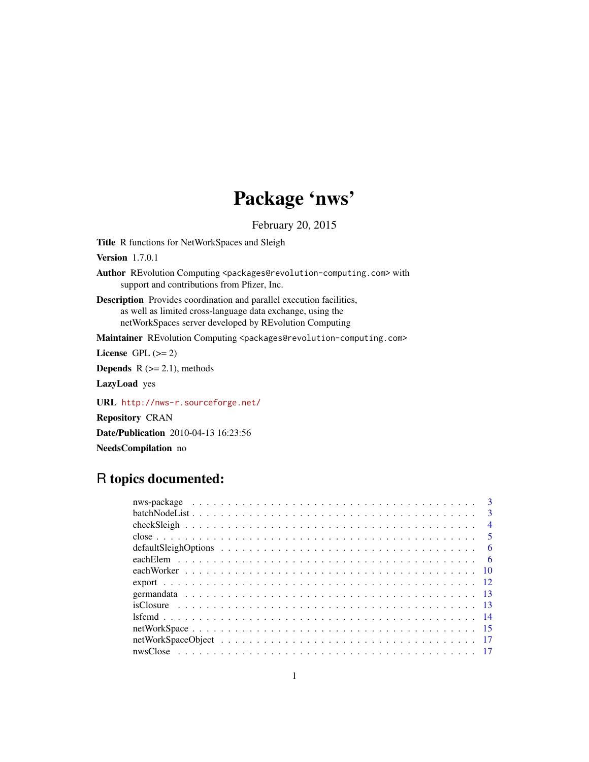# Package 'nws'

February 20, 2015

**Title** R functions for NetWorkSpaces and Sleigh

**Version** 1.7.0.1

**Author** REvolution Computing <packages@revolution-computing.com> with support and contributions from Pfizer, Inc.

**Description** Provides coordination and parallel execution facilities, as well as limited cross-language data exchange, using the netWorkSpaces server developed by REvolution Computing

**Maintainer** REvolution Computing <packages@revolution-computing.com>

**License** GPL (>= 2)

**Depends** R (>= 2.1), methods

**LazyLoad** yes

**URL** http://nws-r.sourceforge.net/

**Repository** CRAN

**Date/Publication** 2010-04-13 16:23:56

**NeedsCompilation** no

## R topics documented:

- nws-package . . . . . . . . . . . . . . . . . . . . . . . . . . . . . . . . . . . . . . 3
- batchNodeList . . . . . . . . . . . . . . . . . . . . . . . . . . . . . . . . . . . . . . 3
- checkSleigh . . . . . . . . . . . . . . . . . . . . . . . . . . . . . . . . . . . . . . 4
- close . . . . . . . . . . . . . . . . . . . . . . . . . . . . . . . . . . . . . . 5
- defaultSleighOptions . . . . . . . . . . . . . . . . . . . . . . . . . . . . . . . . . . . . . . 6
- eachElem . . . . . . . . . . . . . . . . . . . . . . . . . . . . . . . . . . . . . . 6
- eachWorker . . . . . . . . . . . . . . . . . . . . . . . . . . . . . . . . . . . . . . 10
- export . . . . . . . . . . . . . . . . . . . . . . . . . . . . . . . . . . . . . . 12
- germandata . . . . . . . . . . . . . . . . . . . . . . . . . . . . . . . . . . . . . . 13
- isClosure . . . . . . . . . . . . . . . . . . . . . . . . . . . . . . . . . . . . . . 13
- lsfcmd . . . . . . . . . . . . . . . . . . . . . . . . . . . . . . . . . . . . . . 14
- netWorkSpace . . . . . . . . . . . . . . . . . . . . . . . . . . . . . . . . . . . . . . 15
- netWorkSpaceObject . . . . . . . . . . . . . . . . . . . . . . . . . . . . . . . . . . . . . . 17
- nwsClose . . . . . . . . . . . . . . . . . . . . . . . . . . . . . . . . . . . . . . 17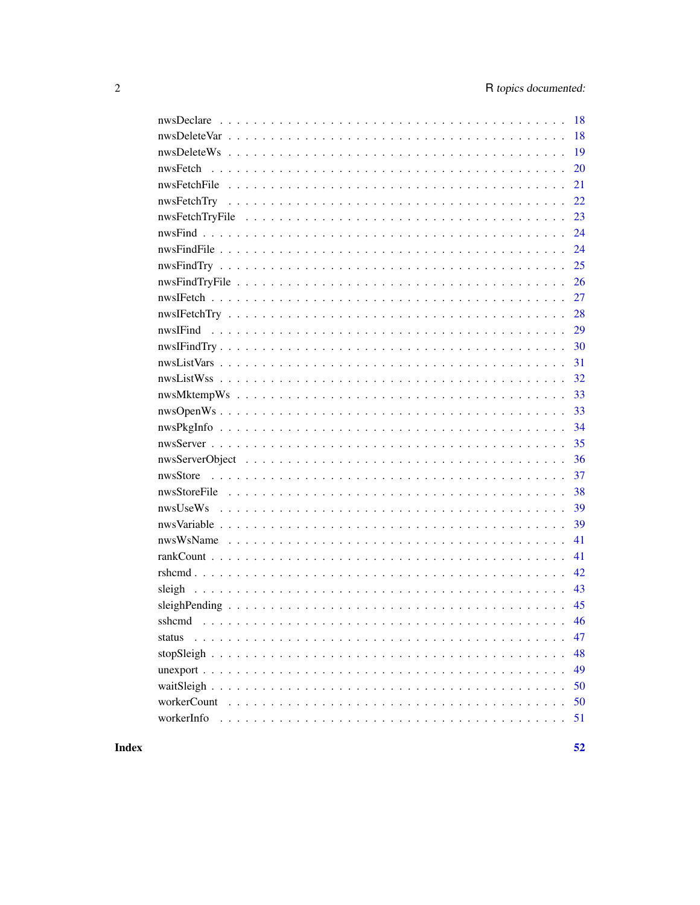| | |
|---|---|
| nwsDeclare | 18 |
| nwsDeleteVar | 18 |
| nwsDeleteWs | 19 |
| nwsFetch | 20 |
| nwsFetchFile | 21 |
| nwsFetchTry | 22 |
| nwsFetchTryFile | 23 |
| nwsFind | 24 |
| nwsFindFile | 24 |
| nwsFindTry | 25 |
| nwsFindTryFile | 26 |
| nwsIFetch | 27 |
| nwsIFetchTry | 28 |
| nwsIFind | 29 |
| nwsIFindTry | 30 |
| nwsListVars | 31 |
| nwsListWss | 32 |
| nwsMktempWs | 33 |
| nwsOpenWs | 33 |
| nwsPkgInfo | 34 |
| nwsServer | 35 |
| nwsServerObject | 36 |
| nwsStore | 37 |
| nwsStoreFile | 38 |
| nwsUseWs | 39 |
| nwsVariable | 39 |
| nwsWsName | 41 |
| rankCount | 41 |
| rshcmd | 42 |
| sleigh | 43 |
| sleighPending | 45 |
| sshcmd | 46 |
| status | 47 |
| stopSleigh | 48 |
| unexport | 49 |
| waitSleigh | 50 |
| workerCount | 50 |
| workerInfo | 51 |

**Index** **52**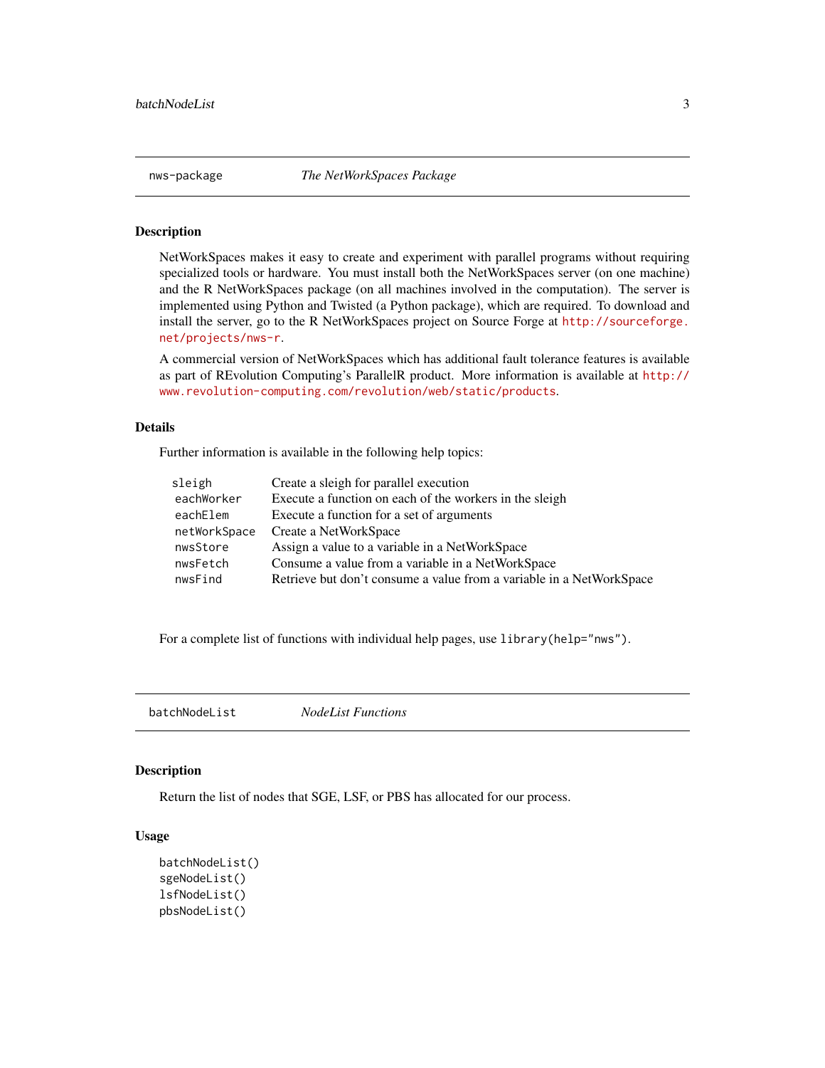## nws-package — *The NetWorkSpaces Package*

### Description

NetWorkSpaces makes it easy to create and experiment with parallel programs without requiring specialized tools or hardware. You must install both the NetWorkSpaces server (on one machine) and the R NetWorkSpaces package (on all machines involved in the computation). The server is implemented using Python and Twisted (a Python package), which are required. To download and install the server, go to the R NetWorkSpaces project on Source Forge at http://sourceforge.net/projects/nws-r.

A commercial version of NetWorkSpaces which has additional fault tolerance features is available as part of REvolution Computing's ParallelR product. More information is available at http://www.revolution-computing.com/revolution/web/static/products.

### Details

Further information is available in the following help topics:

| | |
|---|---|
| `sleigh` | Create a sleigh for parallel execution |
| `eachWorker` | Execute a function on each of the workers in the sleigh |
| `eachElem` | Execute a function for a set of arguments |
| `netWorkSpace` | Create a NetWorkSpace |
| `nwsStore` | Assign a value to a variable in a NetWorkSpace |
| `nwsFetch` | Consume a value from a variable in a NetWorkSpace |
| `nwsFind` | Retrieve but don't consume a value from a variable in a NetWorkSpace |

For a complete list of functions with individual help pages, use `library(help="nws")`.

## batchNodeList — *NodeList Functions*

### Description

Return the list of nodes that SGE, LSF, or PBS has allocated for our process.

### Usage

```
batchNodeList()
sgeNodeList()
lsfNodeList()
pbsNodeList()
```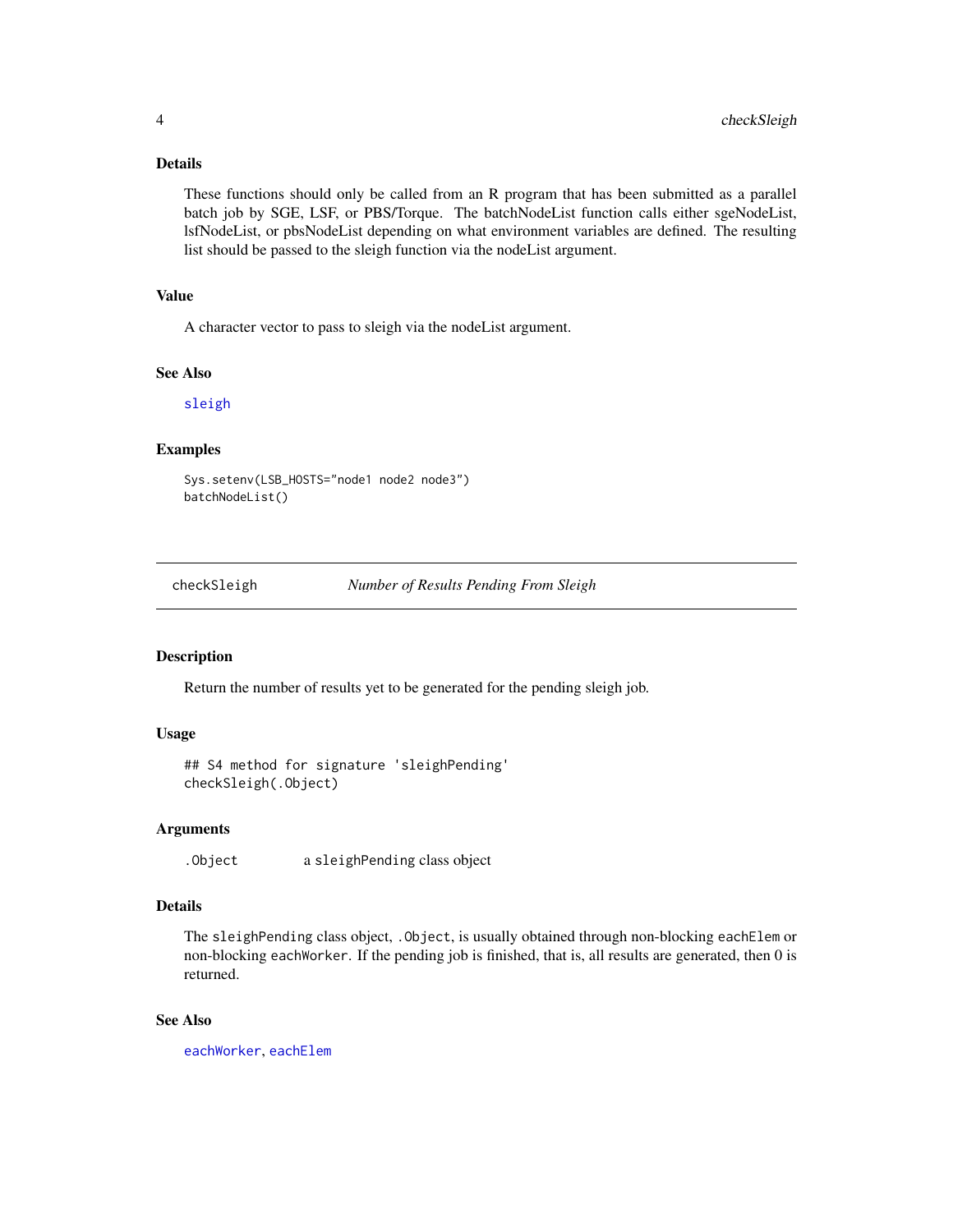### Details

These functions should only be called from an R program that has been submitted as a parallel batch job by SGE, LSF, or PBS/Torque. The batchNodeList function calls either sgeNodeList, lsfNodeList, or pbsNodeList depending on what environment variables are defined. The resulting list should be passed to the sleigh function via the nodeList argument.

### Value

A character vector to pass to sleigh via the nodeList argument.

### See Also

sleigh

### Examples

```
Sys.setenv(LSB_HOSTS="node1 node2 node3")
batchNodeList()
```

---

## checkSleigh — *Number of Results Pending From Sleigh*

---

### Description

Return the number of results yet to be generated for the pending sleigh job.

### Usage

```
## S4 method for signature 'sleighPending'
checkSleigh(.Object)
```

### Arguments

| | |
|---|---|
| `.Object` | a `sleighPending` class object |

### Details

The `sleighPending` class object, `.Object`, is usually obtained through non-blocking `eachElem` or non-blocking `eachWorker`. If the pending job is finished, that is, all results are generated, then 0 is returned.

### See Also

eachWorker, eachElem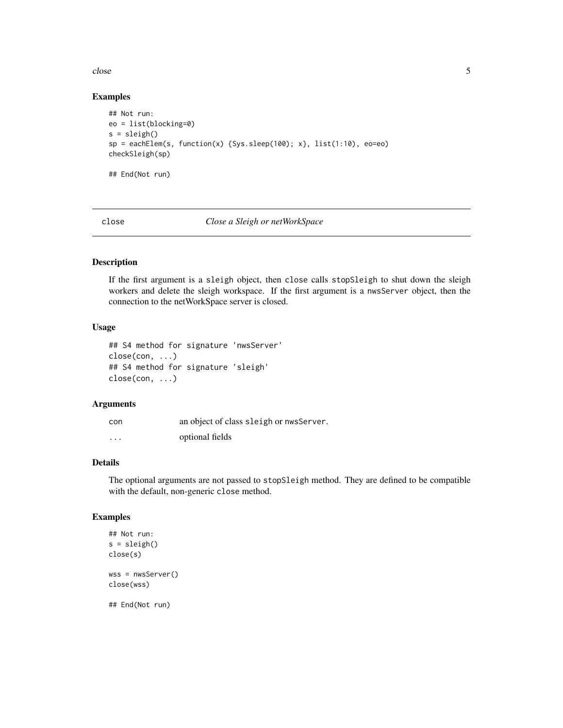### Examples

```
## Not run:
eo = list(blocking=0)
s = sleigh()
sp = eachElem(s, function(x) {Sys.sleep(100); x}, list(1:10), eo=eo)
checkSleigh(sp)

## End(Not run)
```

---

## close — *Close a Sleigh or netWorkSpace*

---

### Description

If the first argument is a `sleigh` object, then `close` calls `stopSleigh` to shut down the sleigh workers and delete the sleigh workspace. If the first argument is a `nwsServer` object, then the connection to the netWorkSpace server is closed.

### Usage

```
## S4 method for signature 'nwsServer'
close(con, ...)
## S4 method for signature 'sleigh'
close(con, ...)
```

### Arguments

| | |
|---|---|
| `con` | an object of class `sleigh` or `nwsServer`. |
| `...` | optional fields |

### Details

The optional arguments are not passed to `stopSleigh` method. They are defined to be compatible with the default, non-generic `close` method.

### Examples

```
## Not run:
s = sleigh()
close(s)

wss = nwsServer()
close(wss)

## End(Not run)
```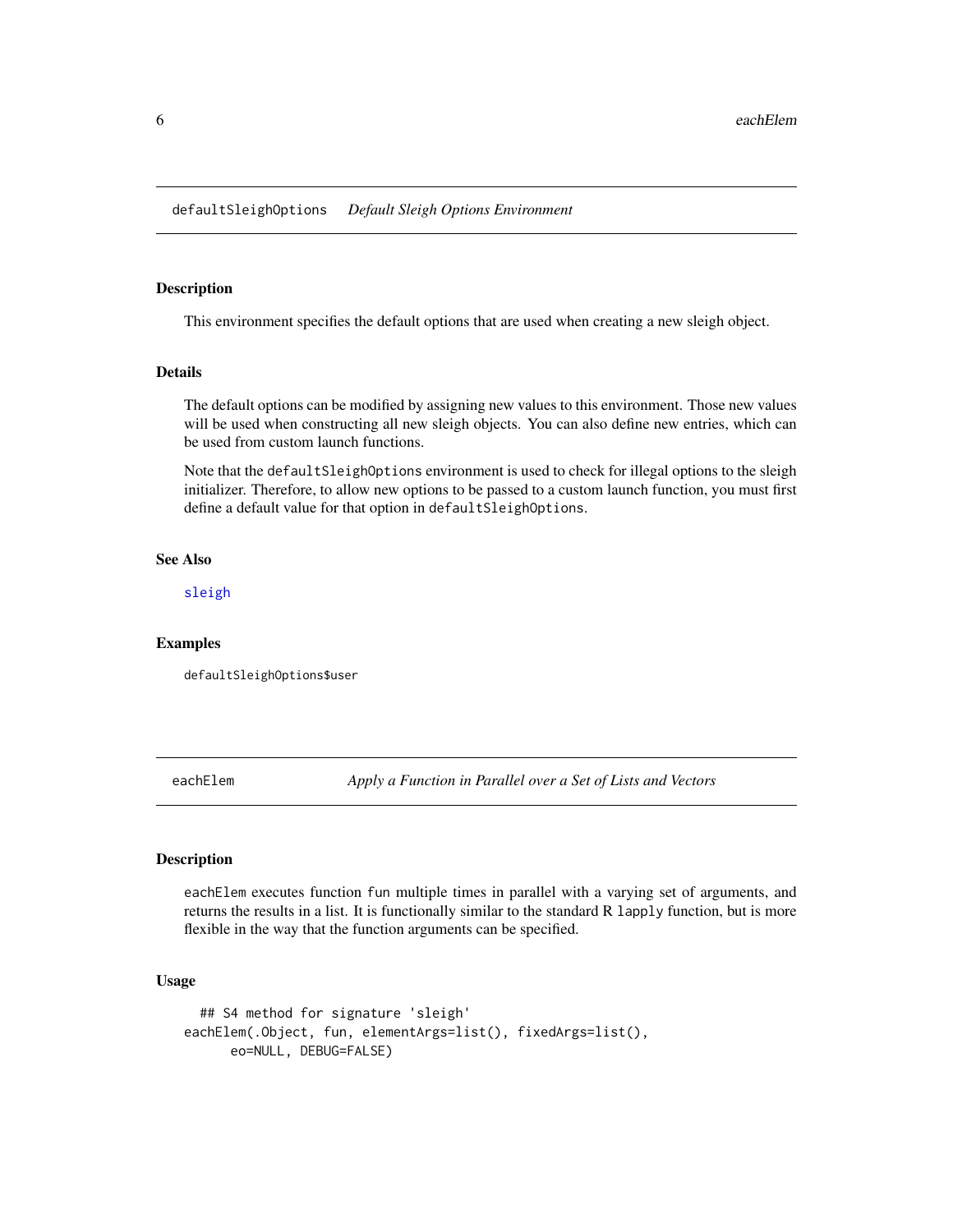## defaultSleighOptions *Default Sleigh Options Environment*

### Description

This environment specifies the default options that are used when creating a new sleigh object.

### Details

The default options can be modified by assigning new values to this environment. Those new values will be used when constructing all new sleigh objects. You can also define new entries, which can be used from custom launch functions.

Note that the `defaultSleighOptions` environment is used to check for illegal options to the sleigh initializer. Therefore, to allow new options to be passed to a custom launch function, you must first define a default value for that option in `defaultSleighOptions`.

### See Also

sleigh

### Examples

```
defaultSleighOptions$user
```

## eachElem *Apply a Function in Parallel over a Set of Lists and Vectors*

### Description

`eachElem` executes function `fun` multiple times in parallel with a varying set of arguments, and returns the results in a list. It is functionally similar to the standard R `lapply` function, but is more flexible in the way that the function arguments can be specified.

### Usage

```
  ## S4 method for signature 'sleigh'
eachElem(.Object, fun, elementArgs=list(), fixedArgs=list(),
     eo=NULL, DEBUG=FALSE)
```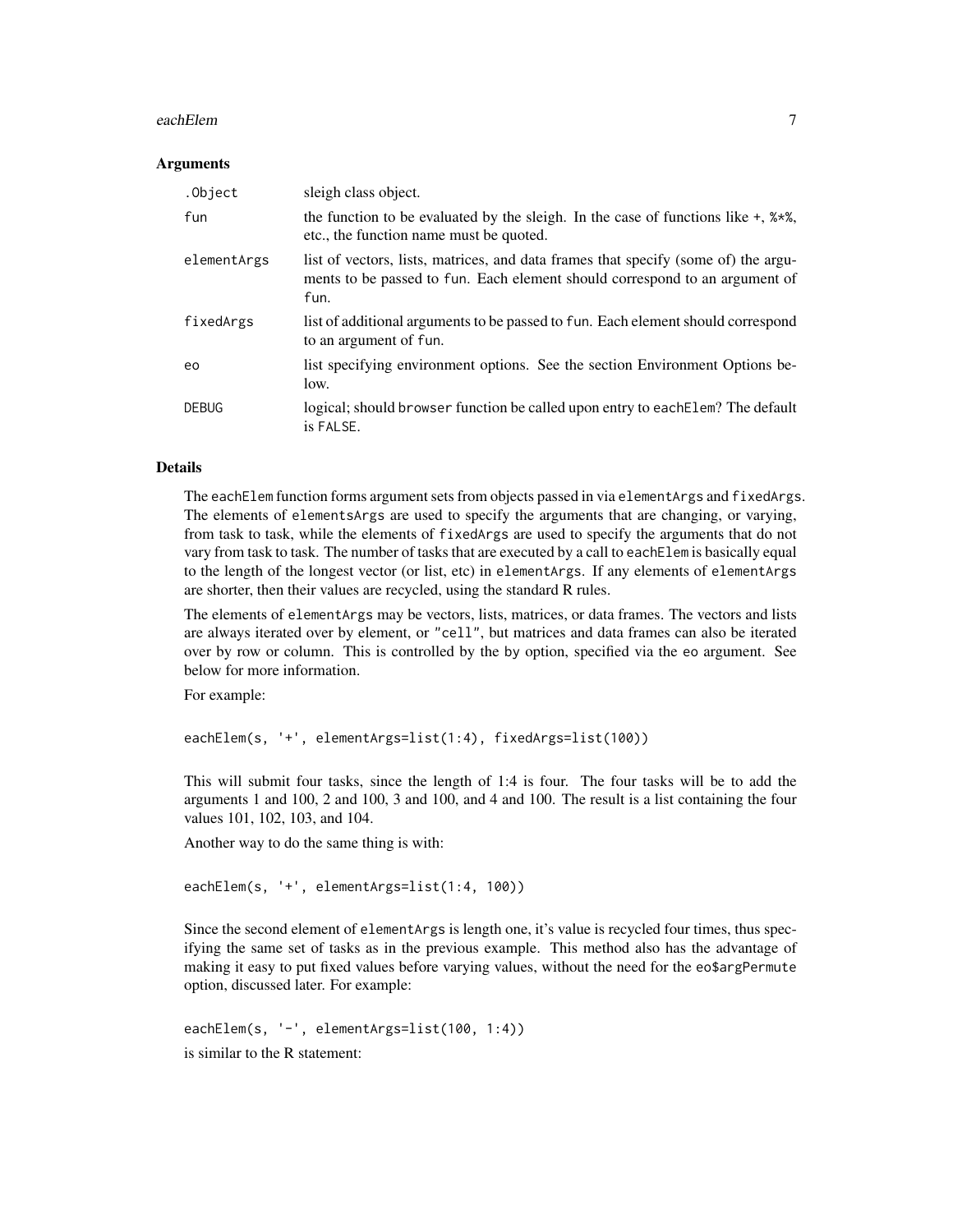### Arguments

| | |
|---|---|
| `.Object` | sleigh class object. |
| `fun` | the function to be evaluated by the sleigh. In the case of functions like +, %*%, etc., the function name must be quoted. |
| `elementArgs` | list of vectors, lists, matrices, and data frames that specify (some of) the arguments to be passed to `fun`. Each element should correspond to an argument of `fun`. |
| `fixedArgs` | list of additional arguments to be passed to `fun`. Each element should correspond to an argument of `fun`. |
| `eo` | list specifying environment options. See the section Environment Options below. |
| `DEBUG` | logical; should `browser` function be called upon entry to `eachElem`? The default is `FALSE`. |

### Details

The `eachElem` function forms argument sets from objects passed in via `elementArgs` and `fixedArgs`. The elements of `elementsArgs` are used to specify the arguments that are changing, or varying, from task to task, while the elements of `fixedArgs` are used to specify the arguments that do not vary from task to task. The number of tasks that are executed by a call to `eachElem` is basically equal to the length of the longest vector (or list, etc) in `elementArgs`. If any elements of `elementArgs` are shorter, then their values are recycled, using the standard R rules.

The elements of `elementArgs` may be vectors, lists, matrices, or data frames. The vectors and lists are always iterated over by element, or `"cell"`, but matrices and data frames can also be iterated over by row or column. This is controlled by the `by` option, specified via the `eo` argument. See below for more information.

For example:

```
eachElem(s, '+', elementArgs=list(1:4), fixedArgs=list(100))
```

This will submit four tasks, since the length of 1:4 is four. The four tasks will be to add the arguments 1 and 100, 2 and 100, 3 and 100, and 4 and 100. The result is a list containing the four values 101, 102, 103, and 104.

Another way to do the same thing is with:

```
eachElem(s, '+', elementArgs=list(1:4, 100))
```

Since the second element of `elementArgs` is length one, it's value is recycled four times, thus specifying the same set of tasks as in the previous example. This method also has the advantage of making it easy to put fixed values before varying values, without the need for the `eo$argPermute` option, discussed later. For example:

```
eachElem(s, '-', elementArgs=list(100, 1:4))
```

is similar to the R statement: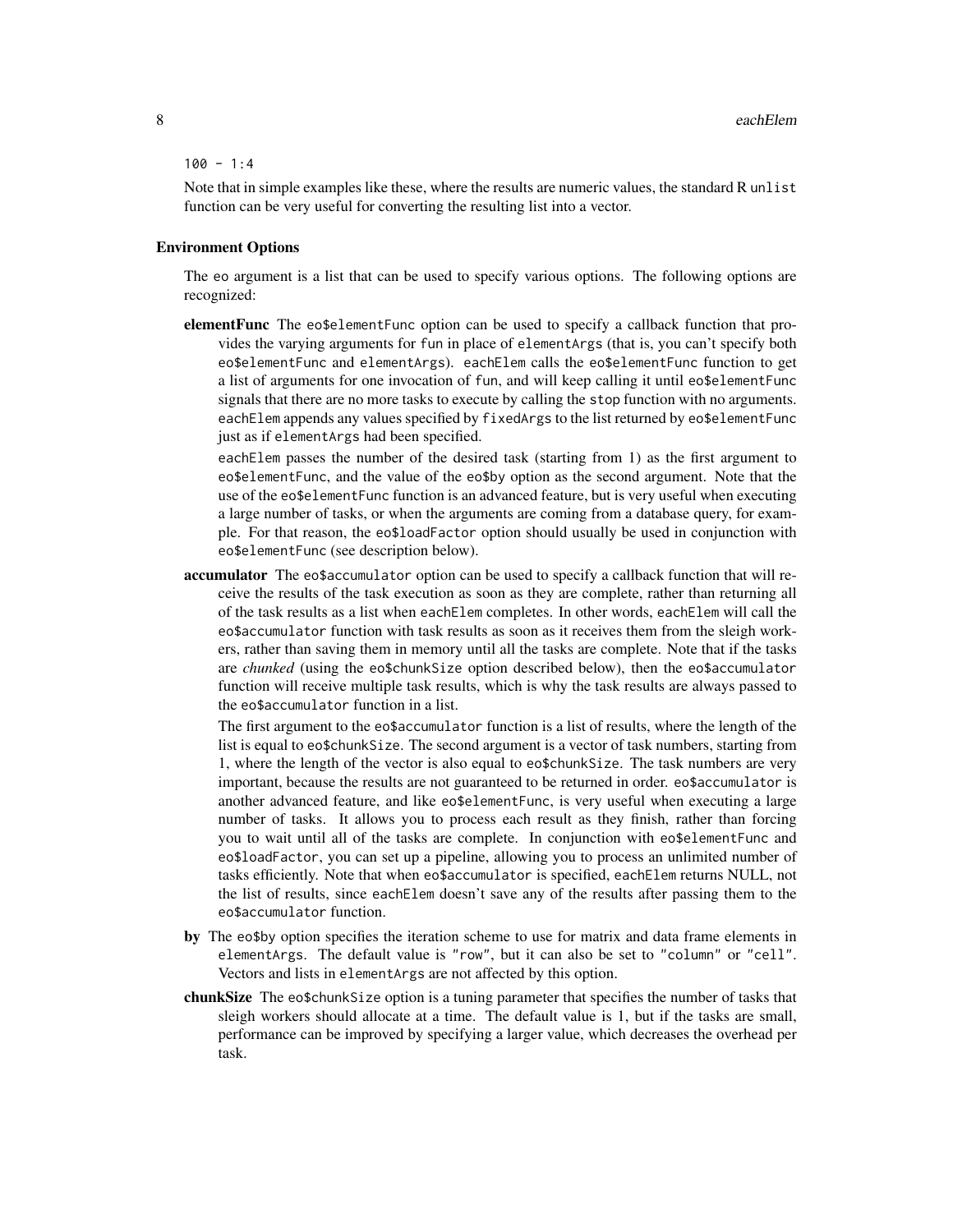```
100 - 1:4
```

Note that in simple examples like these, where the results are numeric values, the standard R `unlist` function can be very useful for converting the resulting list into a vector.

### Environment Options

The `eo` argument is a list that can be used to specify various options. The following options are recognized:

**elementFunc** The `eo$elementFunc` option can be used to specify a callback function that provides the varying arguments for `fun` in place of `elementArgs` (that is, you can't specify both `eo$elementFunc` and `elementArgs`). `eachElem` calls the `eo$elementFunc` function to get a list of arguments for one invocation of `fun`, and will keep calling it until `eo$elementFunc` signals that there are no more tasks to execute by calling the `stop` function with no arguments. `eachElem` appends any values specified by `fixedArgs` to the list returned by `eo$elementFunc` just as if `elementArgs` had been specified.

`eachElem` passes the number of the desired task (starting from 1) as the first argument to `eo$elementFunc`, and the value of the `eo$by` option as the second argument. Note that the use of the `eo$elementFunc` function is an advanced feature, but is very useful when executing a large number of tasks, or when the arguments are coming from a database query, for example. For that reason, the `eo$loadFactor` option should usually be used in conjunction with `eo$elementFunc` (see description below).

**accumulator** The `eo$accumulator` option can be used to specify a callback function that will receive the results of the task execution as soon as they are complete, rather than returning all of the task results as a list when `eachElem` completes. In other words, `eachElem` will call the `eo$accumulator` function with task results as soon as it receives them from the sleigh workers, rather than saving them in memory until all the tasks are complete. Note that if the tasks are *chunked* (using the `eo$chunkSize` option described below), then the `eo$accumulator` function will receive multiple task results, which is why the task results are always passed to the `eo$accumulator` function in a list.

The first argument to the `eo$accumulator` function is a list of results, where the length of the list is equal to `eo$chunkSize`. The second argument is a vector of task numbers, starting from 1, where the length of the vector is also equal to `eo$chunkSize`. The task numbers are very important, because the results are not guaranteed to be returned in order. `eo$accumulator` is another advanced feature, and like `eo$elementFunc`, is very useful when executing a large number of tasks. It allows you to process each result as they finish, rather than forcing you to wait until all of the tasks are complete. In conjunction with `eo$elementFunc` and `eo$loadFactor`, you can set up a pipeline, allowing you to process an unlimited number of tasks efficiently. Note that when `eo$accumulator` is specified, `eachElem` returns NULL, not the list of results, since `eachElem` doesn't save any of the results after passing them to the `eo$accumulator` function.

**by** The `eo$by` option specifies the iteration scheme to use for matrix and data frame elements in `elementArgs`. The default value is `"row"`, but it can also be set to `"column"` or `"cell"`. Vectors and lists in `elementArgs` are not affected by this option.

**chunkSize** The `eo$chunkSize` option is a tuning parameter that specifies the number of tasks that sleigh workers should allocate at a time. The default value is 1, but if the tasks are small, performance can be improved by specifying a larger value, which decreases the overhead per task.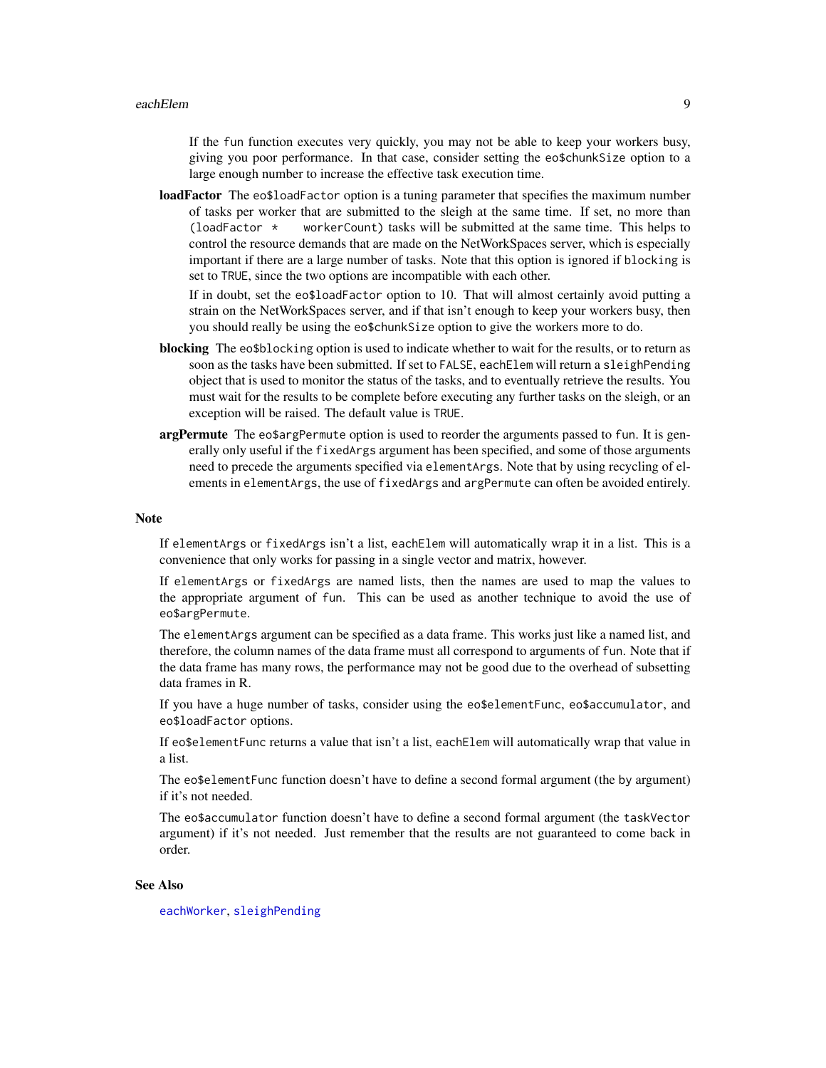If the fun function executes very quickly, you may not be able to keep your workers busy, giving you poor performance. In that case, consider setting the `eo$chunkSize` option to a large enough number to increase the effective task execution time.

**loadFactor** The `eo$loadFactor` option is a tuning parameter that specifies the maximum number of tasks per worker that are submitted to the sleigh at the same time. If set, no more than `(loadFactor * workerCount)` tasks will be submitted at the same time. This helps to control the resource demands that are made on the NetWorkSpaces server, which is especially important if there are a large number of tasks. Note that this option is ignored if `blocking` is set to `TRUE`, since the two options are incompatible with each other.

If in doubt, set the `eo$loadFactor` option to 10. That will almost certainly avoid putting a strain on the NetWorkSpaces server, and if that isn't enough to keep your workers busy, then you should really be using the `eo$chunkSize` option to give the workers more to do.

**blocking** The `eo$blocking` option is used to indicate whether to wait for the results, or to return as soon as the tasks have been submitted. If set to `FALSE`, `eachElem` will return a `sleighPending` object that is used to monitor the status of the tasks, and to eventually retrieve the results. You must wait for the results to be complete before executing any further tasks on the sleigh, or an exception will be raised. The default value is `TRUE`.

**argPermute** The `eo$argPermute` option is used to reorder the arguments passed to `fun`. It is generally only useful if the `fixedArgs` argument has been specified, and some of those arguments need to precede the arguments specified via `elementArgs`. Note that by using recycling of elements in `elementArgs`, the use of `fixedArgs` and `argPermute` can often be avoided entirely.

## Note

If `elementArgs` or `fixedArgs` isn't a list, `eachElem` will automatically wrap it in a list. This is a convenience that only works for passing in a single vector and matrix, however.

If `elementArgs` or `fixedArgs` are named lists, then the names are used to map the values to the appropriate argument of `fun`. This can be used as another technique to avoid the use of `eo$argPermute`.

The `elementArgs` argument can be specified as a data frame. This works just like a named list, and therefore, the column names of the data frame must all correspond to arguments of `fun`. Note that if the data frame has many rows, the performance may not be good due to the overhead of subsetting data frames in R.

If you have a huge number of tasks, consider using the `eo$elementFunc`, `eo$accumulator`, and `eo$loadFactor` options.

If `eo$elementFunc` returns a value that isn't a list, `eachElem` will automatically wrap that value in a list.

The `eo$elementFunc` function doesn't have to define a second formal argument (the `by` argument) if it's not needed.

The `eo$accumulator` function doesn't have to define a second formal argument (the `taskVector` argument) if it's not needed. Just remember that the results are not guaranteed to come back in order.

## See Also

`eachWorker`, `sleighPending`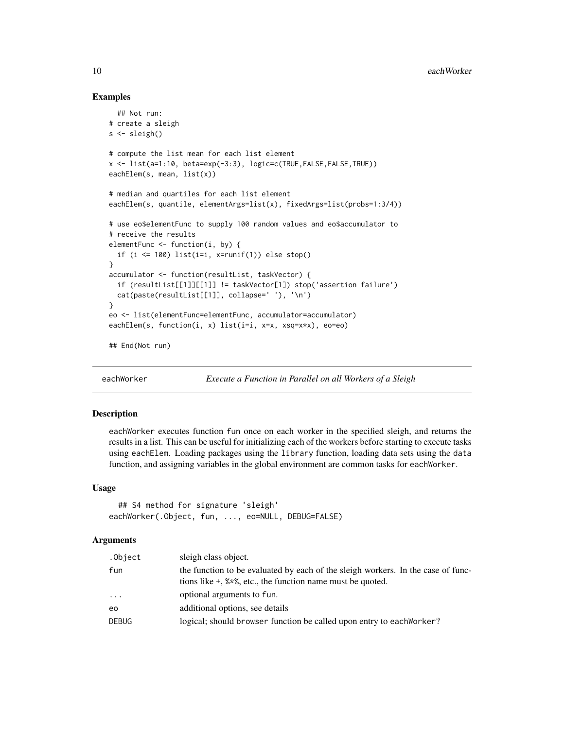## Examples

```
  ## Not run:
# create a sleigh
s <- sleigh()

# compute the list mean for each list element
x <- list(a=1:10, beta=exp(-3:3), logic=c(TRUE,FALSE,FALSE,TRUE))
eachElem(s, mean, list(x))

# median and quartiles for each list element
eachElem(s, quantile, elementArgs=list(x), fixedArgs=list(probs=1:3/4))

# use eo$elementFunc to supply 100 random values and eo$accumulator to
# receive the results
elementFunc <- function(i, by) {
  if (i <= 100) list(i=i, x=runif(1)) else stop()
}
accumulator <- function(resultList, taskVector) {
  if (resultList[[1]][[1]] != taskVector[1]) stop('assertion failure')
  cat(paste(resultList[[1]], collapse=' '), '\n')
}
eo <- list(elementFunc=elementFunc, accumulator=accumulator)
eachElem(s, function(i, x) list(i=i, x=x, xsq=x*x), eo=eo)

## End(Not run)
```

# eachWorker — *Execute a Function in Parallel on all Workers of a Sleigh*

## Description

eachWorker executes function fun once on each worker in the specified sleigh, and returns the results in a list. This can be useful for initializing each of the workers before starting to execute tasks using eachElem. Loading packages using the library function, loading data sets using the data function, and assigning variables in the global environment are common tasks for eachWorker.

## Usage

```
  ## S4 method for signature 'sleigh'
eachWorker(.Object, fun, ..., eo=NULL, DEBUG=FALSE)
```

## Arguments

| | |
|---|---|
| .Object | sleigh class object. |
| fun | the function to be evaluated by each of the sleigh workers. In the case of functions like +, %*%, etc., the function name must be quoted. |
| ... | optional arguments to fun. |
| eo | additional options, see details |
| DEBUG | logical; should browser function be called upon entry to eachWorker? |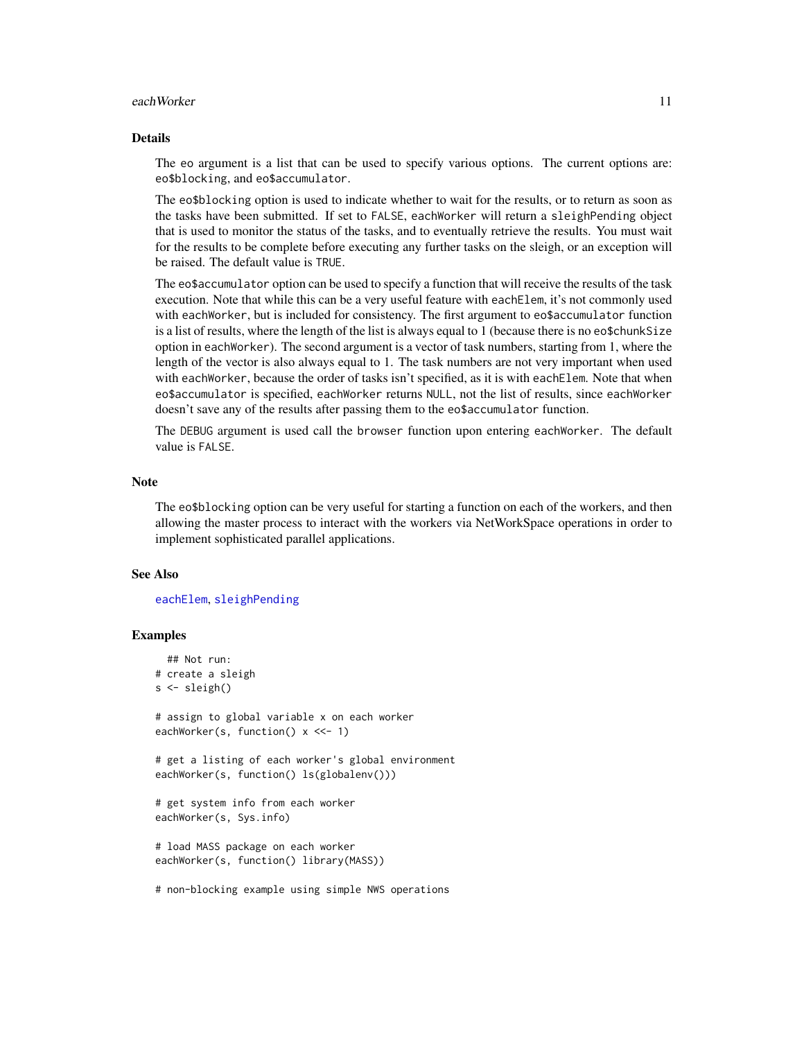## Details

The eo argument is a list that can be used to specify various options. The current options are: `eo$blocking`, and `eo$accumulator`.

The `eo$blocking` option is used to indicate whether to wait for the results, or to return as soon as the tasks have been submitted. If set to `FALSE`, `eachWorker` will return a `sleighPending` object that is used to monitor the status of the tasks, and to eventually retrieve the results. You must wait for the results to be complete before executing any further tasks on the sleigh, or an exception will be raised. The default value is `TRUE`.

The `eo$accumulator` option can be used to specify a function that will receive the results of the task execution. Note that while this can be a very useful feature with `eachElem`, it's not commonly used with `eachWorker`, but is included for consistency. The first argument to `eo$accumulator` function is a list of results, where the length of the list is always equal to 1 (because there is no `eo$chunkSize` option in `eachWorker`). The second argument is a vector of task numbers, starting from 1, where the length of the vector is also always equal to 1. The task numbers are not very important when used with `eachWorker`, because the order of tasks isn't specified, as it is with `eachElem`. Note that when `eo$accumulator` is specified, `eachWorker` returns `NULL`, not the list of results, since `eachWorker` doesn't save any of the results after passing them to the `eo$accumulator` function.

The `DEBUG` argument is used call the `browser` function upon entering `eachWorker`. The default value is `FALSE`.

## Note

The `eo$blocking` option can be very useful for starting a function on each of the workers, and then allowing the master process to interact with the workers via NetWorkSpace operations in order to implement sophisticated parallel applications.

## See Also

`eachElem`, `sleighPending`

## Examples

```
  ## Not run:
# create a sleigh
s <- sleigh()

# assign to global variable x on each worker
eachWorker(s, function() x <<- 1)

# get a listing of each worker's global environment
eachWorker(s, function() ls(globalenv()))

# get system info from each worker
eachWorker(s, Sys.info)

# load MASS package on each worker
eachWorker(s, function() library(MASS))

# non-blocking example using simple NWS operations
```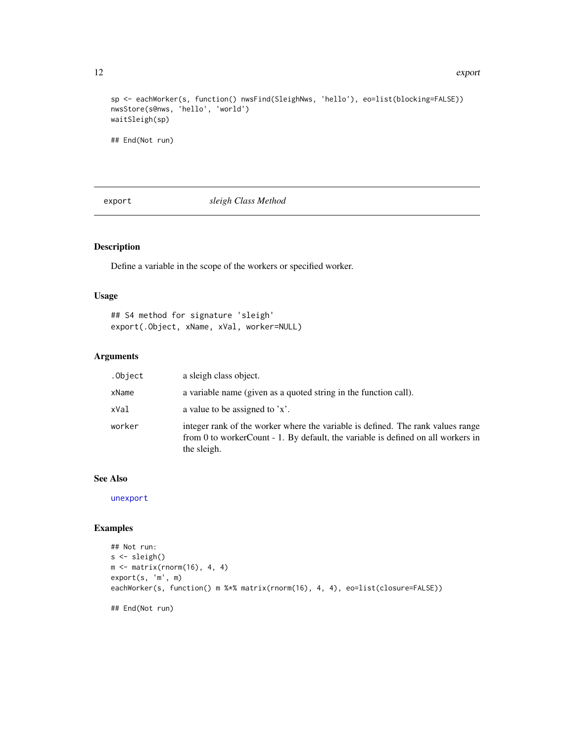```
sp <- eachWorker(s, function() nwsFind(SleighNws, 'hello'), eo=list(blocking=FALSE))
nwsStore(s@nws, 'hello', 'world')
waitSleigh(sp)

## End(Not run)
```

---

## export — *sleigh Class Method*

### Description

Define a variable in the scope of the workers or specified worker.

### Usage

```
## S4 method for signature 'sleigh'
export(.Object, xName, xVal, worker=NULL)
```

### Arguments

| | |
|---|---|
| `.Object` | a sleigh class object. |
| `xName` | a variable name (given as a quoted string in the function call). |
| `xVal` | a value to be assigned to 'x'. |
| `worker` | integer rank of the worker where the variable is defined. The rank values range from 0 to workerCount - 1. By default, the variable is defined on all workers in the sleigh. |

### See Also

`unexport`

### Examples

```
## Not run:
s <- sleigh()
m <- matrix(rnorm(16), 4, 4)
export(s, 'm', m)
eachWorker(s, function() m %*% matrix(rnorm(16), 4, 4), eo=list(closure=FALSE))

## End(Not run)
```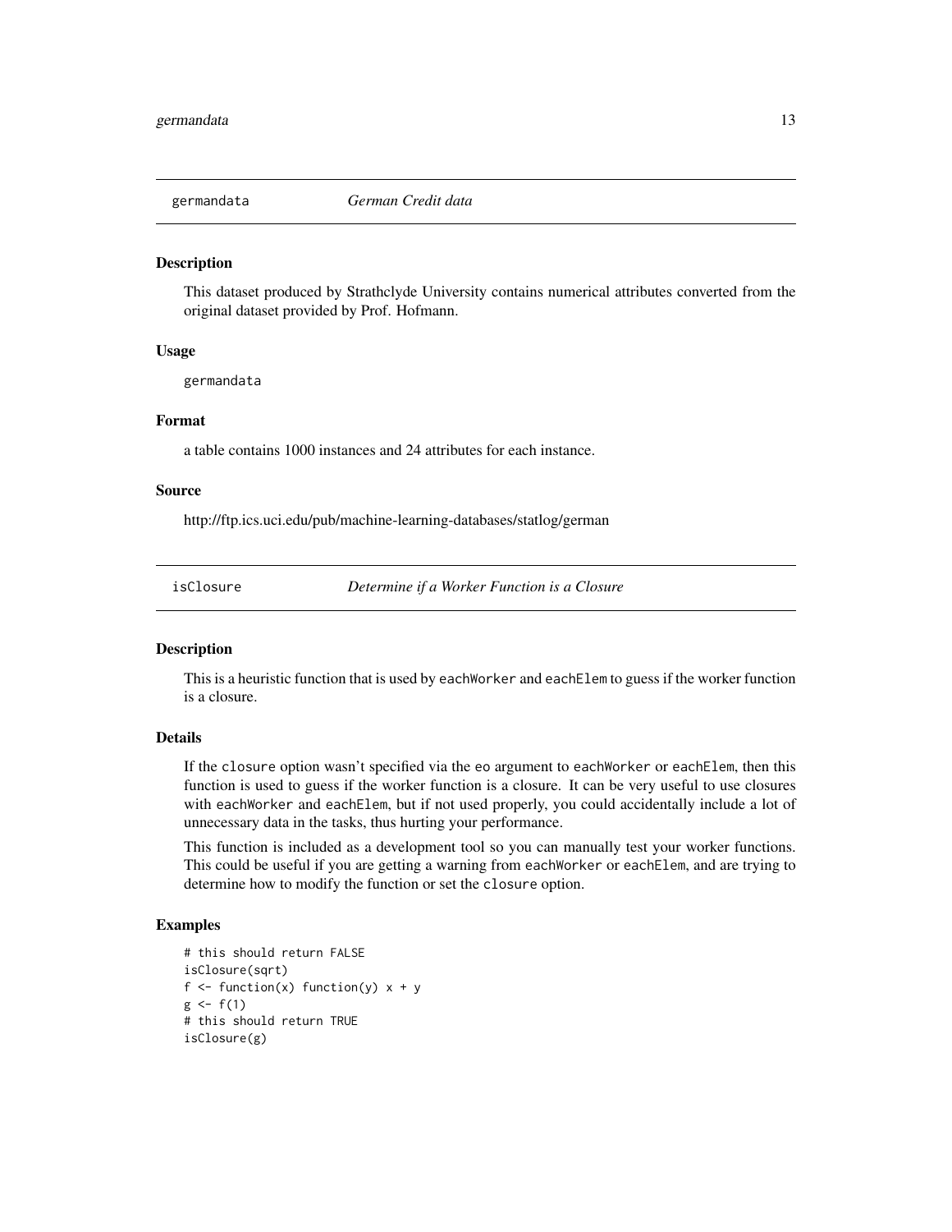## germandata — *German Credit data*

### Description

This dataset produced by Strathclyde University contains numerical attributes converted from the original dataset provided by Prof. Hofmann.

### Usage

```
germandata
```

### Format

a table contains 1000 instances and 24 attributes for each instance.

### Source

http://ftp.ics.uci.edu/pub/machine-learning-databases/statlog/german

## isClosure — *Determine if a Worker Function is a Closure*

### Description

This is a heuristic function that is used by `eachWorker` and `eachElem` to guess if the worker function is a closure.

### Details

If the `closure` option wasn't specified via the `eo` argument to `eachWorker` or `eachElem`, then this function is used to guess if the worker function is a closure. It can be very useful to use closures with `eachWorker` and `eachElem`, but if not used properly, you could accidentally include a lot of unnecessary data in the tasks, thus hurting your performance.

This function is included as a development tool so you can manually test your worker functions. This could be useful if you are getting a warning from `eachWorker` or `eachElem`, and are trying to determine how to modify the function or set the `closure` option.

### Examples

```
# this should return FALSE
isClosure(sqrt)
f <- function(x) function(y) x + y
g <- f(1)
# this should return TRUE
isClosure(g)
```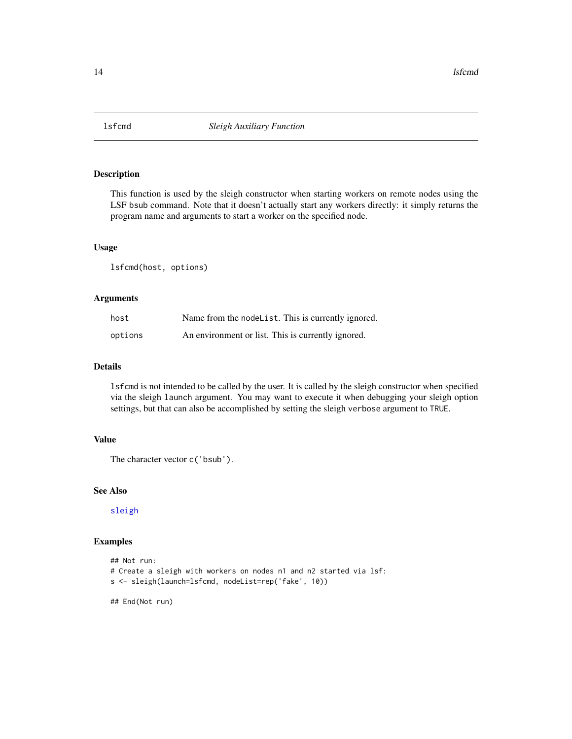# lsfcmd — *Sleigh Auxiliary Function*

## Description

This function is used by the sleigh constructor when starting workers on remote nodes using the LSF bsub command. Note that it doesn't actually start any workers directly: it simply returns the program name and arguments to start a worker on the specified node.

## Usage

```
lsfcmd(host, options)
```

## Arguments

| | |
|---|---|
| host | Name from the nodeList. This is currently ignored. |
| options | An environment or list. This is currently ignored. |

## Details

lsfcmd is not intended to be called by the user. It is called by the sleigh constructor when specified via the sleigh launch argument. You may want to execute it when debugging your sleigh option settings, but that can also be accomplished by setting the sleigh verbose argument to TRUE.

## Value

The character vector c('bsub').

## See Also

sleigh

## Examples

```
## Not run:
# Create a sleigh with workers on nodes n1 and n2 started via lsf:
s <- sleigh(launch=lsfcmd, nodeList=rep('fake', 10))

## End(Not run)
```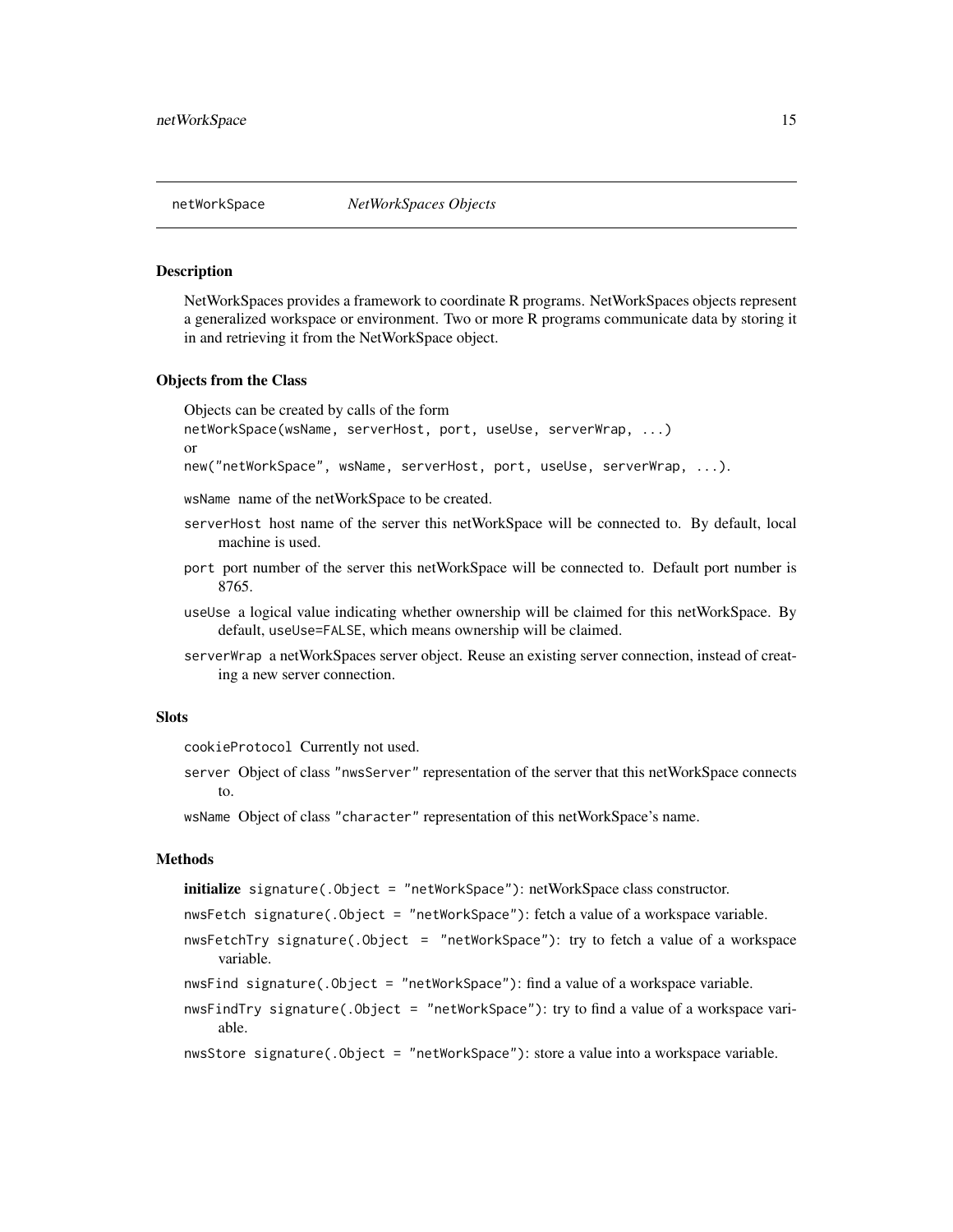`netWorkSpace` *NetWorkSpaces Objects*

### Description

NetWorkSpaces provides a framework to coordinate R programs. NetWorkSpaces objects represent a generalized workspace or environment. Two or more R programs communicate data by storing it in and retrieving it from the NetWorkSpace object.

### Objects from the Class

Objects can be created by calls of the form
`netWorkSpace(wsName, serverHost, port, useUse, serverWrap, ...)`
or
`new("netWorkSpace", wsName, serverHost, port, useUse, serverWrap, ...)`.

- `wsName` name of the netWorkSpace to be created.
- `serverHost` host name of the server this netWorkSpace will be connected to. By default, local machine is used.
- `port` port number of the server this netWorkSpace will be connected to. Default port number is 8765.
- `useUse` a logical value indicating whether ownership will be claimed for this netWorkSpace. By default, `useUse=FALSE`, which means ownership will be claimed.
- `serverWrap` a netWorkSpaces server object. Reuse an existing server connection, instead of creating a new server connection.

### Slots

- `cookieProtocol` Currently not used.
- `server` Object of class `"nwsServer"` representation of the server that this netWorkSpace connects to.
- `wsName` Object of class `"character"` representation of this netWorkSpace's name.

### Methods

- **initialize** `signature(.Object = "netWorkSpace")`: netWorkSpace class constructor.
- `nwsFetch signature(.Object = "netWorkSpace")`: fetch a value of a workspace variable.
- `nwsFetchTry signature(.Object = "netWorkSpace")`: try to fetch a value of a workspace variable.
- `nwsFind signature(.Object = "netWorkSpace")`: find a value of a workspace variable.
- `nwsFindTry signature(.Object = "netWorkSpace")`: try to find a value of a workspace variable.
- `nwsStore signature(.Object = "netWorkSpace")`: store a value into a workspace variable.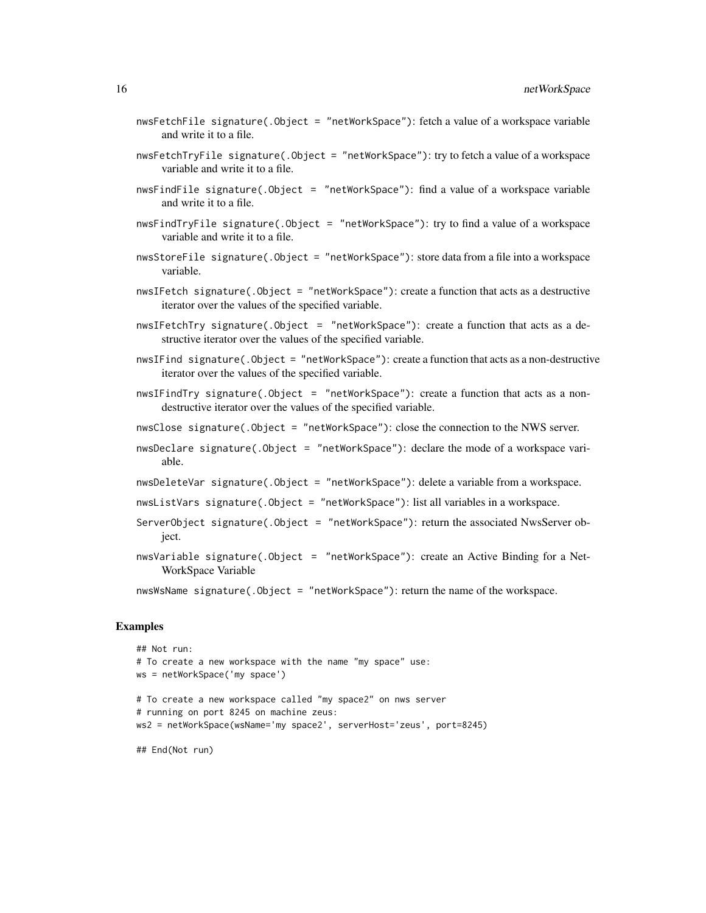nwsFetchFile `signature(.Object = "netWorkSpace")`: fetch a value of a workspace variable and write it to a file.

nwsFetchTryFile `signature(.Object = "netWorkSpace")`: try to fetch a value of a workspace variable and write it to a file.

nwsFindFile `signature(.Object = "netWorkSpace")`: find a value of a workspace variable and write it to a file.

nwsFindTryFile `signature(.Object = "netWorkSpace")`: try to find a value of a workspace variable and write it to a file.

nwsStoreFile `signature(.Object = "netWorkSpace")`: store data from a file into a workspace variable.

nwsIFetch `signature(.Object = "netWorkSpace")`: create a function that acts as a destructive iterator over the values of the specified variable.

nwsIFetchTry `signature(.Object = "netWorkSpace")`: create a function that acts as a destructive iterator over the values of the specified variable.

nwsIFind `signature(.Object = "netWorkSpace")`: create a function that acts as a non-destructive iterator over the values of the specified variable.

nwsIFindTry `signature(.Object = "netWorkSpace")`: create a function that acts as a non-destructive iterator over the values of the specified variable.

nwsClose `signature(.Object = "netWorkSpace")`: close the connection to the NWS server.

nwsDeclare `signature(.Object = "netWorkSpace")`: declare the mode of a workspace variable.

nwsDeleteVar `signature(.Object = "netWorkSpace")`: delete a variable from a workspace.

nwsListVars `signature(.Object = "netWorkSpace")`: list all variables in a workspace.

ServerObject `signature(.Object = "netWorkSpace")`: return the associated NwsServer object.

nwsVariable `signature(.Object = "netWorkSpace")`: create an Active Binding for a NetWorkSpace Variable

nwsWsName `signature(.Object = "netWorkSpace")`: return the name of the workspace.

## Examples

```
## Not run:
# To create a new workspace with the name "my space" use:
ws = netWorkSpace('my space')

# To create a new workspace called "my space2" on nws server
# running on port 8245 on machine zeus:
ws2 = netWorkSpace(wsName='my space2', serverHost='zeus', port=8245)

## End(Not run)
```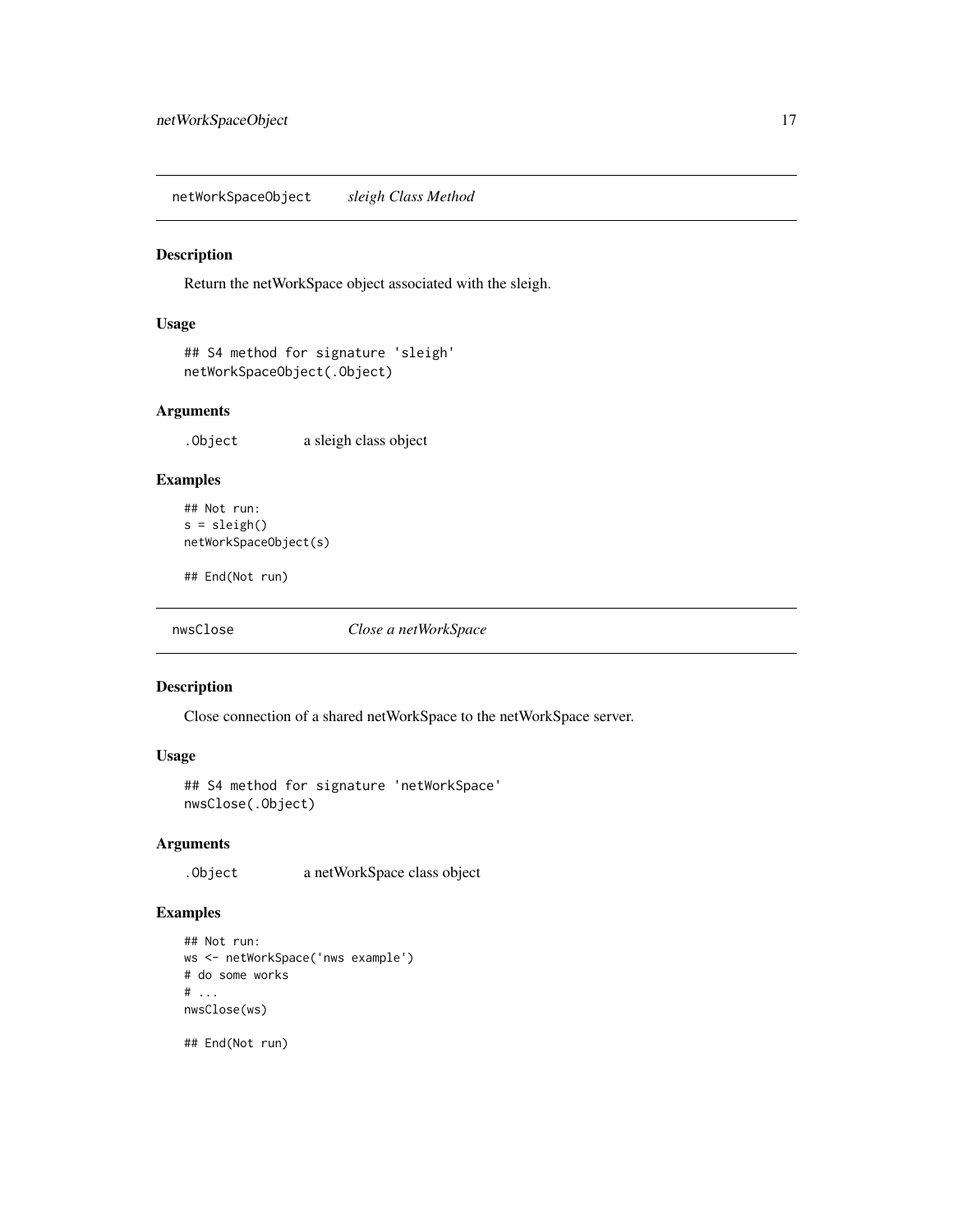## netWorkSpaceObject *sleigh Class Method*

### Description

Return the netWorkSpace object associated with the sleigh.

### Usage

```
## S4 method for signature 'sleigh'
netWorkSpaceObject(.Object)
```

### Arguments

| | |
|---|---|
| .Object | a sleigh class object |

### Examples

```
## Not run:
s = sleigh()
netWorkSpaceObject(s)

## End(Not run)
```

## nwsClose *Close a netWorkSpace*

### Description

Close connection of a shared netWorkSpace to the netWorkSpace server.

### Usage

```
## S4 method for signature 'netWorkSpace'
nwsClose(.Object)
```

### Arguments

| | |
|---|---|
| .Object | a netWorkSpace class object |

### Examples

```
## Not run:
ws <- netWorkSpace('nws example')
# do some works
# ...
nwsClose(ws)

## End(Not run)
```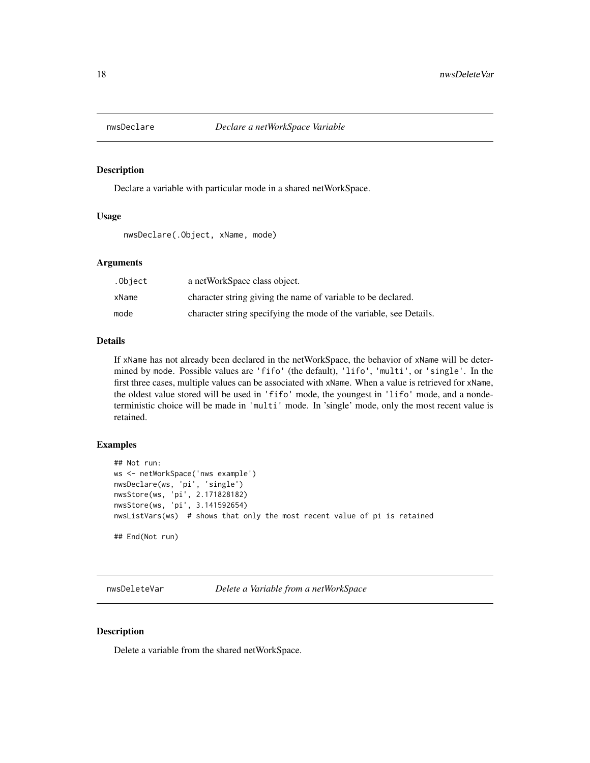## nwsDeclare *Declare a netWorkSpace Variable*

### Description

Declare a variable with particular mode in a shared netWorkSpace.

### Usage

```
nwsDeclare(.Object, xName, mode)
```

### Arguments

| | |
|---|---|
| `.Object` | a netWorkSpace class object. |
| `xName` | character string giving the name of variable to be declared. |
| `mode` | character string specifying the mode of the variable, see Details. |

### Details

If `xName` has not already been declared in the netWorkSpace, the behavior of `xName` will be determined by `mode`. Possible values are `'fifo'` (the default), `'lifo'`, `'multi'`, or `'single'`. In the first three cases, multiple values can be associated with `xName`. When a value is retrieved for `xName`, the oldest value stored will be used in `'fifo'` mode, the youngest in `'lifo'` mode, and a nondeterministic choice will be made in `'multi'` mode. In 'single' mode, only the most recent value is retained.

### Examples

```
## Not run:
ws <- netWorkSpace('nws example')
nwsDeclare(ws, 'pi', 'single')
nwsStore(ws, 'pi', 2.171828182)
nwsStore(ws, 'pi', 3.141592654)
nwsListVars(ws)  # shows that only the most recent value of pi is retained

## End(Not run)
```

## nwsDeleteVar *Delete a Variable from a netWorkSpace*

### Description

Delete a variable from the shared netWorkSpace.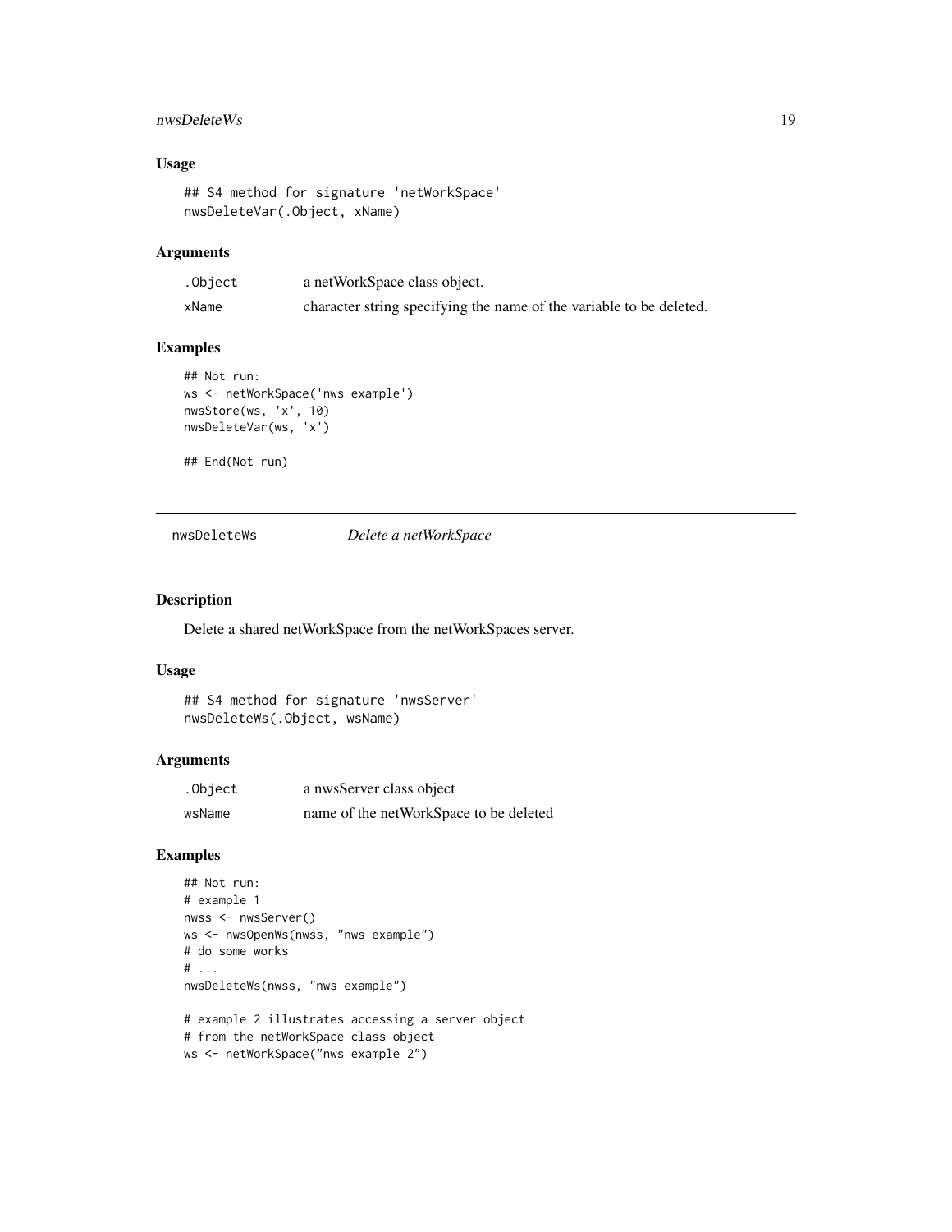### Usage

```
## S4 method for signature 'netWorkSpace'
nwsDeleteVar(.Object, xName)
```

### Arguments

| | |
|---|---|
| .Object | a netWorkSpace class object. |
| xName | character string specifying the name of the variable to be deleted. |

### Examples

```
## Not run:
ws <- netWorkSpace('nws example')
nwsStore(ws, 'x', 10)
nwsDeleteVar(ws, 'x')

## End(Not run)
```

---

## nwsDeleteWs *Delete a netWorkSpace*

### Description

Delete a shared netWorkSpace from the netWorkSpaces server.

### Usage

```
## S4 method for signature 'nwsServer'
nwsDeleteWs(.Object, wsName)
```

### Arguments

| | |
|---|---|
| .Object | a nwsServer class object |
| wsName | name of the netWorkSpace to be deleted |

### Examples

```
## Not run:
# example 1
nwss <- nwsServer()
ws <- nwsOpenWs(nwss, "nws example")
# do some works
# ...
nwsDeleteWs(nwss, "nws example")

# example 2 illustrates accessing a server object
# from the netWorkSpace class object
ws <- netWorkSpace("nws example 2")
```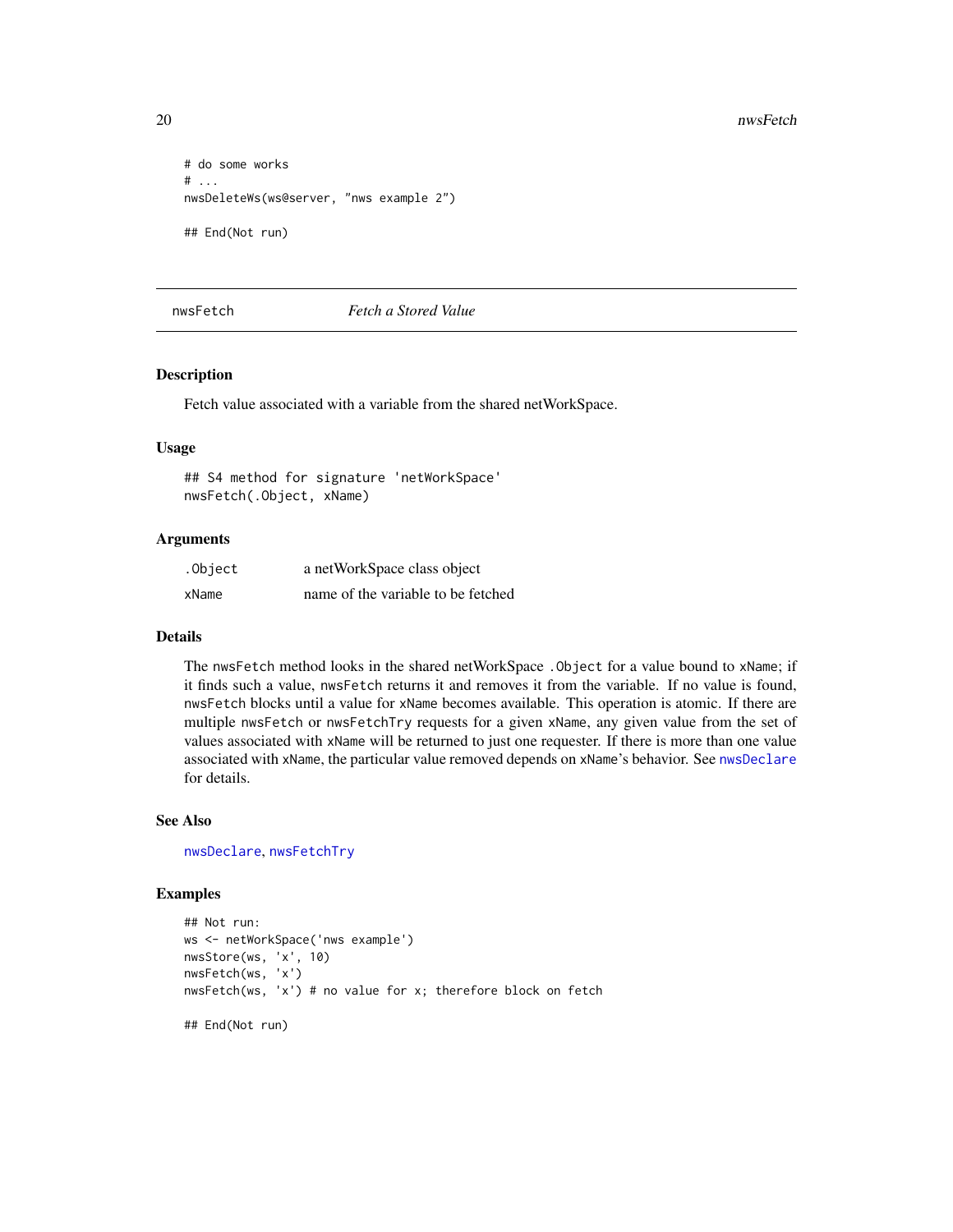```
# do some works
# ...
nwsDeleteWs(ws@server, "nws example 2")

## End(Not run)
```

---

## nwsFetch — *Fetch a Stored Value*

---

### Description

Fetch value associated with a variable from the shared netWorkSpace.

### Usage

```
## S4 method for signature 'netWorkSpace'
nwsFetch(.Object, xName)
```

### Arguments

| | |
|---|---|
| `.Object` | a netWorkSpace class object |
| `xName` | name of the variable to be fetched |

### Details

The `nwsFetch` method looks in the shared netWorkSpace `.Object` for a value bound to `xName`; if it finds such a value, `nwsFetch` returns it and removes it from the variable. If no value is found, `nwsFetch` blocks until a value for `xName` becomes available. This operation is atomic. If there are multiple `nwsFetch` or `nwsFetchTry` requests for a given `xName`, any given value from the set of values associated with `xName` will be returned to just one requester. If there is more than one value associated with `xName`, the particular value removed depends on `xName`'s behavior. See `nwsDeclare` for details.

### See Also

`nwsDeclare`, `nwsFetchTry`

### Examples

```
## Not run:
ws <- netWorkSpace('nws example')
nwsStore(ws, 'x', 10)
nwsFetch(ws, 'x')
nwsFetch(ws, 'x') # no value for x; therefore block on fetch

## End(Not run)
```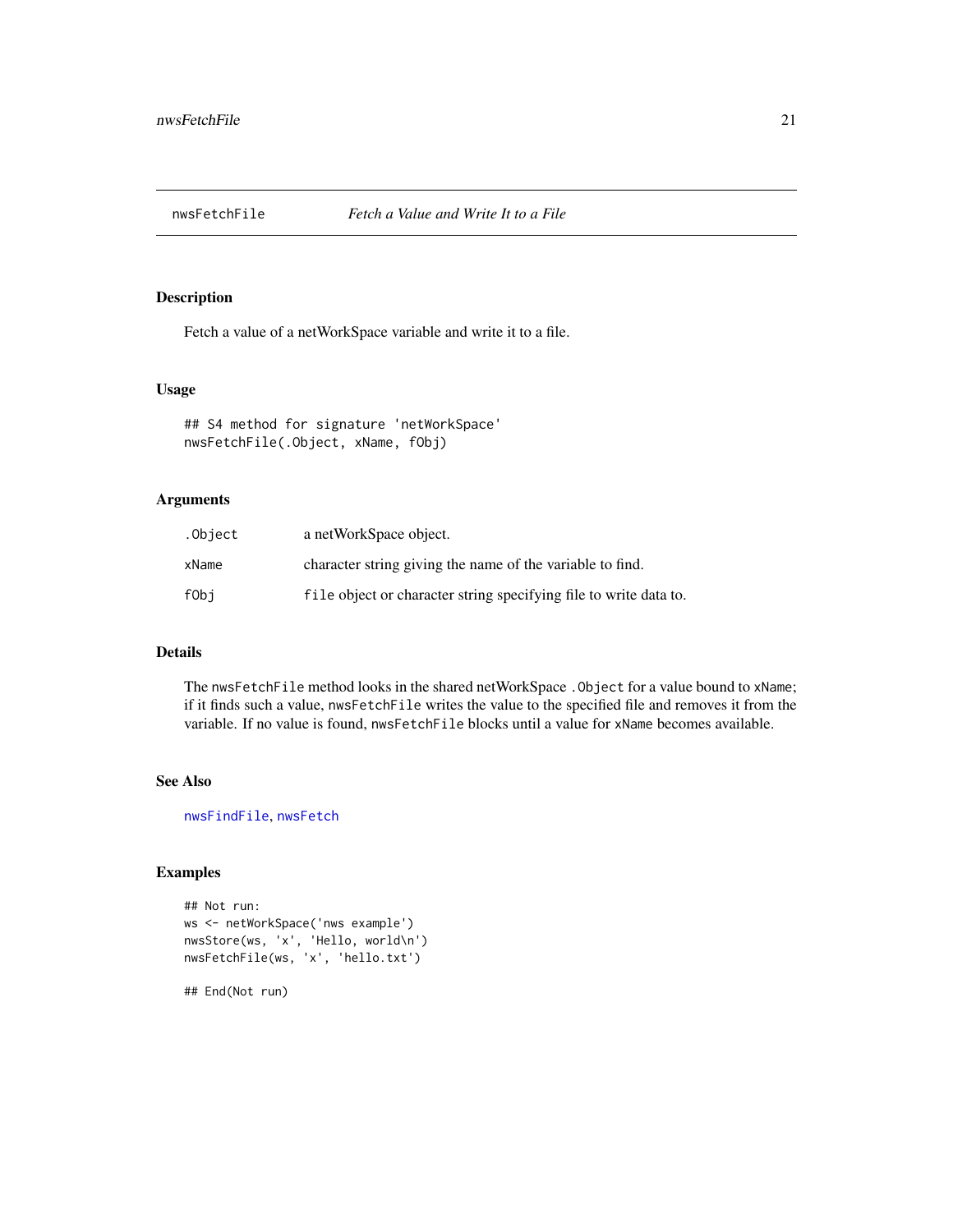# nwsFetchFile *Fetch a Value and Write It to a File*

## Description

Fetch a value of a netWorkSpace variable and write it to a file.

## Usage

```
## S4 method for signature 'netWorkSpace'
nwsFetchFile(.Object, xName, fObj)
```

## Arguments

| | |
|---|---|
| `.Object` | a netWorkSpace object. |
| `xName` | character string giving the name of the variable to find. |
| `fObj` | `file` object or character string specifying file to write data to. |

## Details

The `nwsFetchFile` method looks in the shared netWorkSpace `.Object` for a value bound to `xName`; if it finds such a value, `nwsFetchFile` writes the value to the specified file and removes it from the variable. If no value is found, `nwsFetchFile` blocks until a value for `xName` becomes available.

## See Also

`nwsFindFile`, `nwsFetch`

## Examples

```
## Not run:
ws <- netWorkSpace('nws example')
nwsStore(ws, 'x', 'Hello, world\n')
nwsFetchFile(ws, 'x', 'hello.txt')

## End(Not run)
```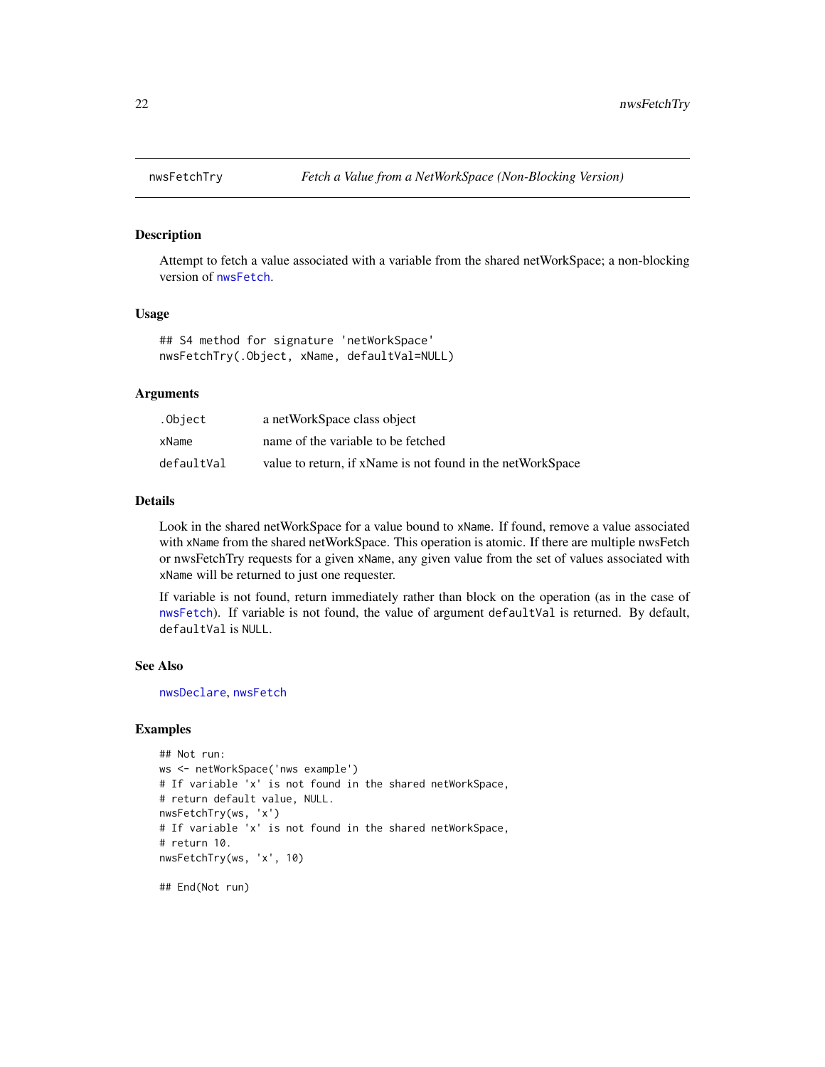## nwsFetchTry    *Fetch a Value from a NetWorkSpace (Non-Blocking Version)*

### Description

Attempt to fetch a value associated with a variable from the shared netWorkSpace; a non-blocking version of `nwsFetch`.

### Usage

```
## S4 method for signature 'netWorkSpace'
nwsFetchTry(.Object, xName, defaultVal=NULL)
```

### Arguments

| | |
|---|---|
| `.Object` | a netWorkSpace class object |
| `xName` | name of the variable to be fetched |
| `defaultVal` | value to return, if xName is not found in the netWorkSpace |

### Details

Look in the shared netWorkSpace for a value bound to `xName`. If found, remove a value associated with `xName` from the shared netWorkSpace. This operation is atomic. If there are multiple nwsFetch or nwsFetchTry requests for a given `xName`, any given value from the set of values associated with `xName` will be returned to just one requester.

If variable is not found, return immediately rather than block on the operation (as in the case of `nwsFetch`). If variable is not found, the value of argument `defaultVal` is returned. By default, `defaultVal` is `NULL`.

### See Also

`nwsDeclare`, `nwsFetch`

### Examples

```
## Not run:
ws <- netWorkSpace('nws example')
# If variable 'x' is not found in the shared netWorkSpace,
# return default value, NULL.
nwsFetchTry(ws, 'x')
# If variable 'x' is not found in the shared netWorkSpace,
# return 10.
nwsFetchTry(ws, 'x', 10)

## End(Not run)
```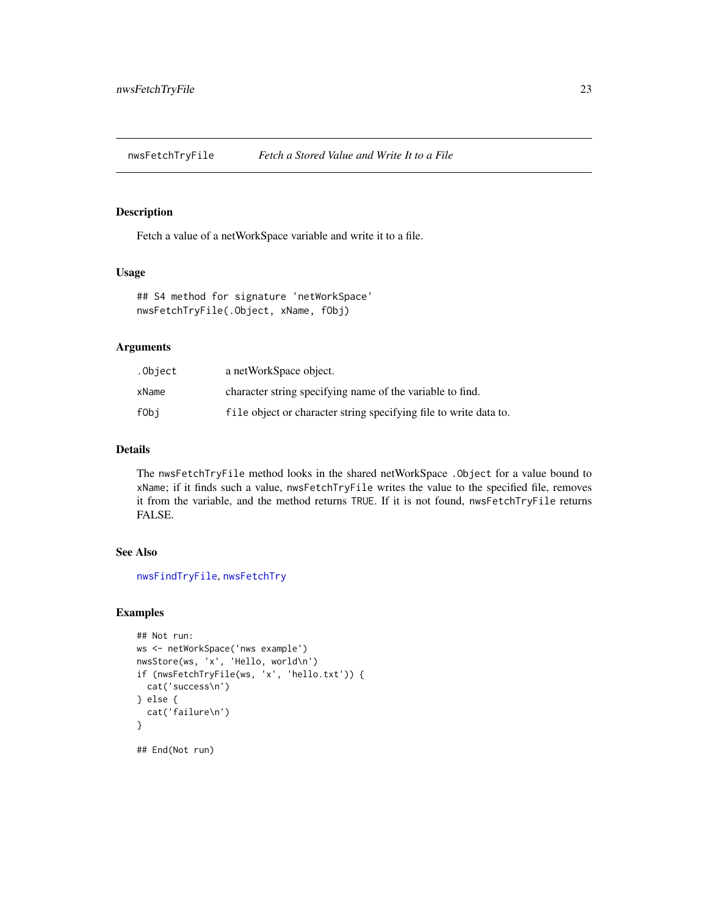nwsFetchTryFile *Fetch a Stored Value and Write It to a File*

## Description

Fetch a value of a netWorkSpace variable and write it to a file.

## Usage

```
## S4 method for signature 'netWorkSpace'
nwsFetchTryFile(.Object, xName, fObj)
```

## Arguments

| | |
|---|---|
| `.Object` | a netWorkSpace object. |
| `xName` | character string specifying name of the variable to find. |
| `fObj` | `file` object or character string specifying file to write data to. |

## Details

The `nwsFetchTryFile` method looks in the shared netWorkSpace `.Object` for a value bound to `xName`; if it finds such a value, `nwsFetchTryFile` writes the value to the specified file, removes it from the variable, and the method returns `TRUE`. If it is not found, `nwsFetchTryFile` returns FALSE.

## See Also

`nwsFindTryFile`, `nwsFetchTry`

## Examples

```
## Not run:
ws <- netWorkSpace('nws example')
nwsStore(ws, 'x', 'Hello, world\n')
if (nwsFetchTryFile(ws, 'x', 'hello.txt')) {
  cat('success\n')
} else {
  cat('failure\n')
}

## End(Not run)
```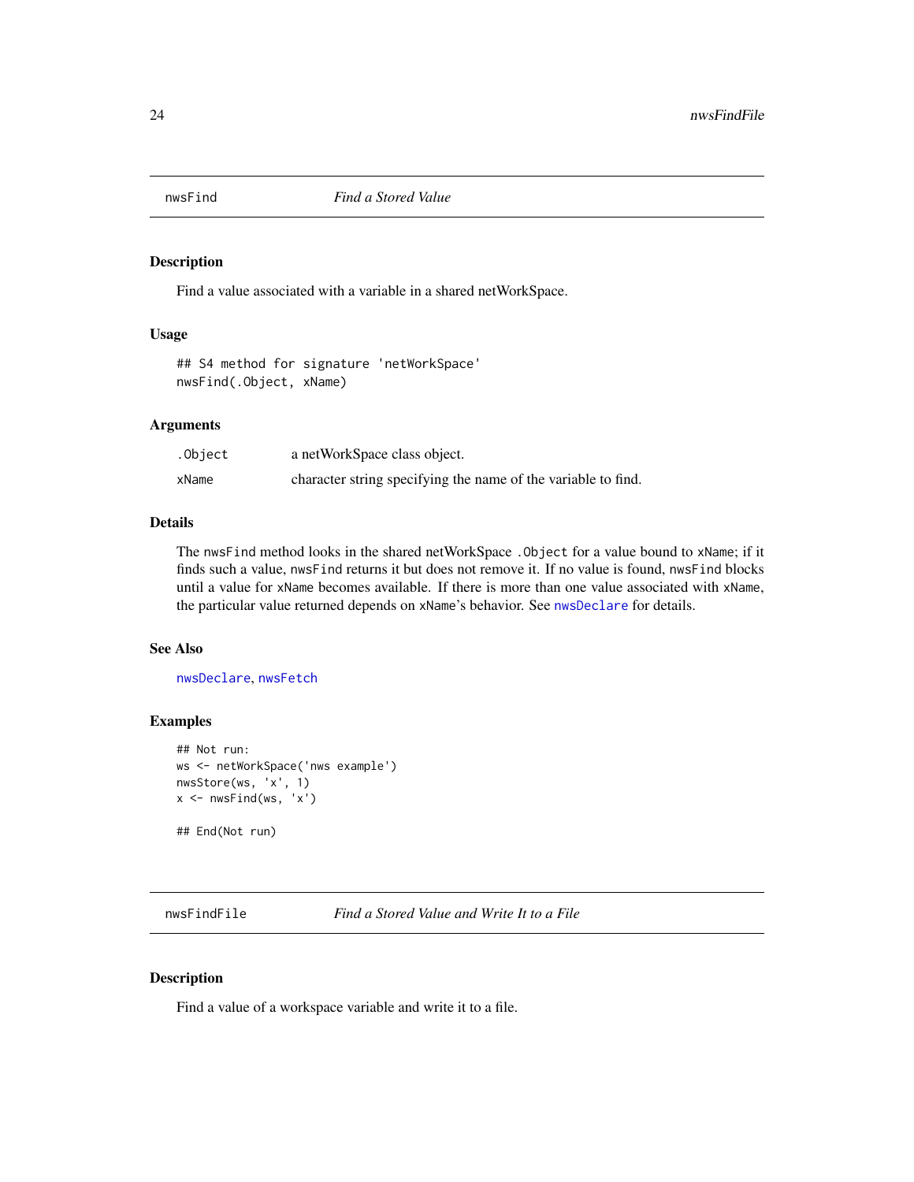## nwsFind *Find a Stored Value*

### Description

Find a value associated with a variable in a shared netWorkSpace.

### Usage

```
## S4 method for signature 'netWorkSpace'
nwsFind(.Object, xName)
```

### Arguments

| | |
|---|---|
| `.Object` | a netWorkSpace class object. |
| `xName` | character string specifying the name of the variable to find. |

### Details

The `nwsFind` method looks in the shared netWorkSpace `.Object` for a value bound to `xName`; if it finds such a value, `nwsFind` returns it but does not remove it. If no value is found, `nwsFind` blocks until a value for `xName` becomes available. If there is more than one value associated with `xName`, the particular value returned depends on `xName`'s behavior. See `nwsDeclare` for details.

### See Also

`nwsDeclare`, `nwsFetch`

### Examples

```
## Not run:
ws <- netWorkSpace('nws example')
nwsStore(ws, 'x', 1)
x <- nwsFind(ws, 'x')

## End(Not run)
```

## nwsFindFile *Find a Stored Value and Write It to a File*

### Description

Find a value of a workspace variable and write it to a file.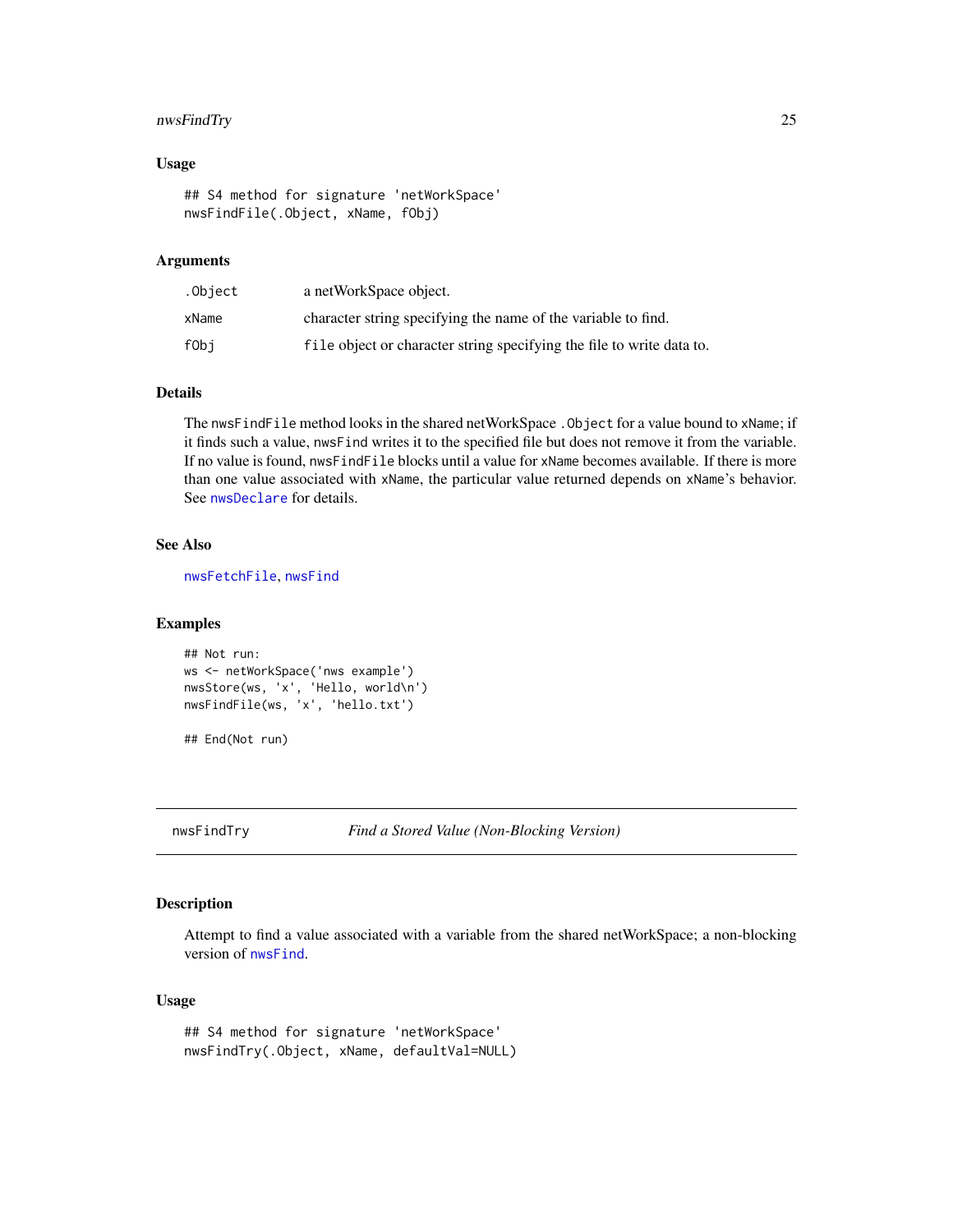### Usage

```
## S4 method for signature 'netWorkSpace'
nwsFindFile(.Object, xName, fObj)
```

### Arguments

| | |
|---|---|
| `.Object` | a netWorkSpace object. |
| `xName` | character string specifying the name of the variable to find. |
| `fObj` | `file` object or character string specifying the file to write data to. |

### Details

The `nwsFindFile` method looks in the shared netWorkSpace `.Object` for a value bound to `xName`; if it finds such a value, `nwsFind` writes it to the specified file but does not remove it from the variable. If no value is found, `nwsFindFile` blocks until a value for `xName` becomes available. If there is more than one value associated with `xName`, the particular value returned depends on `xName`'s behavior. See `nwsDeclare` for details.

### See Also

`nwsFetchFile`, `nwsFind`

### Examples

```
## Not run:
ws <- netWorkSpace('nws example')
nwsStore(ws, 'x', 'Hello, world\n')
nwsFindFile(ws, 'x', 'hello.txt')

## End(Not run)
```

---

## nwsFindTry — *Find a Stored Value (Non-Blocking Version)*

---

### Description

Attempt to find a value associated with a variable from the shared netWorkSpace; a non-blocking version of `nwsFind`.

### Usage

```
## S4 method for signature 'netWorkSpace'
nwsFindTry(.Object, xName, defaultVal=NULL)
```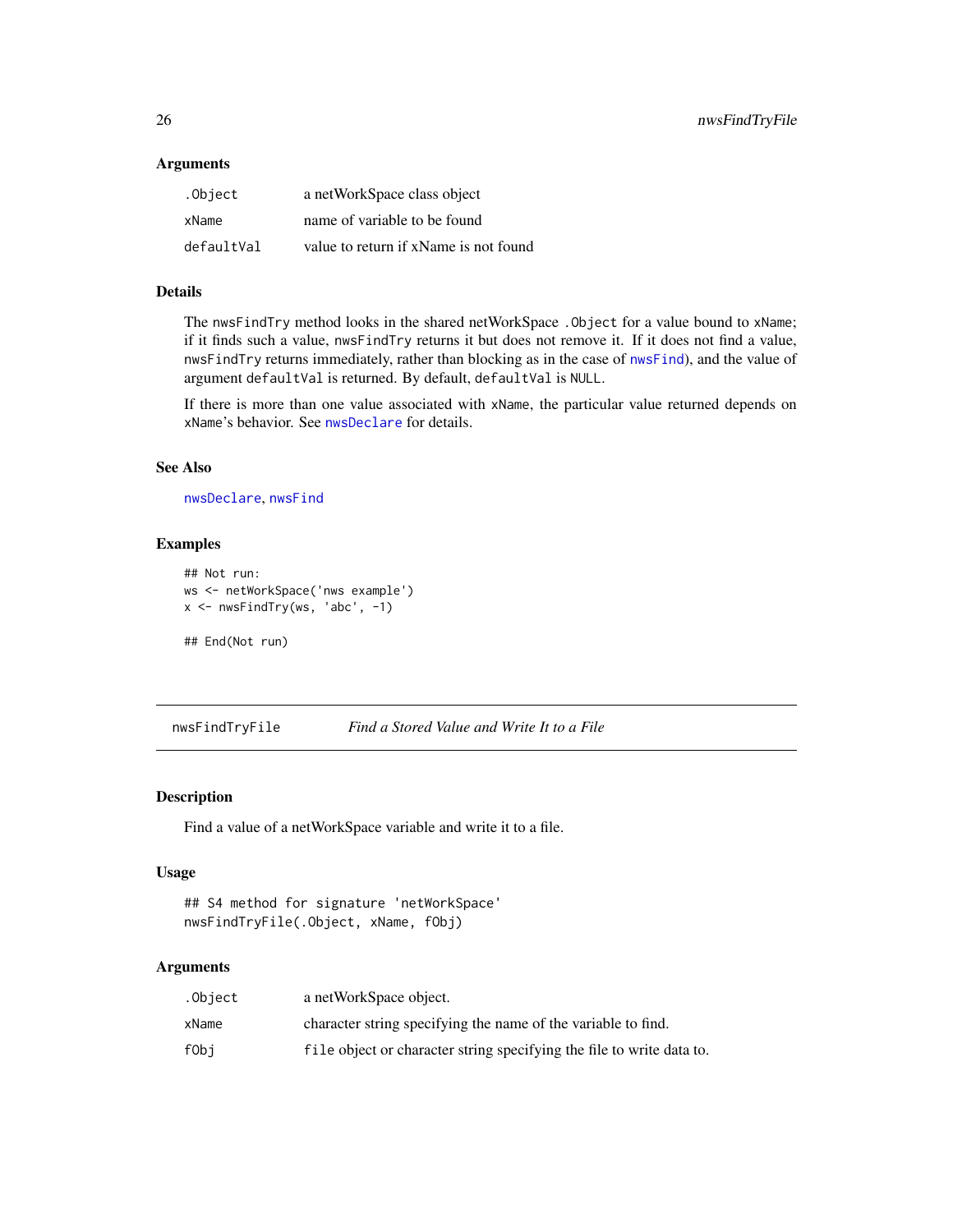### Arguments

| | |
|---|---|
| `.Object` | a netWorkSpace class object |
| `xName` | name of variable to be found |
| `defaultVal` | value to return if xName is not found |

### Details

The `nwsFindTry` method looks in the shared netWorkSpace `.Object` for a value bound to `xName`; if it finds such a value, `nwsFindTry` returns it but does not remove it. If it does not find a value, `nwsFindTry` returns immediately, rather than blocking as in the case of `nwsFind`), and the value of argument `defaultVal` is returned. By default, `defaultVal` is `NULL`.

If there is more than one value associated with `xName`, the particular value returned depends on `xName`'s behavior. See `nwsDeclare` for details.

### See Also

`nwsDeclare`, `nwsFind`

### Examples

```
## Not run:
ws <- netWorkSpace('nws example')
x <- nwsFindTry(ws, 'abc', -1)

## End(Not run)
```

---

## `nwsFindTryFile` *Find a Stored Value and Write It to a File*

### Description

Find a value of a netWorkSpace variable and write it to a file.

### Usage

```
## S4 method for signature 'netWorkSpace'
nwsFindTryFile(.Object, xName, fObj)
```

### Arguments

| | |
|---|---|
| `.Object` | a netWorkSpace object. |
| `xName` | character string specifying the name of the variable to find. |
| `fObj` | `file` object or character string specifying the file to write data to. |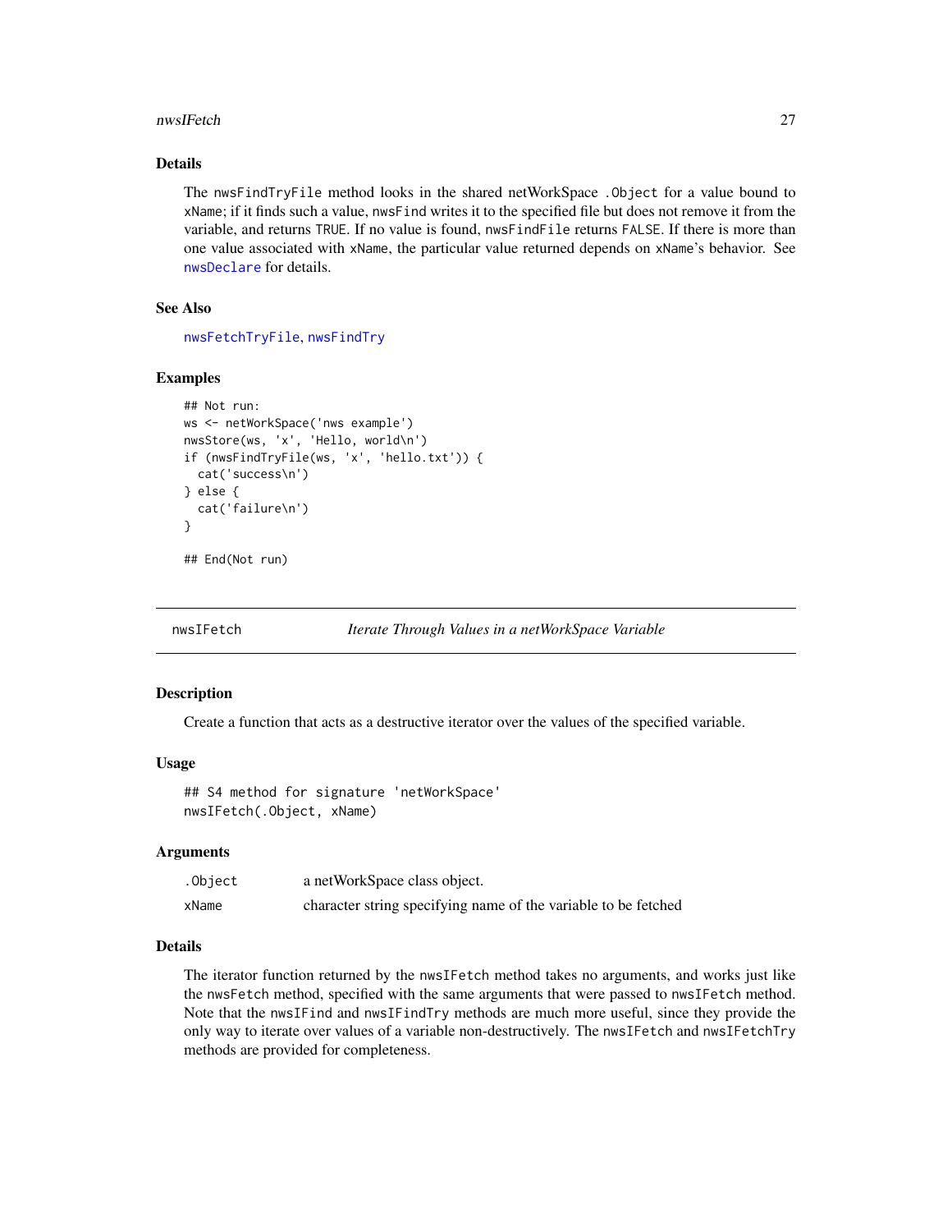### Details

The `nwsFindTryFile` method looks in the shared netWorkSpace `.Object` for a value bound to `xName`; if it finds such a value, `nwsFind` writes it to the specified file but does not remove it from the variable, and returns `TRUE`. If no value is found, `nwsFindFile` returns `FALSE`. If there is more than one value associated with `xName`, the particular value returned depends on `xName`'s behavior. See `nwsDeclare` for details.

### See Also

`nwsFetchTryFile`, `nwsFindTry`

### Examples

```
## Not run:
ws <- netWorkSpace('nws example')
nwsStore(ws, 'x', 'Hello, world\n')
if (nwsFindTryFile(ws, 'x', 'hello.txt')) {
  cat('success\n')
} else {
  cat('failure\n')
}

## End(Not run)
```

---

## nwsIFetch — *Iterate Through Values in a netWorkSpace Variable*

---

### Description

Create a function that acts as a destructive iterator over the values of the specified variable.

### Usage

```
## S4 method for signature 'netWorkSpace'
nwsIFetch(.Object, xName)
```

### Arguments

| | |
|---|---|
| `.Object` | a netWorkSpace class object. |
| `xName` | character string specifying name of the variable to be fetched |

### Details

The iterator function returned by the `nwsIFetch` method takes no arguments, and works just like the `nwsFetch` method, specified with the same arguments that were passed to `nwsIFetch` method. Note that the `nwsIFind` and `nwsIFindTry` methods are much more useful, since they provide the only way to iterate over values of a variable non-destructively. The `nwsIFetch` and `nwsIFetchTry` methods are provided for completeness.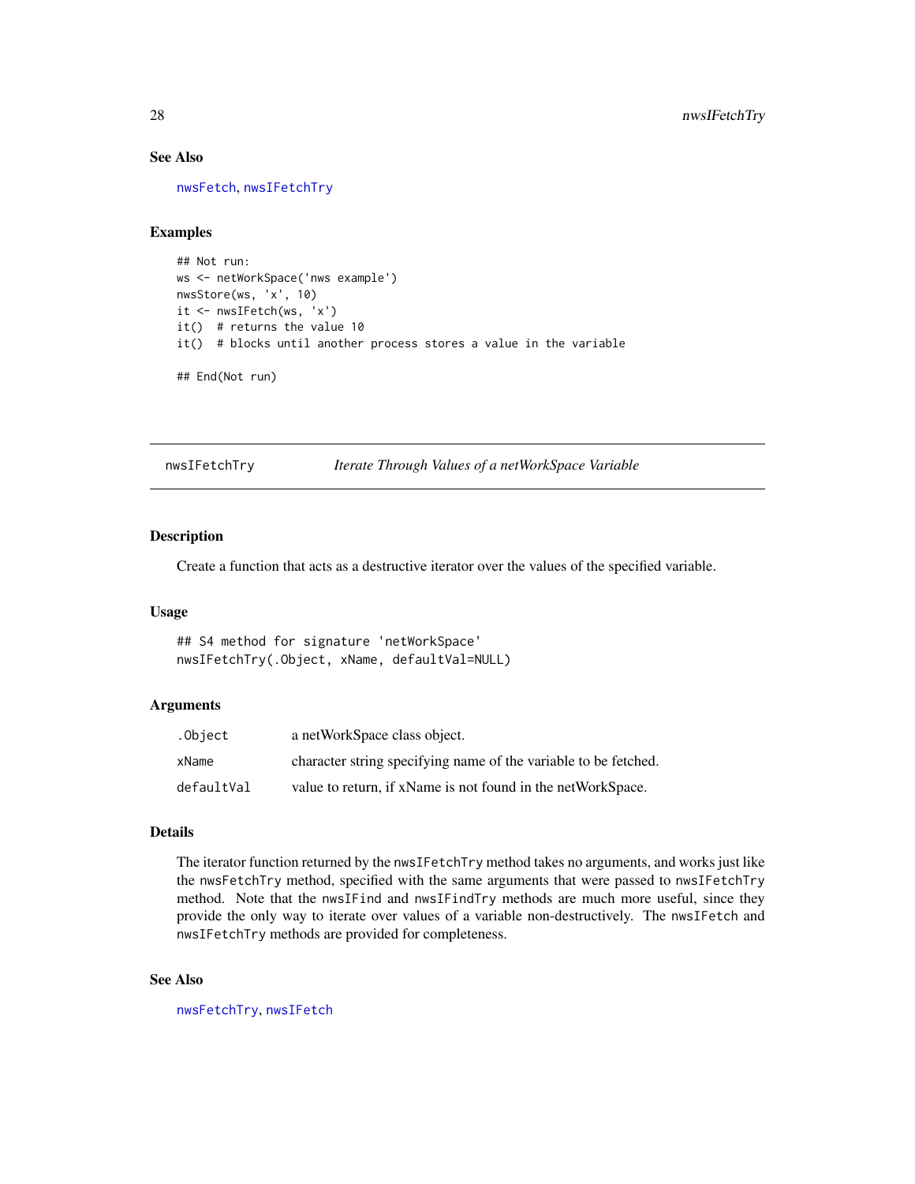### See Also

nwsFetch, nwsIFetchTry

### Examples

```
## Not run:
ws <- netWorkSpace('nws example')
nwsStore(ws, 'x', 10)
it <- nwsIFetch(ws, 'x')
it()  # returns the value 10
it()  # blocks until another process stores a value in the variable

## End(Not run)
```

---

## nwsIFetchTry — *Iterate Through Values of a netWorkSpace Variable*

---

### Description

Create a function that acts as a destructive iterator over the values of the specified variable.

### Usage

```
## S4 method for signature 'netWorkSpace'
nwsIFetchTry(.Object, xName, defaultVal=NULL)
```

### Arguments

| | |
|---|---|
| `.Object` | a netWorkSpace class object. |
| `xName` | character string specifying name of the variable to be fetched. |
| `defaultVal` | value to return, if xName is not found in the netWorkSpace. |

### Details

The iterator function returned by the `nwsIFetchTry` method takes no arguments, and works just like the `nwsFetchTry` method, specified with the same arguments that were passed to `nwsIFetchTry` method. Note that the `nwsIFind` and `nwsIFindTry` methods are much more useful, since they provide the only way to iterate over values of a variable non-destructively. The `nwsIFetch` and `nwsIFetchTry` methods are provided for completeness.

### See Also

nwsFetchTry, nwsIFetch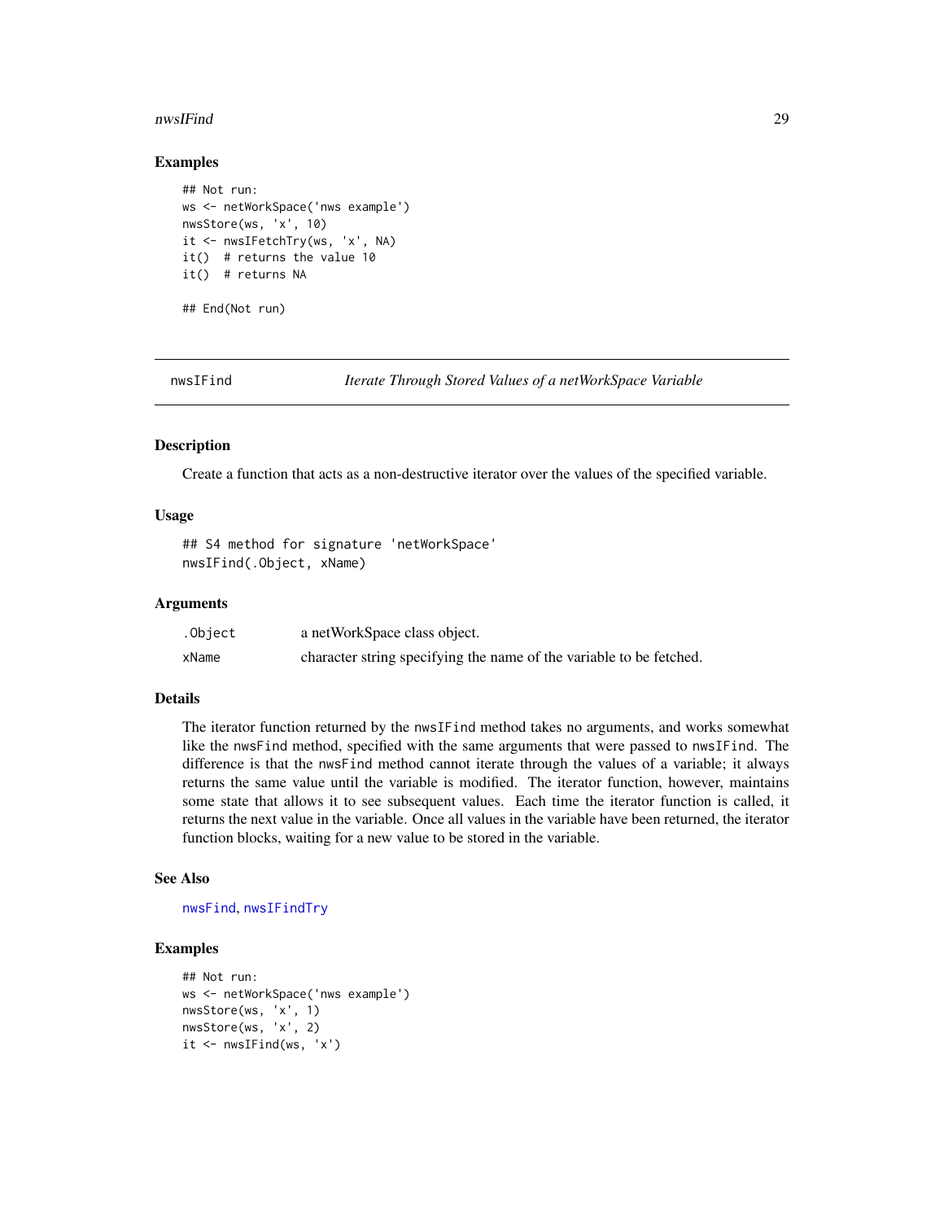### Examples

```
## Not run:
ws <- netWorkSpace('nws example')
nwsStore(ws, 'x', 10)
it <- nwsIFetchTry(ws, 'x', NA)
it()  # returns the value 10
it()  # returns NA

## End(Not run)
```

---

## nwsIFind — *Iterate Through Stored Values of a netWorkSpace Variable*

### Description

Create a function that acts as a non-destructive iterator over the values of the specified variable.

### Usage

```
## S4 method for signature 'netWorkSpace'
nwsIFind(.Object, xName)
```

### Arguments

| | |
|---|---|
| `.Object` | a netWorkSpace class object. |
| `xName` | character string specifying the name of the variable to be fetched. |

### Details

The iterator function returned by the `nwsIFind` method takes no arguments, and works somewhat like the `nwsFind` method, specified with the same arguments that were passed to `nwsIFind`. The difference is that the `nwsFind` method cannot iterate through the values of a variable; it always returns the same value until the variable is modified. The iterator function, however, maintains some state that allows it to see subsequent values. Each time the iterator function is called, it returns the next value in the variable. Once all values in the variable have been returned, the iterator function blocks, waiting for a new value to be stored in the variable.

### See Also

`nwsFind`, `nwsIFindTry`

### Examples

```
## Not run:
ws <- netWorkSpace('nws example')
nwsStore(ws, 'x', 1)
nwsStore(ws, 'x', 2)
it <- nwsIFind(ws, 'x')
```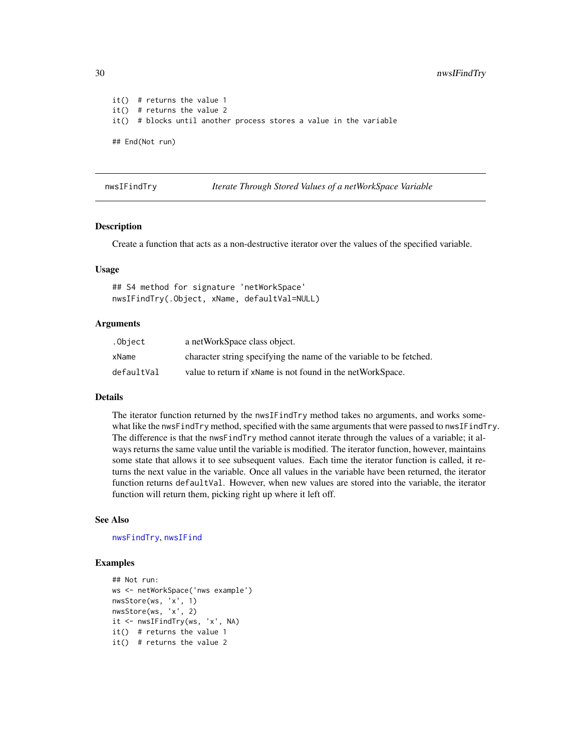```
it()  # returns the value 1
it()  # returns the value 2
it()  # blocks until another process stores a value in the variable

## End(Not run)
```

---

# nwsIFindTry — *Iterate Through Stored Values of a netWorkSpace Variable*

## Description

Create a function that acts as a non-destructive iterator over the values of the specified variable.

## Usage

```
## S4 method for signature 'netWorkSpace'
nwsIFindTry(.Object, xName, defaultVal=NULL)
```

## Arguments

| | |
|---|---|
| `.Object` | a netWorkSpace class object. |
| `xName` | character string specifying the name of the variable to be fetched. |
| `defaultVal` | value to return if `xName` is not found in the netWorkSpace. |

## Details

The iterator function returned by the `nwsIFindTry` method takes no arguments, and works somewhat like the `nwsFindTry` method, specified with the same arguments that were passed to `nwsIFindTry`. The difference is that the `nwsFindTry` method cannot iterate through the values of a variable; it always returns the same value until the variable is modified. The iterator function, however, maintains some state that allows it to see subsequent values. Each time the iterator function is called, it returns the next value in the variable. Once all values in the variable have been returned, the iterator function returns `defaultVal`. However, when new values are stored into the variable, the iterator function will return them, picking right up where it left off.

## See Also

`nwsFindTry`, `nwsIFind`

## Examples

```
## Not run:
ws <- netWorkSpace('nws example')
nwsStore(ws, 'x', 1)
nwsStore(ws, 'x', 2)
it <- nwsIFindTry(ws, 'x', NA)
it()  # returns the value 1
it()  # returns the value 2
```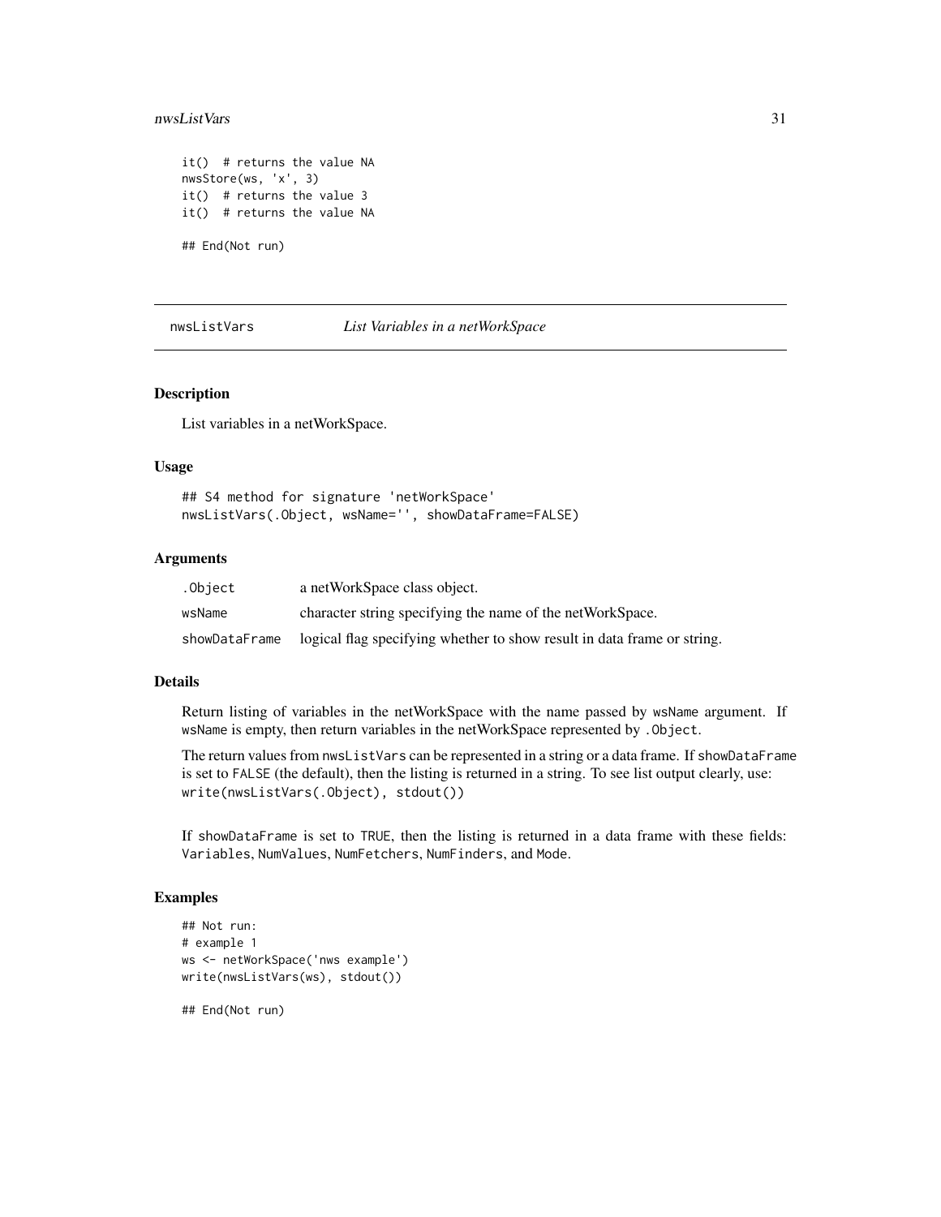```
it()  # returns the value NA
nwsStore(ws, 'x', 3)
it()  # returns the value 3
it()  # returns the value NA

## End(Not run)
```

---

## nwsListVars — *List Variables in a netWorkSpace*

---

### Description

List variables in a netWorkSpace.

### Usage

```
## S4 method for signature 'netWorkSpace'
nwsListVars(.Object, wsName='', showDataFrame=FALSE)
```

### Arguments

| | |
|---|---|
| `.Object` | a netWorkSpace class object. |
| `wsName` | character string specifying the name of the netWorkSpace. |
| `showDataFrame` | logical flag specifying whether to show result in data frame or string. |

### Details

Return listing of variables in the netWorkSpace with the name passed by `wsName` argument. If `wsName` is empty, then return variables in the netWorkSpace represented by `.Object`.

The return values from `nwsListVars` can be represented in a string or a data frame. If `showDataFrame` is set to `FALSE` (the default), then the listing is returned in a string. To see list output clearly, use: `write(nwsListVars(.Object), stdout())`

If `showDataFrame` is set to `TRUE`, then the listing is returned in a data frame with these fields: `Variables`, `NumValues`, `NumFetchers`, `NumFinders`, and `Mode`.

### Examples

```
## Not run:
# example 1
ws <- netWorkSpace('nws example')
write(nwsListVars(ws), stdout())

## End(Not run)
```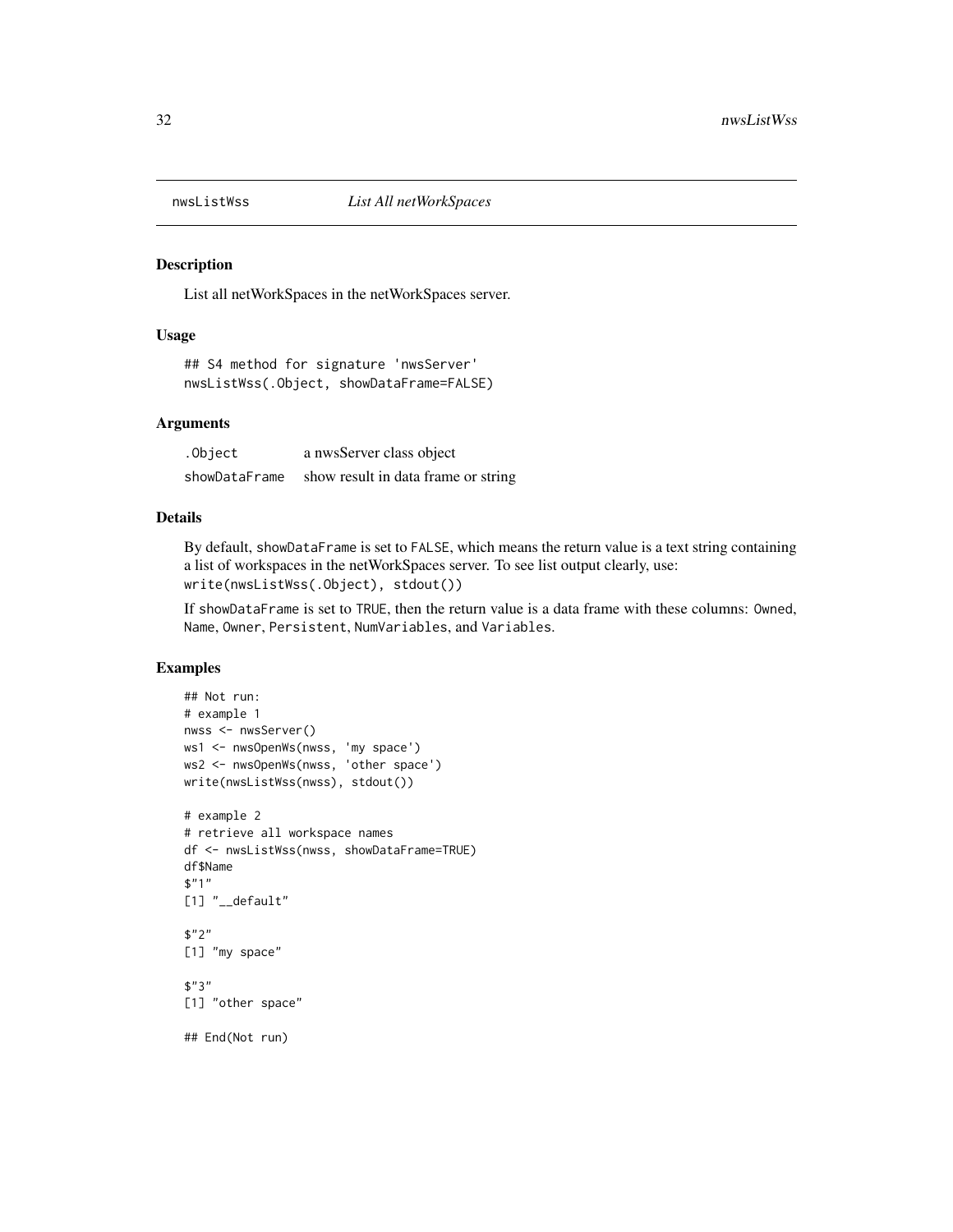`nwsListWss` *List All netWorkSpaces*

### Description

List all netWorkSpaces in the netWorkSpaces server.

### Usage

```
## S4 method for signature 'nwsServer'
nwsListWss(.Object, showDataFrame=FALSE)
```

### Arguments

| | |
|---|---|
| `.Object` | a nwsServer class object |
| `showDataFrame` | show result in data frame or string |

### Details

By default, `showDataFrame` is set to `FALSE`, which means the return value is a text string containing a list of workspaces in the netWorkSpaces server. To see list output clearly, use: `write(nwsListWss(.Object), stdout())`

If `showDataFrame` is set to `TRUE`, then the return value is a data frame with these columns: `Owned`, `Name`, `Owner`, `Persistent`, `NumVariables`, and `Variables`.

### Examples

```
## Not run:
# example 1
nwss <- nwsServer()
ws1 <- nwsOpenWs(nwss, 'my space')
ws2 <- nwsOpenWs(nwss, 'other space')
write(nwsListWss(nwss), stdout())

# example 2
# retrieve all workspace names
df <- nwsListWss(nwss, showDataFrame=TRUE)
df$Name
$"1"
[1] "__default"

$"2"
[1] "my space"

$"3"
[1] "other space"

## End(Not run)
```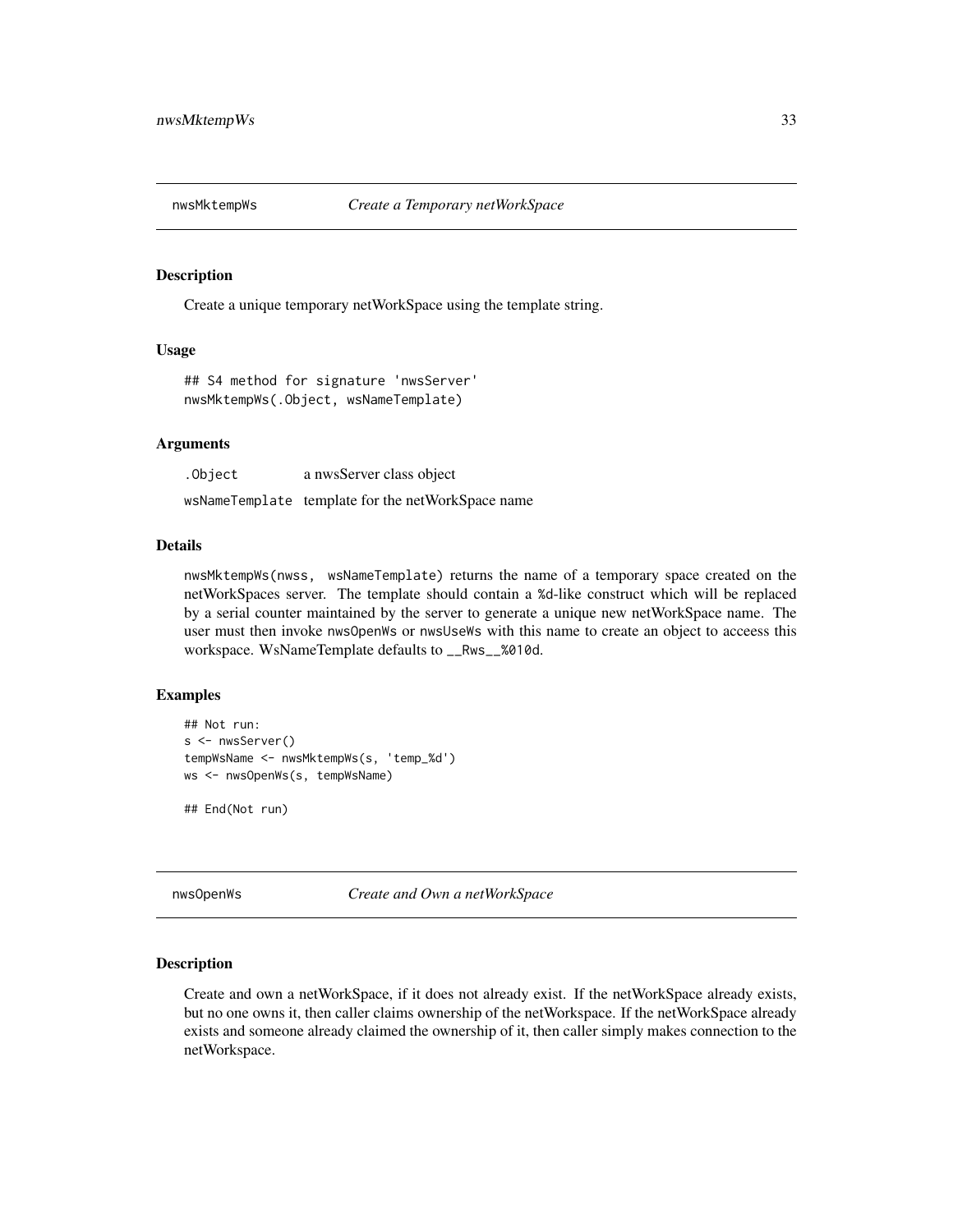## nwsMktempWs — *Create a Temporary netWorkSpace*

### Description

Create a unique temporary netWorkSpace using the template string.

### Usage

```
## S4 method for signature 'nwsServer'
nwsMktempWs(.Object, wsNameTemplate)
```

### Arguments

| | |
|---|---|
| `.Object` | a nwsServer class object |
| `wsNameTemplate` | template for the netWorkSpace name |

### Details

`nwsMktempWs(nwss, wsNameTemplate)` returns the name of a temporary space created on the netWorkSpaces server. The template should contain a `%d`-like construct which will be replaced by a serial counter maintained by the server to generate a unique new netWorkSpace name. The user must then invoke `nwsOpenWs` or `nwsUseWs` with this name to create an object to acceess this workspace. WsNameTemplate defaults to `__Rws__%010d`.

### Examples

```
## Not run:
s <- nwsServer()
tempWsName <- nwsMktempWs(s, 'temp_%d')
ws <- nwsOpenWs(s, tempWsName)

## End(Not run)
```

## nwsOpenWs — *Create and Own a netWorkSpace*

### Description

Create and own a netWorkSpace, if it does not already exist. If the netWorkSpace already exists, but no one owns it, then caller claims ownership of the netWorkspace. If the netWorkSpace already exists and someone already claimed the ownership of it, then caller simply makes connection to the netWorkspace.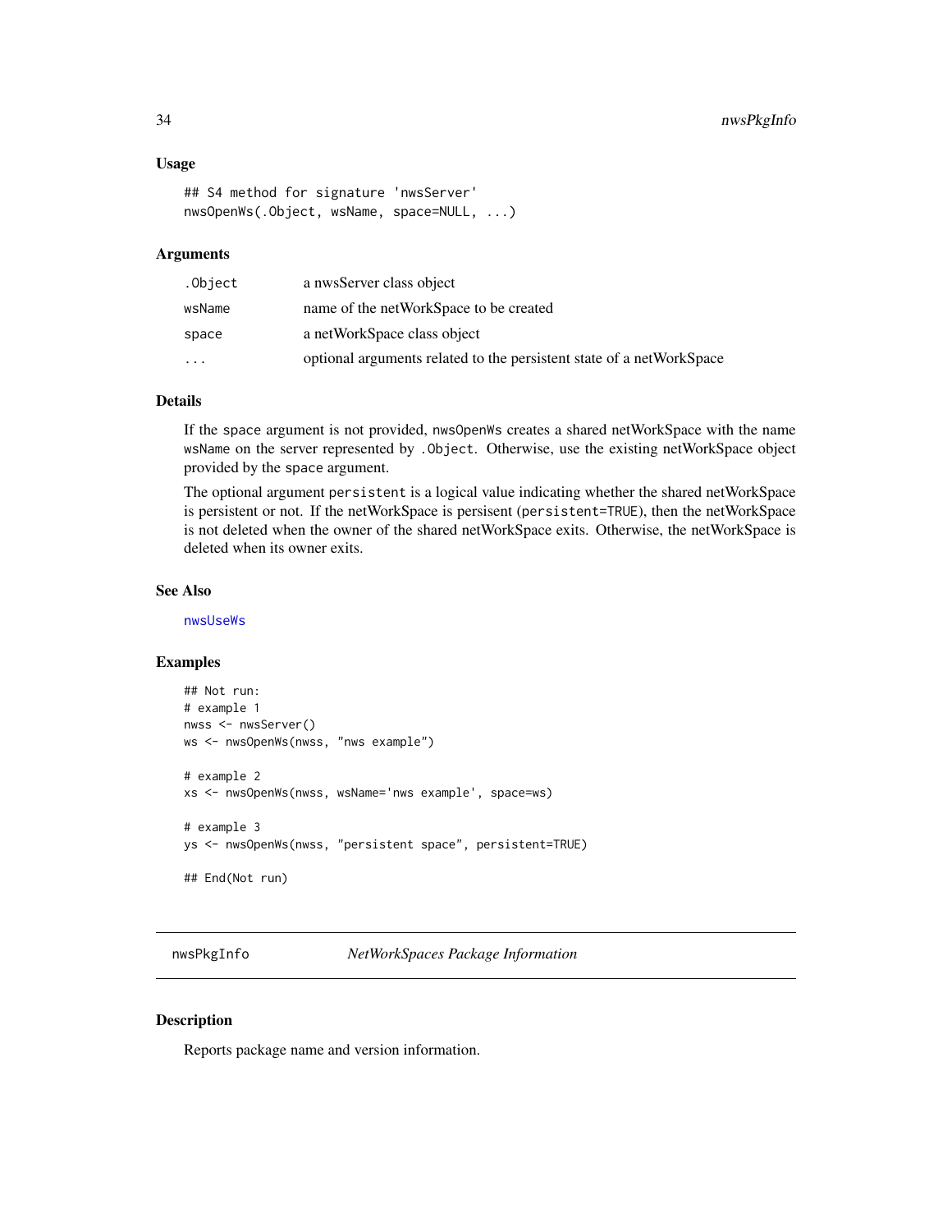### Usage

```
## S4 method for signature 'nwsServer'
nwsOpenWs(.Object, wsName, space=NULL, ...)
```

### Arguments

| | |
|---|---|
| `.Object` | a nwsServer class object |
| `wsName` | name of the netWorkSpace to be created |
| `space` | a netWorkSpace class object |
| `...` | optional arguments related to the persistent state of a netWorkSpace |

### Details

If the `space` argument is not provided, `nwsOpenWs` creates a shared netWorkSpace with the name `wsName` on the server represented by `.Object`. Otherwise, use the existing netWorkSpace object provided by the `space` argument.

The optional argument `persistent` is a logical value indicating whether the shared netWorkSpace is persistent or not. If the netWorkSpace is persient (`persistent=TRUE`), then the netWorkSpace is not deleted when the owner of the shared netWorkSpace exits. Otherwise, the netWorkSpace is deleted when its owner exits.

### See Also

`nwsUseWs`

### Examples

```
## Not run:
# example 1
nwss <- nwsServer()
ws <- nwsOpenWs(nwss, "nws example")

# example 2
xs <- nwsOpenWs(nwss, wsName='nws example', space=ws)

# example 3
ys <- nwsOpenWs(nwss, "persistent space", persistent=TRUE)

## End(Not run)
```

---

## nwsPkgInfo — *NetWorkSpaces Package Information*

### Description

Reports package name and version information.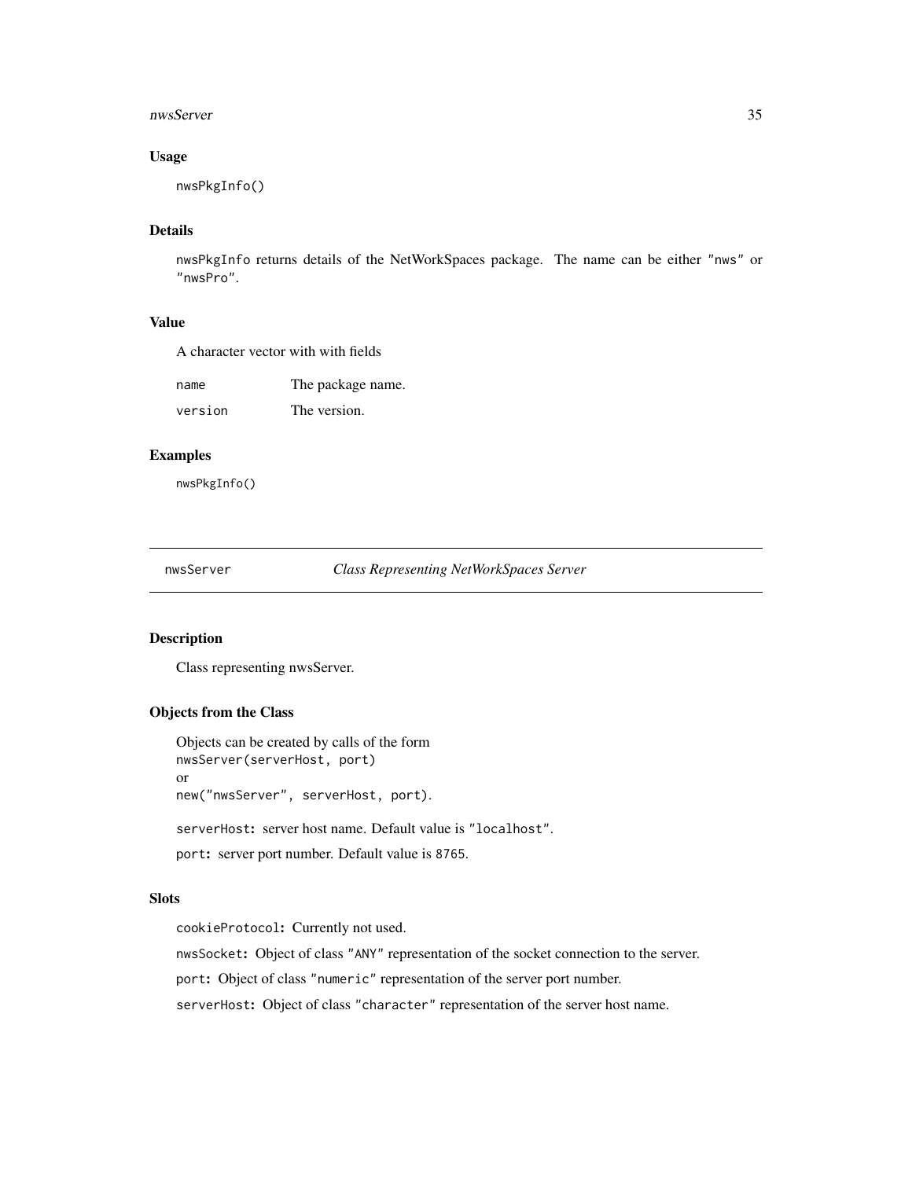### Usage

```
nwsPkgInfo()
```

### Details

`nwsPkgInfo` returns details of the NetWorkSpaces package. The name can be either `"nws"` or `"nwsPro"`.

### Value

A character vector with with fields

| | |
|---|---|
| `name` | The package name. |
| `version` | The version. |

### Examples

```
nwsPkgInfo()
```

---

## nwsServer — *Class Representing NetWorkSpaces Server*

---

### Description

Class representing nwsServer.

### Objects from the Class

Objects can be created by calls of the form
`nwsServer(serverHost, port)`
or
`new("nwsServer", serverHost, port)`.

`serverHost`**:** server host name. Default value is `"localhost"`.

`port`**:** server port number. Default value is `8765`.

### Slots

`cookieProtocol`**:** Currently not used.

`nwsSocket`**:** Object of class `"ANY"` representation of the socket connection to the server.

`port`**:** Object of class `"numeric"` representation of the server port number.

`serverHost`**:** Object of class `"character"` representation of the server host name.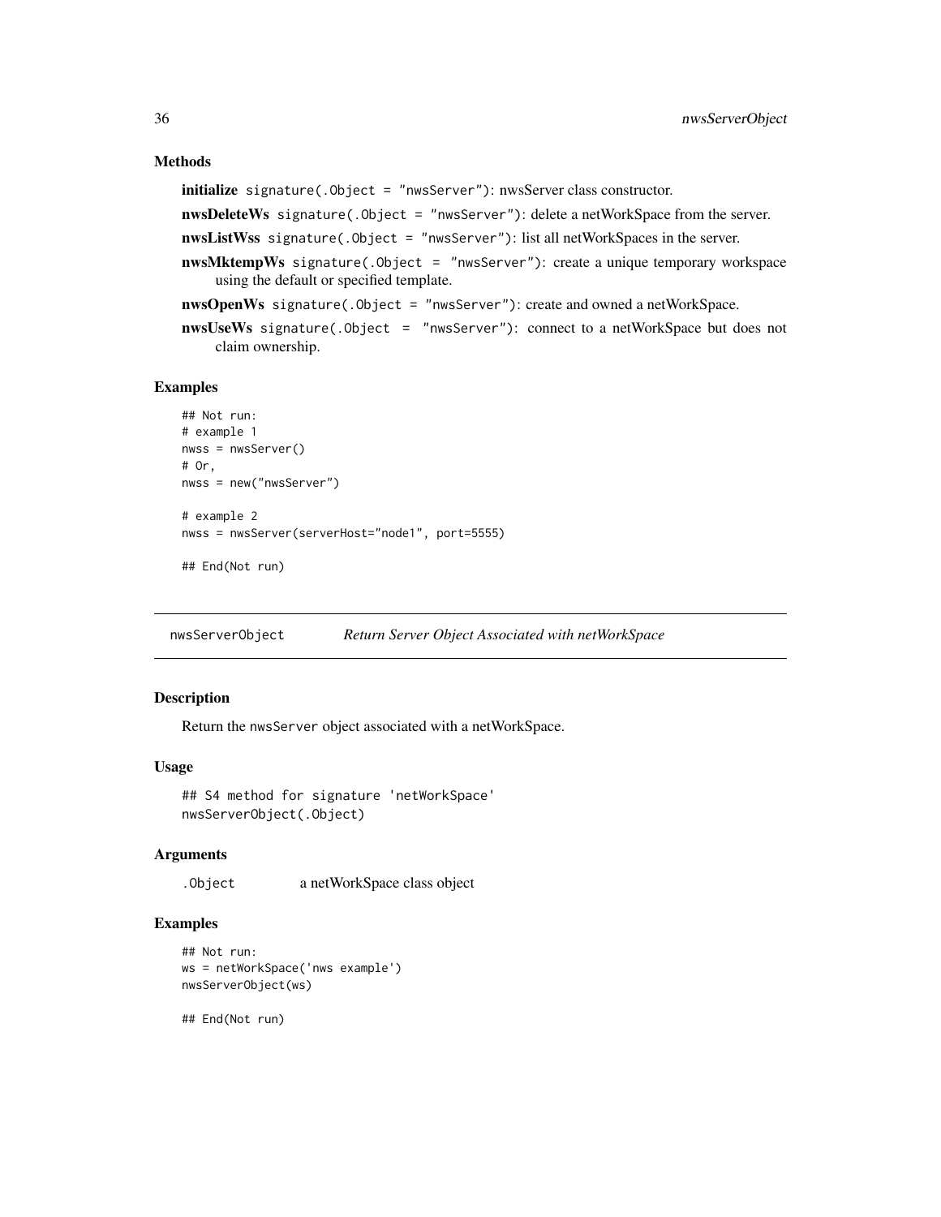### Methods

**initialize** `signature(.Object = "nwsServer")`: nwsServer class constructor.

**nwsDeleteWs** `signature(.Object = "nwsServer")`: delete a netWorkSpace from the server.

**nwsListWss** `signature(.Object = "nwsServer")`: list all netWorkSpaces in the server.

**nwsMktempWs** `signature(.Object = "nwsServer")`: create a unique temporary workspace using the default or specified template.

**nwsOpenWs** `signature(.Object = "nwsServer")`: create and owned a netWorkSpace.

**nwsUseWs** `signature(.Object = "nwsServer")`: connect to a netWorkSpace but does not claim ownership.

### Examples

```
## Not run:
# example 1
nwss = nwsServer()
# Or,
nwss = new("nwsServer")

# example 2
nwss = nwsServer(serverHost="node1", port=5555)

## End(Not run)
```

---

## nwsServerObject *Return Server Object Associated with netWorkSpace*

---

### Description

Return the `nwsServer` object associated with a netWorkSpace.

### Usage

```
## S4 method for signature 'netWorkSpace'
nwsServerObject(.Object)
```

### Arguments

| | |
|---|---|
| `.Object` | a netWorkSpace class object |

### Examples

```
## Not run:
ws = netWorkSpace('nws example')
nwsServerObject(ws)

## End(Not run)
```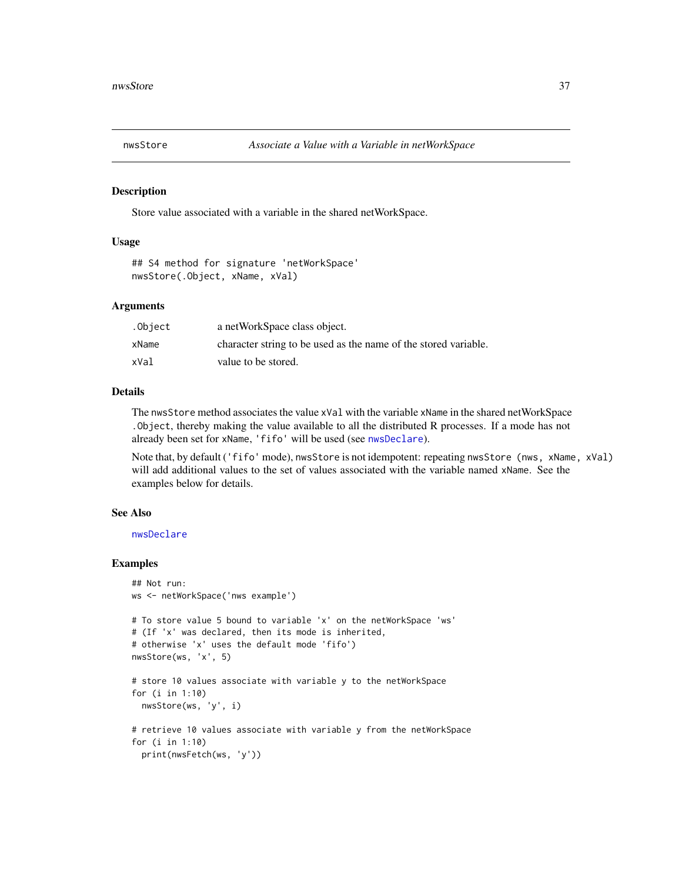## nwsStore — *Associate a Value with a Variable in netWorkSpace*

### Description

Store value associated with a variable in the shared netWorkSpace.

### Usage

```
## S4 method for signature 'netWorkSpace'
nwsStore(.Object, xName, xVal)
```

### Arguments

| | |
|---|---|
| `.Object` | a netWorkSpace class object. |
| `xName` | character string to be used as the name of the stored variable. |
| `xVal` | value to be stored. |

### Details

The `nwsStore` method associates the value `xVal` with the variable `xName` in the shared netWorkSpace `.Object`, thereby making the value available to all the distributed R processes. If a mode has not already been set for `xName`, `'fifo'` will be used (see `nwsDeclare`).

Note that, by default (`'fifo'` mode), `nwsStore` is not idempotent: repeating `nwsStore (nws, xName, xVal)` will add additional values to the set of values associated with the variable named `xName`. See the examples below for details.

### See Also

`nwsDeclare`

### Examples

```
## Not run:
ws <- netWorkSpace('nws example')

# To store value 5 bound to variable 'x' on the netWorkSpace 'ws'
# (If 'x' was declared, then its mode is inherited,
# otherwise 'x' uses the default mode 'fifo')
nwsStore(ws, 'x', 5)

# store 10 values associate with variable y to the netWorkSpace
for (i in 1:10)
  nwsStore(ws, 'y', i)

# retrieve 10 values associate with variable y from the netWorkSpace
for (i in 1:10)
  print(nwsFetch(ws, 'y'))
```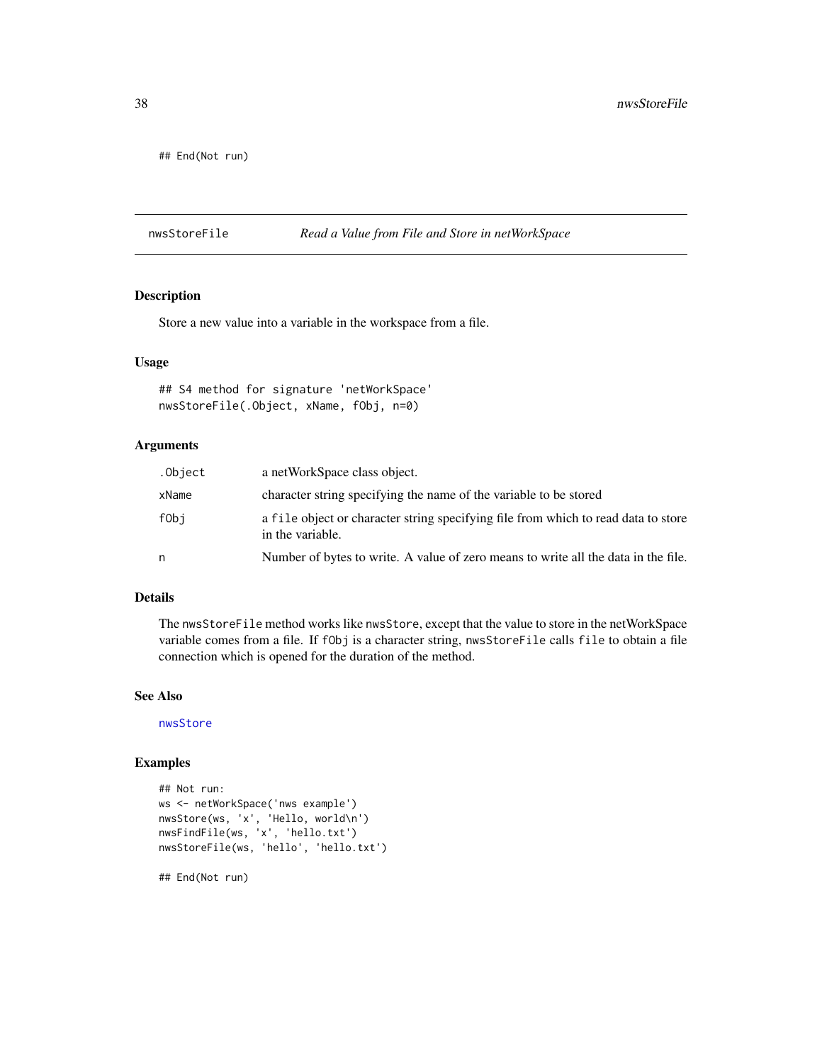```
## End(Not run)
```

## nwsStoreFile — *Read a Value from File and Store in netWorkSpace*

### Description

Store a new value into a variable in the workspace from a file.

### Usage

```
## S4 method for signature 'netWorkSpace'
nwsStoreFile(.Object, xName, fObj, n=0)
```

### Arguments

| | |
|---|---|
| `.Object` | a netWorkSpace class object. |
| `xName` | character string specifying the name of the variable to be stored |
| `fObj` | a `file` object or character string specifying file from which to read data to store in the variable. |
| `n` | Number of bytes to write. A value of zero means to write all the data in the file. |

### Details

The `nwsStoreFile` method works like `nwsStore`, except that the value to store in the netWorkSpace variable comes from a file. If `fObj` is a character string, `nwsStoreFile` calls `file` to obtain a file connection which is opened for the duration of the method.

### See Also

`nwsStore`

### Examples

```
## Not run:
ws <- netWorkSpace('nws example')
nwsStore(ws, 'x', 'Hello, world\n')
nwsFindFile(ws, 'x', 'hello.txt')
nwsStoreFile(ws, 'hello', 'hello.txt')

## End(Not run)
```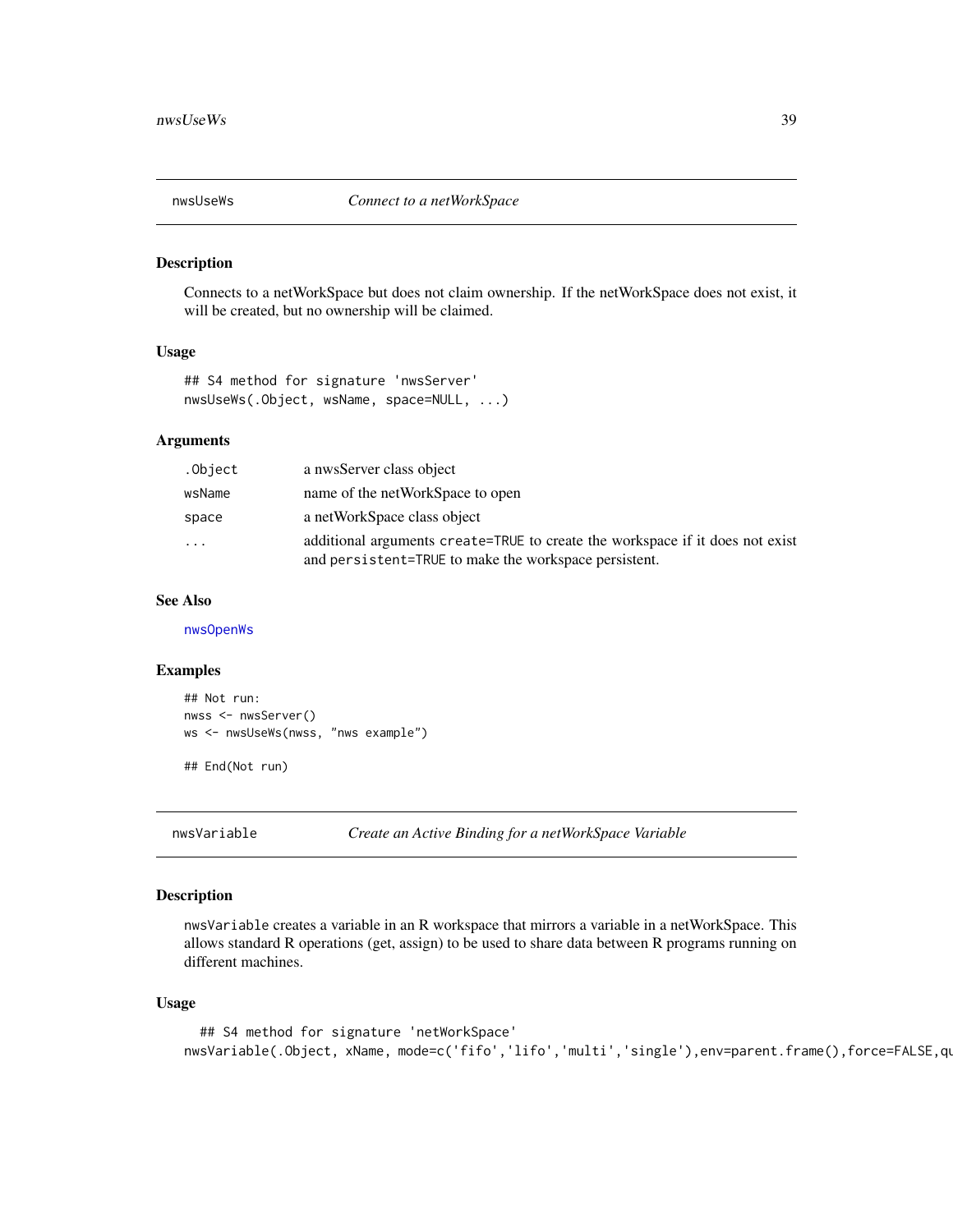## nwsUseWs — *Connect to a netWorkSpace*

### Description

Connects to a netWorkSpace but does not claim ownership. If the netWorkSpace does not exist, it will be created, but no ownership will be claimed.

### Usage

```
## S4 method for signature 'nwsServer'
nwsUseWs(.Object, wsName, space=NULL, ...)
```

### Arguments

| | |
|---|---|
| `.Object` | a nwsServer class object |
| `wsName` | name of the netWorkSpace to open |
| `space` | a netWorkSpace class object |
| `...` | additional arguments `create=TRUE` to create the workspace if it does not exist and `persistent=TRUE` to make the workspace persistent. |

### See Also

`nwsOpenWs`

### Examples

```
## Not run:
nwss <- nwsServer()
ws <- nwsUseWs(nwss, "nws example")

## End(Not run)
```

## nwsVariable — *Create an Active Binding for a netWorkSpace Variable*

### Description

`nwsVariable` creates a variable in an R workspace that mirrors a variable in a netWorkSpace. This allows standard R operations (get, assign) to be used to share data between R programs running on different machines.

### Usage

```
  ## S4 method for signature 'netWorkSpace'
nwsVariable(.Object, xName, mode=c('fifo','lifo','multi','single'),env=parent.frame(),force=FALSE,qu
```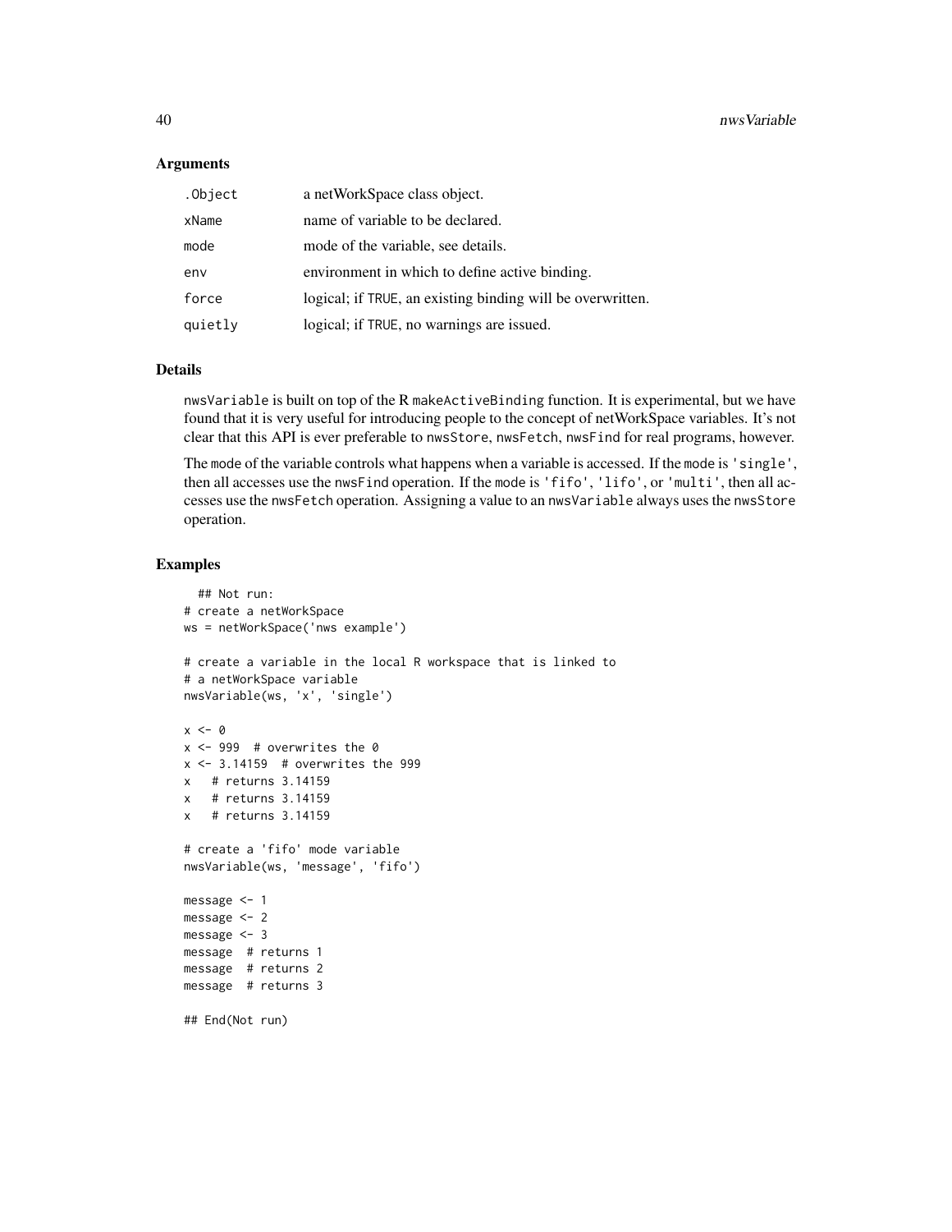### Arguments

| | |
|---|---|
| `.Object` | a netWorkSpace class object. |
| `xName` | name of variable to be declared. |
| `mode` | mode of the variable, see details. |
| `env` | environment in which to define active binding. |
| `force` | logical; if TRUE, an existing binding will be overwritten. |
| `quietly` | logical; if TRUE, no warnings are issued. |

### Details

`nwsVariable` is built on top of the R `makeActiveBinding` function. It is experimental, but we have found that it is very useful for introducing people to the concept of netWorkSpace variables. It's not clear that this API is ever preferable to `nwsStore`, `nwsFetch`, `nwsFind` for real programs, however.

The `mode` of the variable controls what happens when a variable is accessed. If the `mode` is `'single'`, then all accesses use the `nwsFind` operation. If the `mode` is `'fifo'`, `'lifo'`, or `'multi'`, then all accesses use the `nwsFetch` operation. Assigning a value to an `nwsVariable` always uses the `nwsStore` operation.

### Examples

```
  ## Not run:
# create a netWorkSpace
ws = netWorkSpace('nws example')

# create a variable in the local R workspace that is linked to
# a netWorkSpace variable
nwsVariable(ws, 'x', 'single')

x <- 0
x <- 999  # overwrites the 0
x <- 3.14159  # overwrites the 999
x   # returns 3.14159
x   # returns 3.14159
x   # returns 3.14159

# create a 'fifo' mode variable
nwsVariable(ws, 'message', 'fifo')

message <- 1
message <- 2
message <- 3
message  # returns 1
message  # returns 2
message  # returns 3

## End(Not run)
```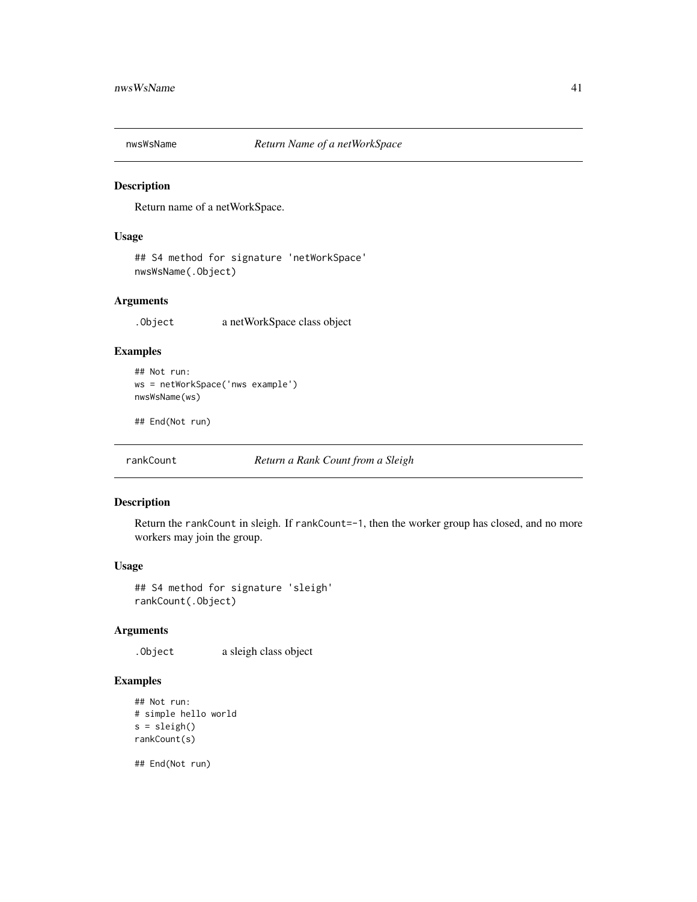## nwsWsName *Return Name of a netWorkSpace*

### Description

Return name of a netWorkSpace.

### Usage

```
## S4 method for signature 'netWorkSpace'
nwsWsName(.Object)
```

### Arguments

`.Object` a netWorkSpace class object

### Examples

```
## Not run:
ws = netWorkSpace('nws example')
nwsWsName(ws)

## End(Not run)
```

## rankCount *Return a Rank Count from a Sleigh*

### Description

Return the `rankCount` in sleigh. If `rankCount=-1`, then the worker group has closed, and no more workers may join the group.

### Usage

```
## S4 method for signature 'sleigh'
rankCount(.Object)
```

### Arguments

`.Object` a sleigh class object

### Examples

```
## Not run:
# simple hello world
s = sleigh()
rankCount(s)

## End(Not run)
```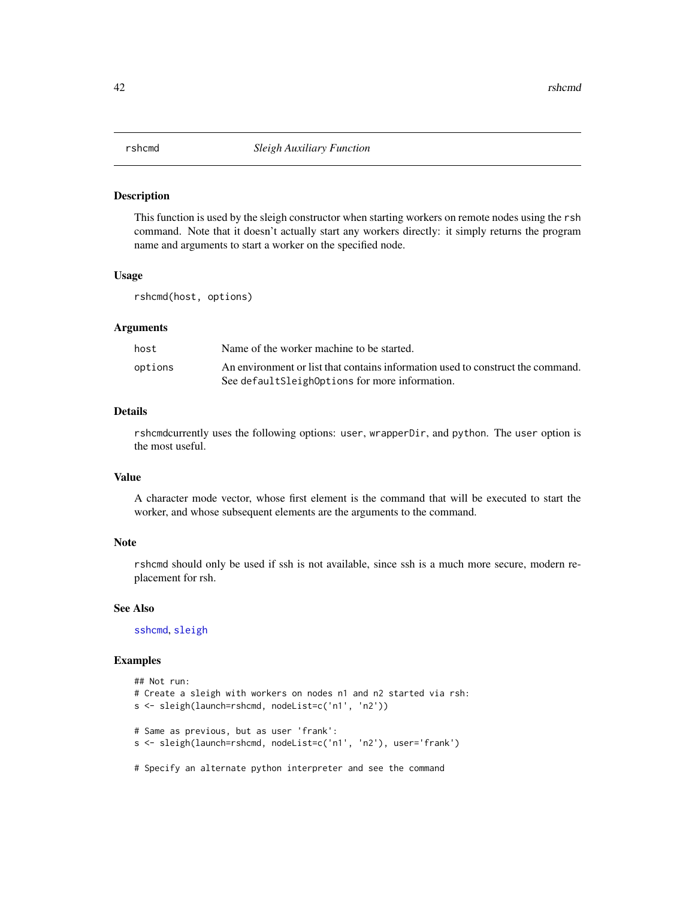rshcmd *Sleigh Auxiliary Function*

## Description

This function is used by the sleigh constructor when starting workers on remote nodes using the `rsh` command. Note that it doesn't actually start any workers directly: it simply returns the program name and arguments to start a worker on the specified node.

## Usage

```
rshcmd(host, options)
```

## Arguments

| | |
|---|---|
| `host` | Name of the worker machine to be started. |
| `options` | An environment or list that contains information used to construct the command. See `defaultSleighOptions` for more information. |

## Details

`rshcmd`currently uses the following options: `user`, `wrapperDir`, and `python`. The `user` option is the most useful.

## Value

A character mode vector, whose first element is the command that will be executed to start the worker, and whose subsequent elements are the arguments to the command.

## Note

`rshcmd` should only be used if ssh is not available, since ssh is a much more secure, modern replacement for rsh.

## See Also

`sshcmd`, `sleigh`

## Examples

```
## Not run:
# Create a sleigh with workers on nodes n1 and n2 started via rsh:
s <- sleigh(launch=rshcmd, nodeList=c('n1', 'n2'))

# Same as previous, but as user 'frank':
s <- sleigh(launch=rshcmd, nodeList=c('n1', 'n2'), user='frank')

# Specify an alternate python interpreter and see the command
```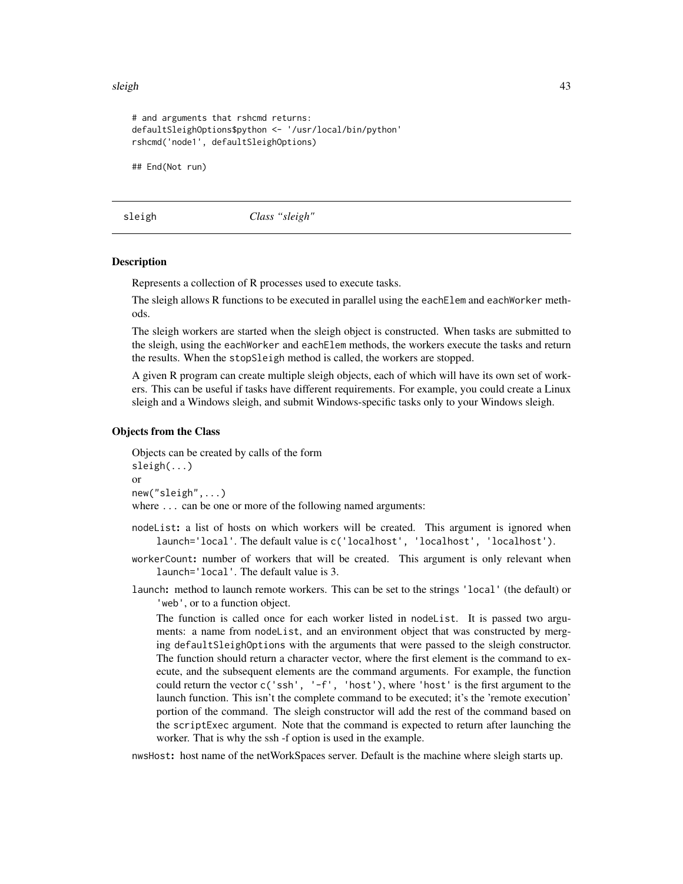```
# and arguments that rshcmd returns:
defaultSleighOptions$python <- '/usr/local/bin/python'
rshcmd('node1', defaultSleighOptions)

## End(Not run)
```

## sleigh *Class "sleigh"*

### Description

Represents a collection of R processes used to execute tasks.

The sleigh allows R functions to be executed in parallel using the `eachElem` and `eachWorker` methods.

The sleigh workers are started when the sleigh object is constructed. When tasks are submitted to the sleigh, using the `eachWorker` and `eachElem` methods, the workers execute the tasks and return the results. When the `stopSleigh` method is called, the workers are stopped.

A given R program can create multiple sleigh objects, each of which will have its own set of workers. This can be useful if tasks have different requirements. For example, you could create a Linux sleigh and a Windows sleigh, and submit Windows-specific tasks only to your Windows sleigh.

### Objects from the Class

Objects can be created by calls of the form
`sleigh(...)`
or
`new("sleigh",...)`
where `...` can be one or more of the following named arguments:

`nodeList`**:** a list of hosts on which workers will be created. This argument is ignored when `launch='local'`. The default value is `c('localhost', 'localhost', 'localhost')`.

`workerCount`**:** number of workers that will be created. This argument is only relevant when `launch='local'`. The default value is 3.

`launch`**:** method to launch remote workers. This can be set to the strings `'local'` (the default) or `'web'`, or to a function object.

The function is called once for each worker listed in `nodeList`. It is passed two arguments: a name from `nodeList`, and an environment object that was constructed by merging `defaultSleighOptions` with the arguments that were passed to the sleigh constructor. The function should return a character vector, where the first element is the command to execute, and the subsequent elements are the command arguments. For example, the function could return the vector `c('ssh', '-f', 'host')`, where `'host'` is the first argument to the launch function. This isn't the complete command to be executed; it's the 'remote execution' portion of the command. The sleigh constructor will add the rest of the command based on the `scriptExec` argument. Note that the command is expected to return after launching the worker. That is why the ssh -f option is used in the example.

`nwsHost`**:** host name of the netWorkSpaces server. Default is the machine where sleigh starts up.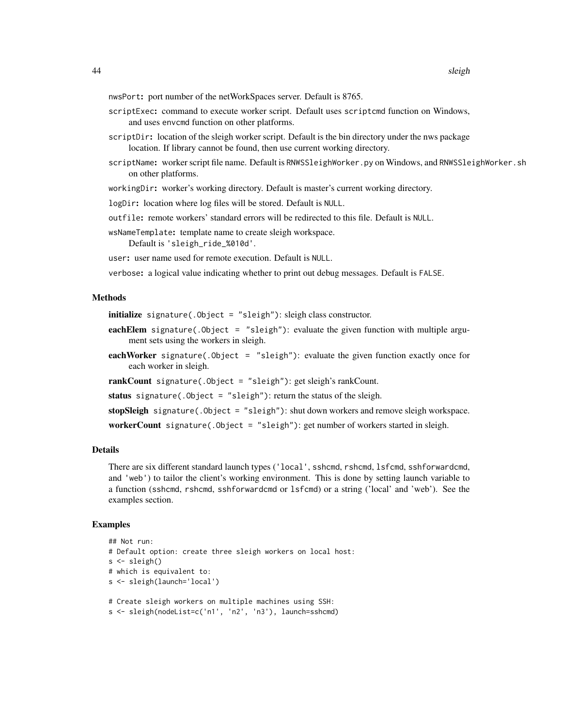nwsPort: port number of the netWorkSpaces server. Default is 8765.

scriptExec: command to execute worker script. Default uses scriptcmd function on Windows, and uses envcmd function on other platforms.

scriptDir: location of the sleigh worker script. Default is the bin directory under the nws package location. If library cannot be found, then use current working directory.

scriptName: worker script file name. Default is RNWSSleighWorker.py on Windows, and RNWSSleighWorker.sh on other platforms.

workingDir: worker's working directory. Default is master's current working directory.

logDir: location where log files will be stored. Default is NULL.

outfile: remote workers' standard errors will be redirected to this file. Default is NULL.

wsNameTemplate: template name to create sleigh workspace. Default is 'sleigh_ride_%010d'.

user: user name used for remote execution. Default is NULL.

verbose: a logical value indicating whether to print out debug messages. Default is FALSE.

## Methods

**initialize** signature(.Object = "sleigh"): sleigh class constructor.

**eachElem** signature(.Object = "sleigh"): evaluate the given function with multiple argument sets using the workers in sleigh.

**eachWorker** signature(.Object = "sleigh"): evaluate the given function exactly once for each worker in sleigh.

**rankCount** signature(.Object = "sleigh"): get sleigh's rankCount.

**status** signature(.Object = "sleigh"): return the status of the sleigh.

**stopSleigh** signature(.Object = "sleigh"): shut down workers and remove sleigh workspace.

**workerCount** signature(.Object = "sleigh"): get number of workers started in sleigh.

## Details

There are six different standard launch types ('local', sshcmd, rshcmd, lsfcmd, sshforwardcmd, and 'web') to tailor the client's working environment. This is done by setting launch variable to a function (sshcmd, rshcmd, sshforwardcmd or lsfcmd) or a string ('local' and 'web'). See the examples section.

## Examples

```
## Not run:
# Default option: create three sleigh workers on local host:
s <- sleigh()
# which is equivalent to:
s <- sleigh(launch='local')

# Create sleigh workers on multiple machines using SSH:
s <- sleigh(nodeList=c('n1', 'n2', 'n3'), launch=sshcmd)
```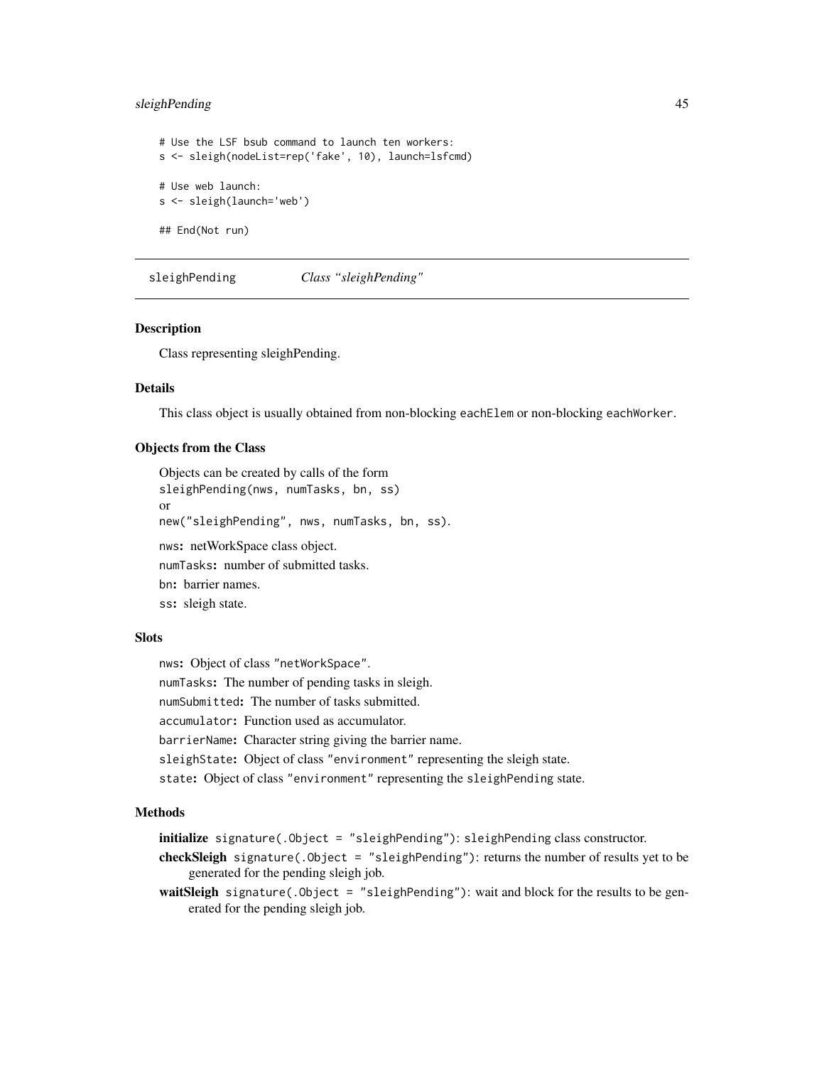```
# Use the LSF bsub command to launch ten workers:
s <- sleigh(nodeList=rep('fake', 10), launch=lsfcmd)

# Use web launch:
s <- sleigh(launch='web')

## End(Not run)
```

## sleighPending *Class "sleighPending"*

### Description

Class representing sleighPending.

### Details

This class object is usually obtained from non-blocking `eachElem` or non-blocking `eachWorker`.

### Objects from the Class

Objects can be created by calls of the form
`sleighPending(nws, numTasks, bn, ss)`
or
`new("sleighPending", nws, numTasks, bn, ss)`.

`nws`**:** netWorkSpace class object.

`numTasks`**:** number of submitted tasks.

`bn`**:** barrier names.

`ss`**:** sleigh state.

### Slots

`nws`**:** Object of class `"netWorkSpace"`.

`numTasks`**:** The number of pending tasks in sleigh.

`numSubmitted`**:** The number of tasks submitted.

`accumulator`**:** Function used as accumulator.

`barrierName`**:** Character string giving the barrier name.

`sleighState`**:** Object of class `"environment"` representing the sleigh state.

`state`**:** Object of class `"environment"` representing the `sleighPending` state.

### Methods

**initialize** `signature(.Object = "sleighPending")`: `sleighPending` class constructor.

**checkSleigh** `signature(.Object = "sleighPending")`: returns the number of results yet to be generated for the pending sleigh job.

**waitSleigh** `signature(.Object = "sleighPending")`: wait and block for the results to be generated for the pending sleigh job.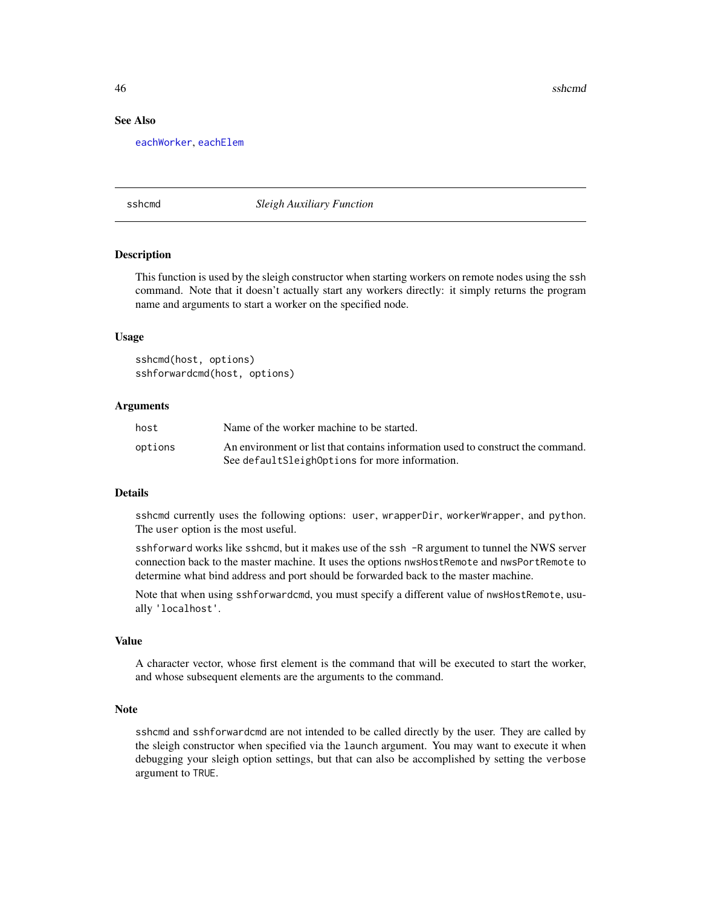### See Also

eachWorker, eachElem

---

sshcmd *Sleigh Auxiliary Function*

---

### Description

This function is used by the sleigh constructor when starting workers on remote nodes using the `ssh` command. Note that it doesn't actually start any workers directly: it simply returns the program name and arguments to start a worker on the specified node.

### Usage

```
sshcmd(host, options)
sshforwardcmd(host, options)
```

### Arguments

| | |
|---|---|
| `host` | Name of the worker machine to be started. |
| `options` | An environment or list that contains information used to construct the command. See `defaultSleighOptions` for more information. |

### Details

`sshcmd` currently uses the following options: `user`, `wrapperDir`, `workerWrapper`, and `python`. The `user` option is the most useful.

`sshforward` works like `sshcmd`, but it makes use of the `ssh -R` argument to tunnel the NWS server connection back to the master machine. It uses the options `nwsHostRemote` and `nwsPortRemote` to determine what bind address and port should be forwarded back to the master machine.

Note that when using `sshforwardcmd`, you must specify a different value of `nwsHostRemote`, usually `'localhost'`.

### Value

A character vector, whose first element is the command that will be executed to start the worker, and whose subsequent elements are the arguments to the command.

### Note

`sshcmd` and `sshforwardcmd` are not intended to be called directly by the user. They are called by the sleigh constructor when specified via the `launch` argument. You may want to execute it when debugging your sleigh option settings, but that can also be accomplished by setting the `verbose` argument to `TRUE`.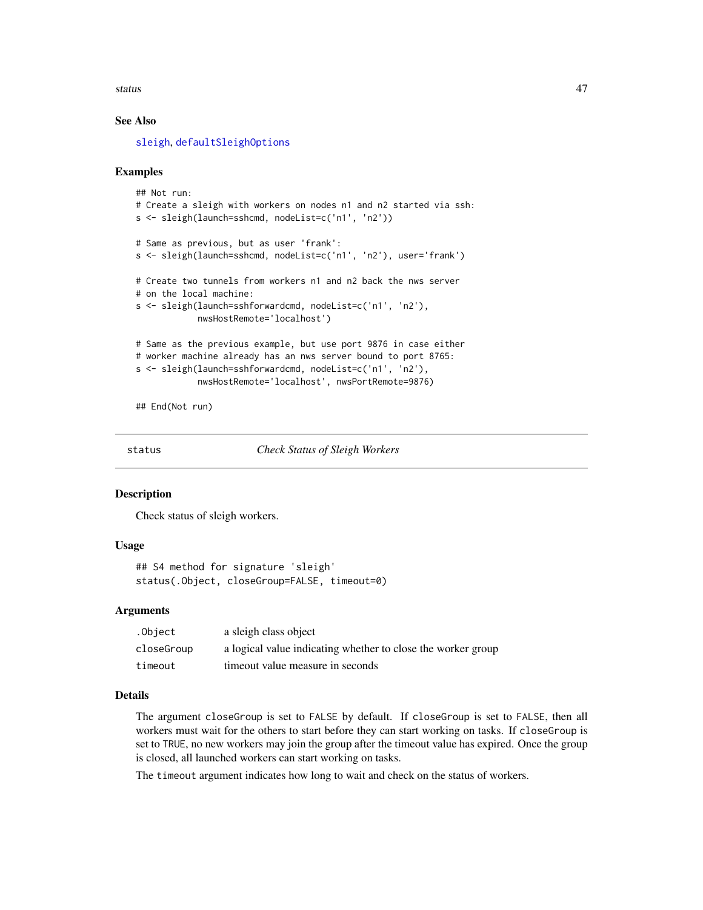### See Also

sleigh, defaultSleighOptions

### Examples

```
## Not run:
# Create a sleigh with workers on nodes n1 and n2 started via ssh:
s <- sleigh(launch=sshcmd, nodeList=c('n1', 'n2'))

# Same as previous, but as user 'frank':
s <- sleigh(launch=sshcmd, nodeList=c('n1', 'n2'), user='frank')

# Create two tunnels from workers n1 and n2 back the nws server
# on the local machine:
s <- sleigh(launch=sshforwardcmd, nodeList=c('n1', 'n2'),
            nwsHostRemote='localhost')

# Same as the previous example, but use port 9876 in case either
# worker machine already has an nws server bound to port 8765:
s <- sleigh(launch=sshforwardcmd, nodeList=c('n1', 'n2'),
            nwsHostRemote='localhost', nwsPortRemote=9876)

## End(Not run)
```

---

## status *Check Status of Sleigh Workers*

---

### Description

Check status of sleigh workers.

### Usage

```
## S4 method for signature 'sleigh'
status(.Object, closeGroup=FALSE, timeout=0)
```

### Arguments

| | |
|---|---|
| .Object | a sleigh class object |
| closeGroup | a logical value indicating whether to close the worker group |
| timeout | timeout value measure in seconds |

### Details

The argument `closeGroup` is set to `FALSE` by default. If `closeGroup` is set to `FALSE`, then all workers must wait for the others to start before they can start working on tasks. If `closeGroup` is set to `TRUE`, no new workers may join the group after the timeout value has expired. Once the group is closed, all launched workers can start working on tasks.

The `timeout` argument indicates how long to wait and check on the status of workers.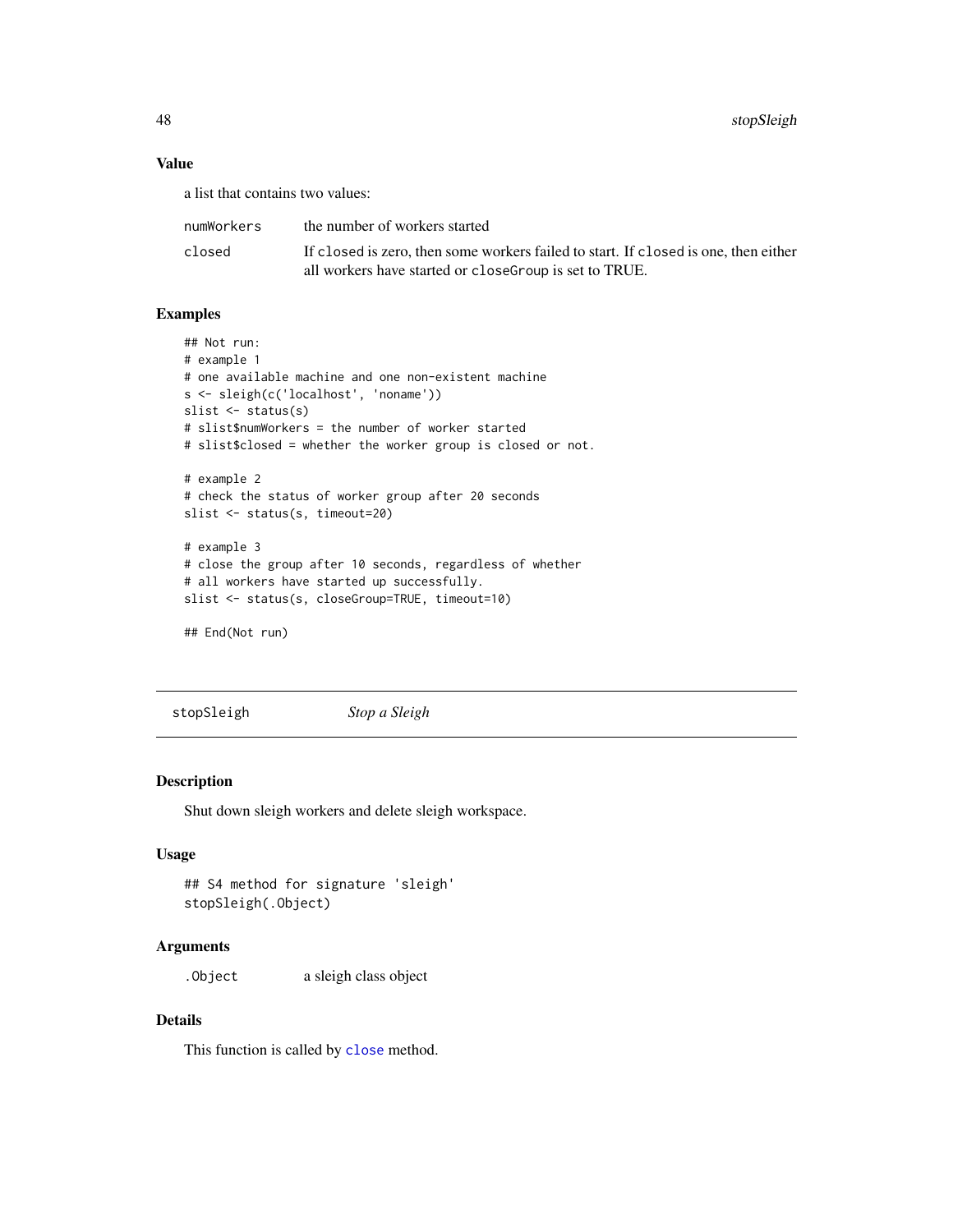### Value

a list that contains two values:

| | |
|---|---|
| numWorkers | the number of workers started |
| closed | If closed is zero, then some workers failed to start. If closed is one, then either all workers have started or closeGroup is set to TRUE. |

### Examples

```
## Not run:
# example 1
# one available machine and one non-existent machine
s <- sleigh(c('localhost', 'noname'))
slist <- status(s)
# slist$numWorkers = the number of worker started
# slist$closed = whether the worker group is closed or not.

# example 2
# check the status of worker group after 20 seconds
slist <- status(s, timeout=20)

# example 3
# close the group after 10 seconds, regardless of whether
# all workers have started up successfully.
slist <- status(s, closeGroup=TRUE, timeout=10)

## End(Not run)
```

---

## stopSleigh *Stop a Sleigh*

### Description

Shut down sleigh workers and delete sleigh workspace.

### Usage

```
## S4 method for signature 'sleigh'
stopSleigh(.Object)
```

### Arguments

| | |
|---|---|
| .Object | a sleigh class object |

### Details

This function is called by close method.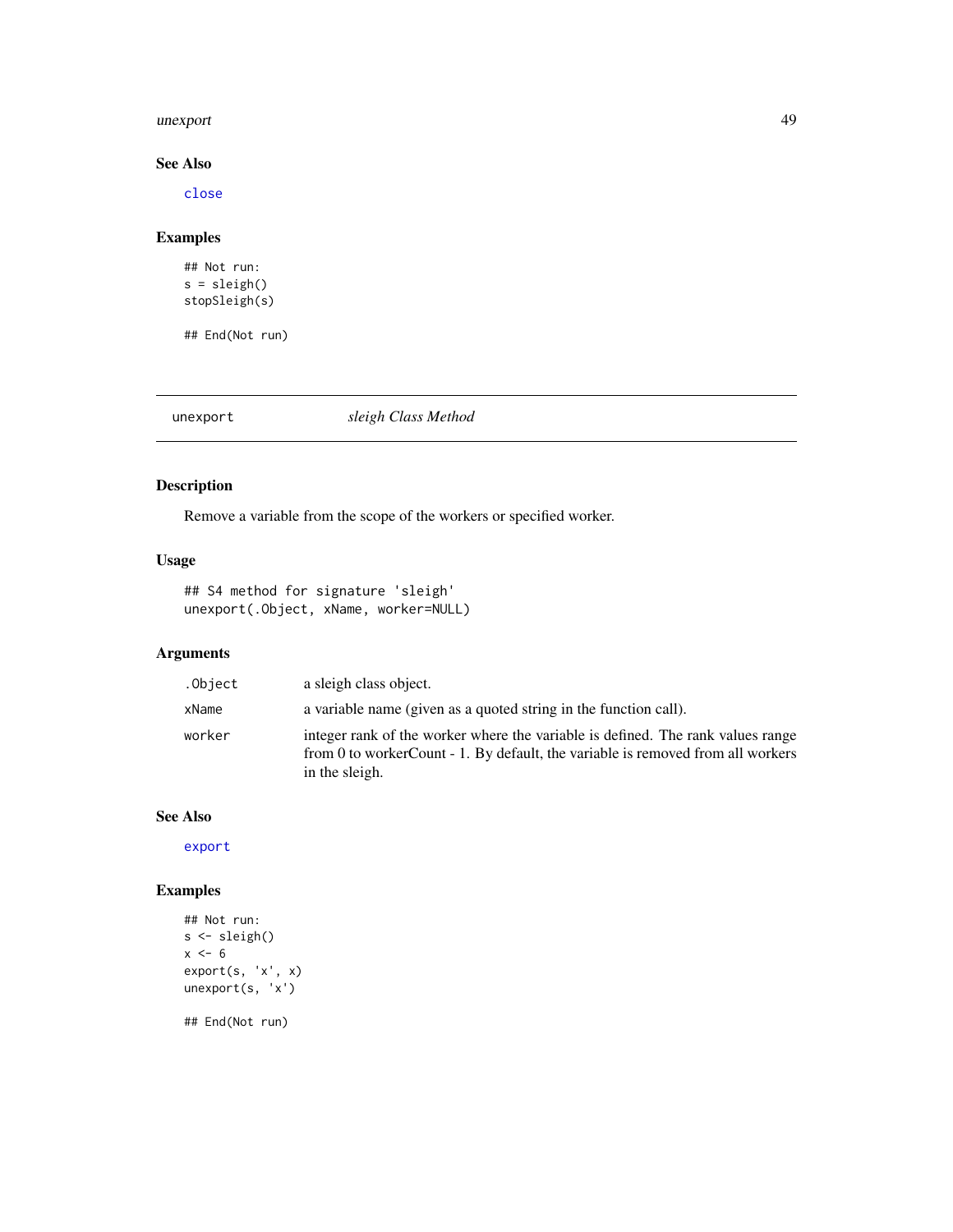### See Also

close

### Examples

```
## Not run:
s = sleigh()
stopSleigh(s)

## End(Not run)
```

---

## unexport *sleigh Class Method*

---

### Description

Remove a variable from the scope of the workers or specified worker.

### Usage

```
## S4 method for signature 'sleigh'
unexport(.Object, xName, worker=NULL)
```

### Arguments

| | |
|---|---|
| .Object | a sleigh class object. |
| xName | a variable name (given as a quoted string in the function call). |
| worker | integer rank of the worker where the variable is defined. The rank values range from 0 to workerCount - 1. By default, the variable is removed from all workers in the sleigh. |

### See Also

export

### Examples

```
## Not run:
s <- sleigh()
x <- 6
export(s, 'x', x)
unexport(s, 'x')

## End(Not run)
```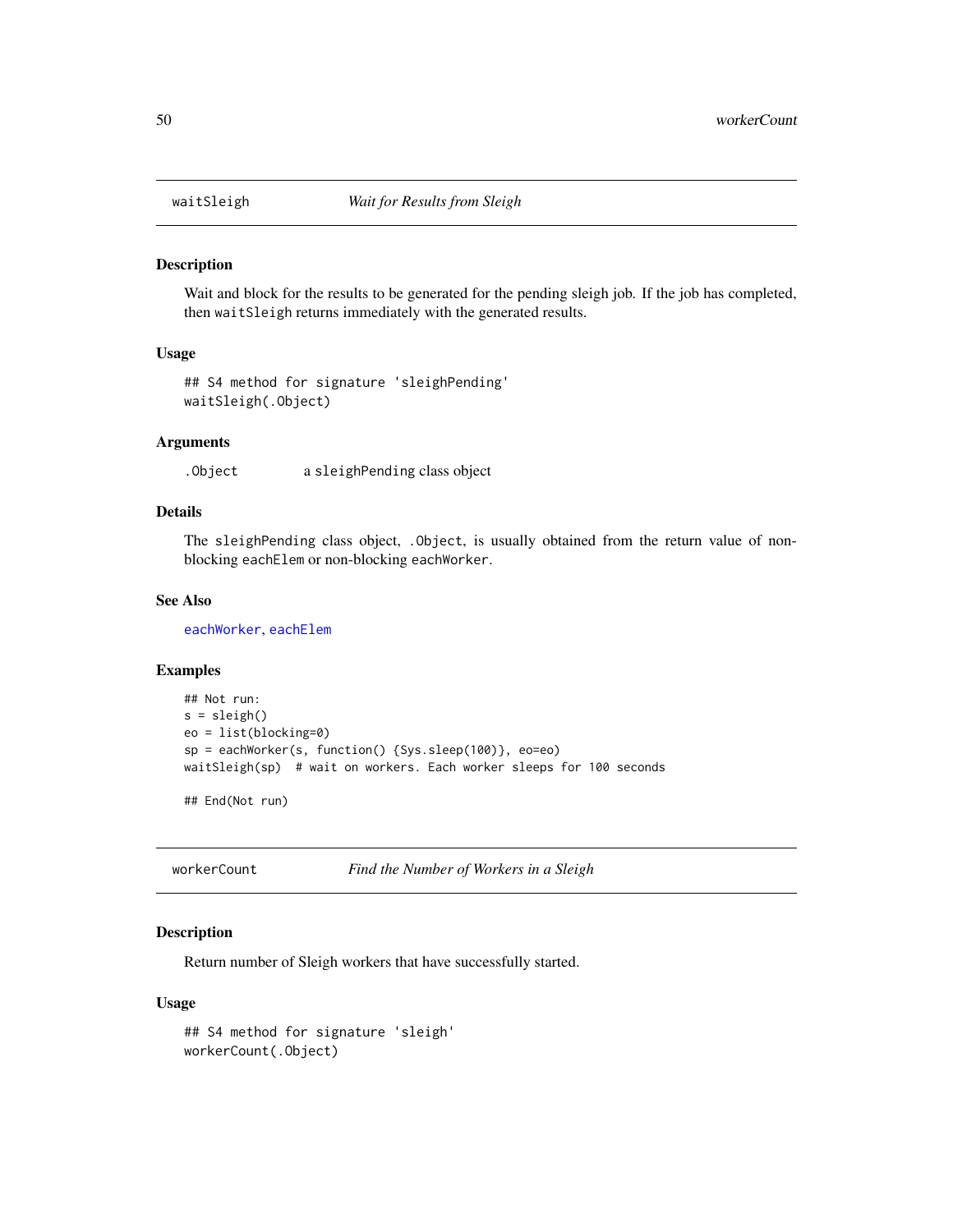## waitSleigh — *Wait for Results from Sleigh*

### Description

Wait and block for the results to be generated for the pending sleigh job. If the job has completed, then `waitSleigh` returns immediately with the generated results.

### Usage

```
## S4 method for signature 'sleighPending'
waitSleigh(.Object)
```

### Arguments

| | |
|---|---|
| `.Object` | a `sleighPending` class object |

### Details

The `sleighPending` class object, `.Object`, is usually obtained from the return value of non-blocking `eachElem` or non-blocking `eachWorker`.

### See Also

`eachWorker`, `eachElem`

### Examples

```
## Not run:
s = sleigh()
eo = list(blocking=0)
sp = eachWorker(s, function() {Sys.sleep(100)}, eo=eo)
waitSleigh(sp)  # wait on workers. Each worker sleeps for 100 seconds

## End(Not run)
```

## workerCount — *Find the Number of Workers in a Sleigh*

### Description

Return number of Sleigh workers that have successfully started.

### Usage

```
## S4 method for signature 'sleigh'
workerCount(.Object)
```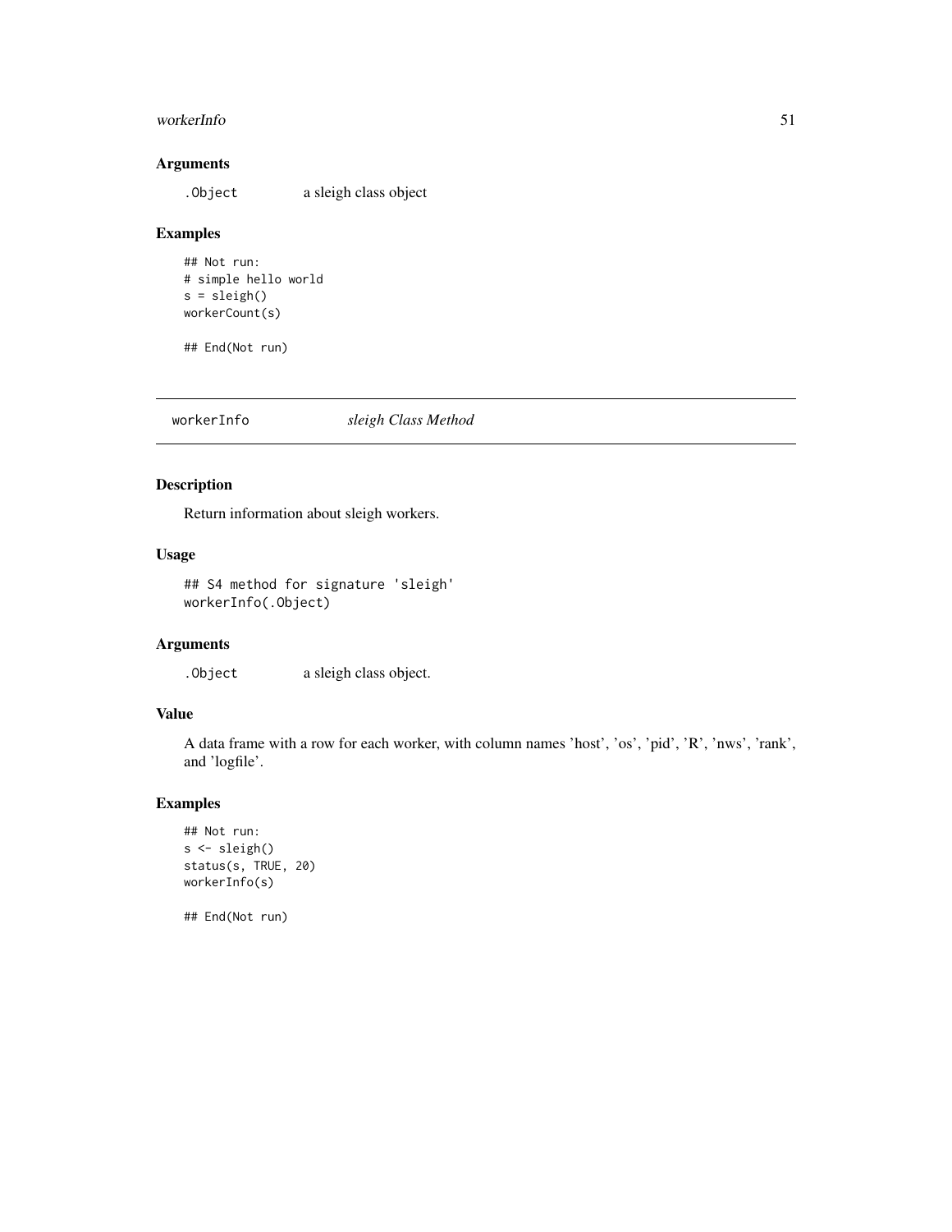### Arguments

`.Object` a sleigh class object

### Examples

```
## Not run:
# simple hello world
s = sleigh()
workerCount(s)

## End(Not run)
```

---

## workerInfo *sleigh Class Method*

---

### Description

Return information about sleigh workers.

### Usage

```
## S4 method for signature 'sleigh'
workerInfo(.Object)
```

### Arguments

`.Object` a sleigh class object.

### Value

A data frame with a row for each worker, with column names 'host', 'os', 'pid', 'R', 'nws', 'rank', and 'logfile'.

### Examples

```
## Not run:
s <- sleigh()
status(s, TRUE, 20)
workerInfo(s)

## End(Not run)
```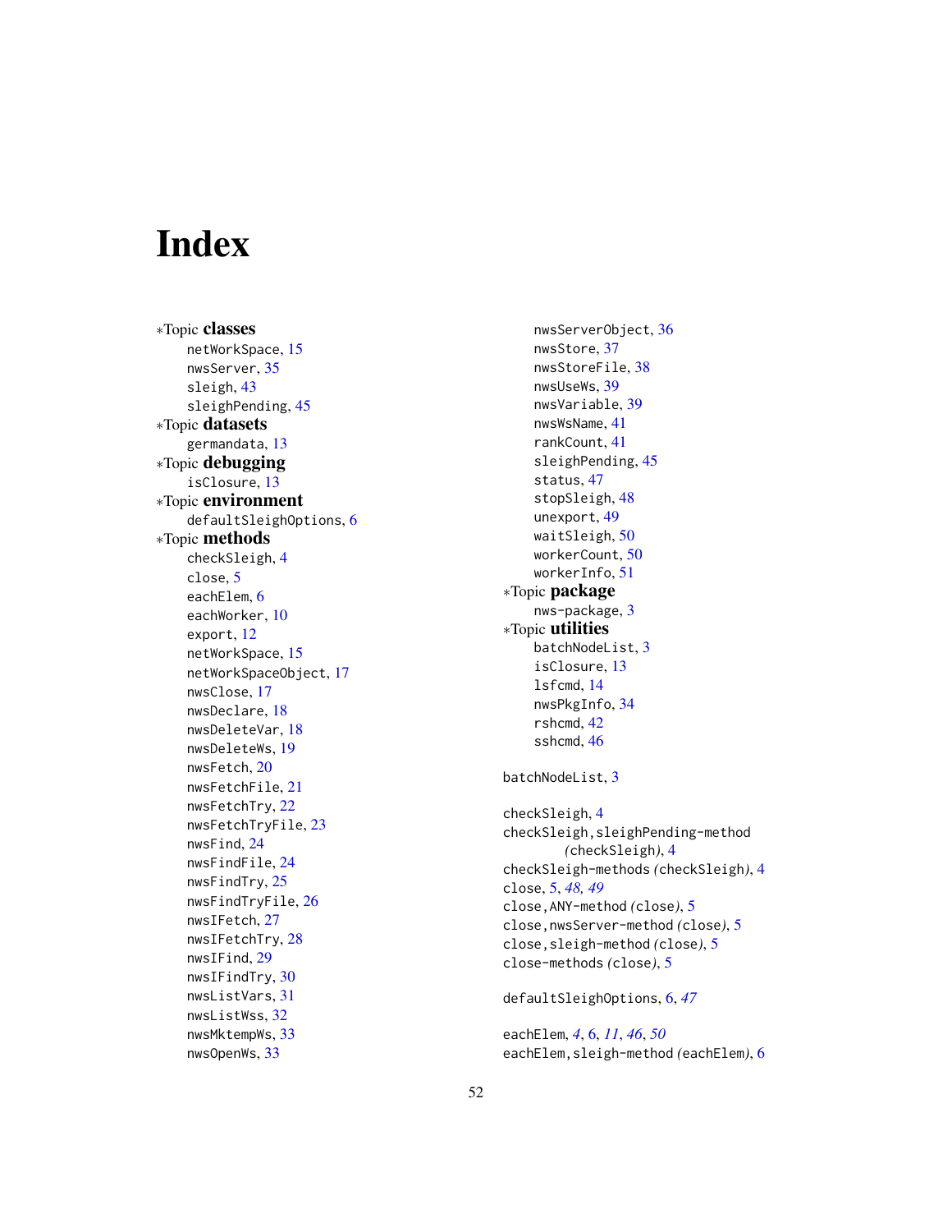# Index

*Topic **classes**
- netWorkSpace, 15
- nwsServer, 35
- sleigh, 43
- sleighPending, 45

*Topic **datasets**
- germandata, 13

*Topic **debugging**
- isClosure, 13

*Topic **environment**
- defaultSleighOptions, 6

*Topic **methods**
- checkSleigh, 4
- close, 5
- eachElem, 6
- eachWorker, 10
- export, 12
- netWorkSpace, 15
- netWorkSpaceObject, 17
- nwsClose, 17
- nwsDeclare, 18
- nwsDeleteVar, 18
- nwsDeleteWs, 19
- nwsFetch, 20
- nwsFetchFile, 21
- nwsFetchTry, 22
- nwsFetchTryFile, 23
- nwsFind, 24
- nwsFindFile, 24
- nwsFindTry, 25
- nwsFindTryFile, 26
- nwsIFetch, 27
- nwsIFetchTry, 28
- nwsIFind, 29
- nwsIFindTry, 30
- nwsListVars, 31
- nwsListWss, 32
- nwsMktempWs, 33
- nwsOpenWs, 33
- nwsServerObject, 36
- nwsStore, 37
- nwsStoreFile, 38
- nwsUseWs, 39
- nwsVariable, 39
- nwsWsName, 41
- rankCount, 41
- sleighPending, 45
- status, 47
- stopSleigh, 48
- unexport, 49
- waitSleigh, 50
- workerCount, 50
- workerInfo, 51

*Topic **package**
- nws-package, 3

*Topic **utilities**
- batchNodeList, 3
- isClosure, 13
- lsfcmd, 14
- nwsPkgInfo, 34
- rshcmd, 42
- sshcmd, 46

batchNodeList, 3

checkSleigh, 4
checkSleigh,sleighPending-method *(checkSleigh)*, 4
checkSleigh-methods *(checkSleigh)*, 4
close, 5, *48*, *49*
close,ANY-method *(close)*, 5
close,nwsServer-method *(close)*, 5
close,sleigh-method *(close)*, 5
close-methods *(close)*, 5

defaultSleighOptions, 6, *47*

eachElem, *4*, 6, *11*, *46*, *50*
eachElem,sleigh-method *(eachElem)*, 6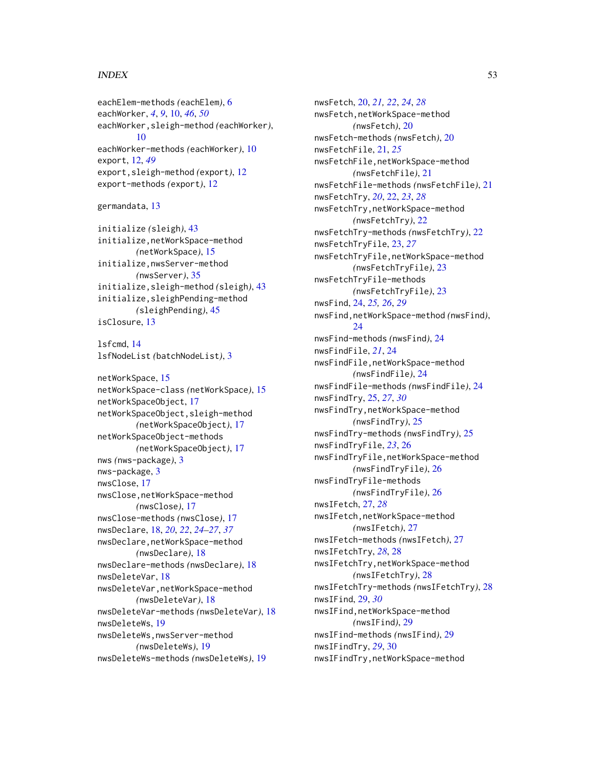eachElem-methods *(eachElem)*, 6
eachWorker, *4*, *9*, 10, *46*, *50*
eachWorker,sleigh-method *(eachWorker)*, 10
eachWorker-methods *(eachWorker)*, 10
export, 12, *49*
export,sleigh-method *(export)*, 12
export-methods *(export)*, 12

germandata, 13

initialize *(sleigh)*, 43
initialize,netWorkSpace-method *(netWorkSpace)*, 15
initialize,nwsServer-method *(nwsServer)*, 35
initialize,sleigh-method *(sleigh)*, 43
initialize,sleighPending-method *(sleighPending)*, 45
isClosure, 13

lsfcmd, 14
lsfNodeList *(batchNodeList)*, 3

netWorkSpace, 15
netWorkSpace-class *(netWorkSpace)*, 15
netWorkSpaceObject, 17
netWorkSpaceObject,sleigh-method *(netWorkSpaceObject)*, 17
netWorkSpaceObject-methods *(netWorkSpaceObject)*, 17
nws *(nws-package)*, 3
nws-package, 3
nwsClose, 17
nwsClose,netWorkSpace-method *(nwsClose)*, 17
nwsClose-methods *(nwsClose)*, 17
nwsDeclare, 18, *20*, *22*, *24–27*, *37*
nwsDeclare,netWorkSpace-method *(nwsDeclare)*, 18
nwsDeclare-methods *(nwsDeclare)*, 18
nwsDeleteVar, 18
nwsDeleteVar,netWorkSpace-method *(nwsDeleteVar)*, 18
nwsDeleteVar-methods *(nwsDeleteVar)*, 18
nwsDeleteWs, 19
nwsDeleteWs,nwsServer-method *(nwsDeleteWs)*, 19
nwsDeleteWs-methods *(nwsDeleteWs)*, 19
nwsFetch, 20, *21*, *22*, *24*, *28*
nwsFetch,netWorkSpace-method *(nwsFetch)*, 20
nwsFetch-methods *(nwsFetch)*, 20
nwsFetchFile, 21, *25*
nwsFetchFile,netWorkSpace-method *(nwsFetchFile)*, 21
nwsFetchFile-methods *(nwsFetchFile)*, 21
nwsFetchTry, *20*, 22, *23*, *28*
nwsFetchTry,netWorkSpace-method *(nwsFetchTry)*, 22
nwsFetchTry-methods *(nwsFetchTry)*, 22
nwsFetchTryFile, 23, *27*
nwsFetchTryFile,netWorkSpace-method *(nwsFetchTryFile)*, 23
nwsFetchTryFile-methods *(nwsFetchTryFile)*, 23
nwsFind, 24, *25*, *26*, *29*
nwsFind,netWorkSpace-method *(nwsFind)*, 24
nwsFind-methods *(nwsFind)*, 24
nwsFindFile, *21*, 24
nwsFindFile,netWorkSpace-method *(nwsFindFile)*, 24
nwsFindFile-methods *(nwsFindFile)*, 24
nwsFindTry, 25, *27*, *30*
nwsFindTry,netWorkSpace-method *(nwsFindTry)*, 25
nwsFindTry-methods *(nwsFindTry)*, 25
nwsFindTryFile, *23*, 26
nwsFindTryFile,netWorkSpace-method *(nwsFindTryFile)*, 26
nwsFindTryFile-methods *(nwsFindTryFile)*, 26
nwsIFetch, 27, *28*
nwsIFetch,netWorkSpace-method *(nwsIFetch)*, 27
nwsIFetch-methods *(nwsIFetch)*, 27
nwsIFetchTry, *28*, 28
nwsIFetchTry,netWorkSpace-method *(nwsIFetchTry)*, 28
nwsIFetchTry-methods *(nwsIFetchTry)*, 28
nwsIFind, 29, *30*
nwsIFind,netWorkSpace-method *(nwsIFind)*, 29
nwsIFind-methods *(nwsIFind)*, 29
nwsIFindTry, *29*, 30
nwsIFindTry,netWorkSpace-method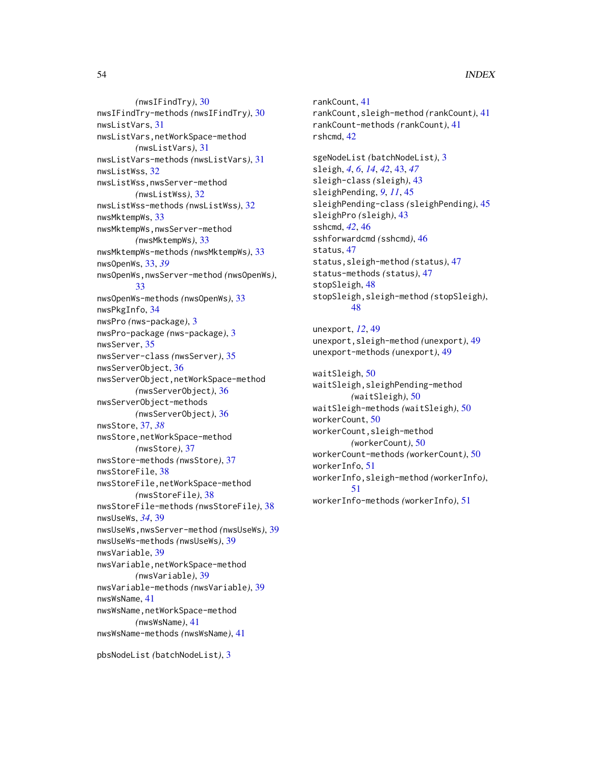(nwsIFindTry), 30
nwsIFindTry-methods *(nwsIFindTry)*, 30
nwsListVars, 31
nwsListVars,netWorkSpace-method *(nwsListVars)*, 31
nwsListVars-methods *(nwsListVars)*, 31
nwsListWss, 32
nwsListWss,nwsServer-method *(nwsListWss)*, 32
nwsListWss-methods *(nwsListWss)*, 32
nwsMktempWs, 33
nwsMktempWs,nwsServer-method *(nwsMktempWs)*, 33
nwsMktempWs-methods *(nwsMktempWs)*, 33
nwsOpenWs, 33, *39*
nwsOpenWs,nwsServer-method *(nwsOpenWs)*, 33
nwsOpenWs-methods *(nwsOpenWs)*, 33
nwsPkgInfo, 34
nwsPro *(nws-package)*, 3
nwsPro-package *(nws-package)*, 3
nwsServer, 35
nwsServer-class *(nwsServer)*, 35
nwsServerObject, 36
nwsServerObject,netWorkSpace-method *(nwsServerObject)*, 36
nwsServerObject-methods *(nwsServerObject)*, 36
nwsStore, 37, *38*
nwsStore,netWorkSpace-method *(nwsStore)*, 37
nwsStore-methods *(nwsStore)*, 37
nwsStoreFile, 38
nwsStoreFile,netWorkSpace-method *(nwsStoreFile)*, 38
nwsStoreFile-methods *(nwsStoreFile)*, 38
nwsUseWs, *34*, 39
nwsUseWs,nwsServer-method *(nwsUseWs)*, 39
nwsUseWs-methods *(nwsUseWs)*, 39
nwsVariable, 39
nwsVariable,netWorkSpace-method *(nwsVariable)*, 39
nwsVariable-methods *(nwsVariable)*, 39
nwsWsName, 41
nwsWsName,netWorkSpace-method *(nwsWsName)*, 41
nwsWsName-methods *(nwsWsName)*, 41

pbsNodeList *(batchNodeList)*, 3

rankCount, 41
rankCount,sleigh-method *(rankCount)*, 41
rankCount-methods *(rankCount)*, 41
rshcmd, 42

sgeNodeList *(batchNodeList)*, 3
sleigh, *4*, *6*, *14*, *42*, 43, *47*
sleigh-class *(sleigh)*, 43
sleighPending, *9*, *11*, 45
sleighPending-class *(sleighPending)*, 45
sleighPro *(sleigh)*, 43
sshcmd, *42*, 46
sshforwardcmd *(sshcmd)*, 46
status, 47
status,sleigh-method *(status)*, 47
status-methods *(status)*, 47
stopSleigh, 48
stopSleigh,sleigh-method *(stopSleigh)*, 48

unexport, *12*, 49
unexport,sleigh-method *(unexport)*, 49
unexport-methods *(unexport)*, 49

waitSleigh, 50
waitSleigh,sleighPending-method *(waitSleigh)*, 50
waitSleigh-methods *(waitSleigh)*, 50
workerCount, 50
workerCount,sleigh-method *(workerCount)*, 50
workerCount-methods *(workerCount)*, 50
workerInfo, 51
workerInfo,sleigh-method *(workerInfo)*, 51
workerInfo-methods *(workerInfo)*, 51